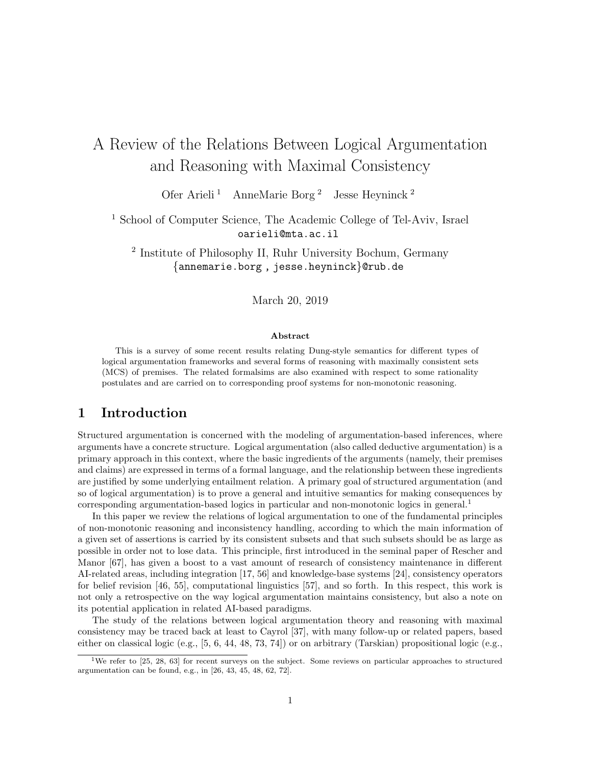# A Review of the Relations Between Logical Argumentation and Reasoning with Maximal Consistency

Ofer Arieli [1] AnneMarie Borg [2] Jesse Heyninck [2]

[1] School of Computer Science, The Academic College of Tel-Aviv, Israel
oarieli@mta.ac.il

[2] Institute of Philosophy II, Ruhr University Bochum, Germany
{annemarie.borg , jesse.heyninck}@rub.de

March 20, 2019

### Abstract

This is a survey of some recent results relating Dung-style semantics for different types of logical argumentation frameworks and several forms of reasoning with maximally consistent sets (MCS) of premises. The related formalsims are also examined with respect to some rationality postulates and are carried on to corresponding proof systems for non-monotonic reasoning.

## 1 Introduction

Structured argumentation is concerned with the modeling of argumentation-based inferences, where arguments have a concrete structure. Logical argumentation (also called deductive argumentation) is a primary approach in this context, where the basic ingredients of the arguments (namely, their premises and claims) are expressed in terms of a formal language, and the relationship between these ingredients are justified by some underlying entailment relation. A primary goal of structured argumentation (and so of logical argumentation) is to prove a general and intuitive semantics for making consequences by corresponding argumentation-based logics in particular and non-monotonic logics in general.[1]

In this paper we review the relations of logical argumentation to one of the fundamental principles of non-monotonic reasoning and inconsistency handling, according to which the main information of a given set of assertions is carried by its consistent subsets and that such subsets should be as large as possible in order not to lose data. This principle, first introduced in the seminal paper of Rescher and Manor [67], has given a boost to a vast amount of research of consistency maintenance in different AI-related areas, including integration [17, 56] and knowledge-base systems [24], consistency operators for belief revision [46, 55], computational linguistics [57], and so forth. In this respect, this work is not only a retrospective on the way logical argumentation maintains consistency, but also a note on its potential application in related AI-based paradigms.

The study of the relations between logical argumentation theory and reasoning with maximal consistency may be traced back at least to Cayrol [37], with many follow-up or related papers, based either on classical logic (e.g., [5, 6, 44, 48, 73, 74]) or on arbitrary (Tarskian) propositional logic (e.g.,

[1] We refer to [25, 28, 63] for recent surveys on the subject. Some reviews on particular approaches to structured argumentation can be found, e.g., in [26, 43, 45, 48, 62, 72].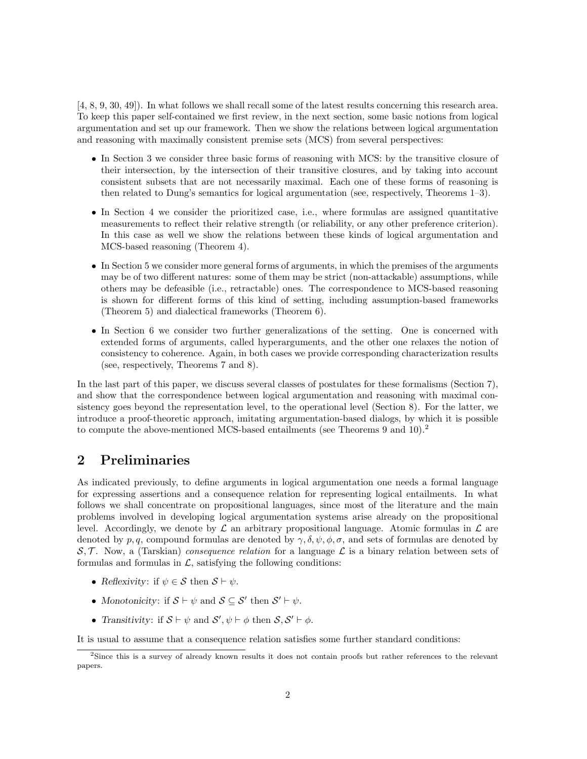[4, 8, 9, 30, 49]). In what follows we shall recall some of the latest results concerning this research area. To keep this paper self-contained we first review, in the next section, some basic notions from logical argumentation and set up our framework. Then we show the relations between logical argumentation and reasoning with maximally consistent premise sets (MCS) from several perspectives:

- In Section 3 we consider three basic forms of reasoning with MCS: by the transitive closure of their intersection, by the intersection of their transitive closures, and by taking into account consistent subsets that are not necessarily maximal. Each one of these forms of reasoning is then related to Dung's semantics for logical argumentation (see, respectively, Theorems 1–3).
- In Section 4 we consider the prioritized case, i.e., where formulas are assigned quantitative measurements to reflect their relative strength (or reliability, or any other preference criterion). In this case as well we show the relations between these kinds of logical argumentation and MCS-based reasoning (Theorem 4).
- In Section 5 we consider more general forms of arguments, in which the premises of the arguments may be of two different natures: some of them may be strict (non-attackable) assumptions, while others may be defeasible (i.e., retractable) ones. The correspondence to MCS-based reasoning is shown for different forms of this kind of setting, including assumption-based frameworks (Theorem 5) and dialectical frameworks (Theorem 6).
- In Section 6 we consider two further generalizations of the setting. One is concerned with extended forms of arguments, called hyperarguments, and the other one relaxes the notion of consistency to coherence. Again, in both cases we provide corresponding characterization results (see, respectively, Theorems 7 and 8).

In the last part of this paper, we discuss several classes of postulates for these formalisms (Section 7), and show that the correspondence between logical argumentation and reasoning with maximal consistency goes beyond the representation level, to the operational level (Section 8). For the latter, we introduce a proof-theoretic approach, imitating argumentation-based dialogs, by which it is possible to compute the above-mentioned MCS-based entailments (see Theorems 9 and 10).[2]

## 2 Preliminaries

As indicated previously, to define arguments in logical argumentation one needs a formal language for expressing assertions and a consequence relation for representing logical entailments. In what follows we shall concentrate on propositional languages, since most of the literature and the main problems involved in developing logical argumentation systems arise already on the propositional level. Accordingly, we denote by $\mathcal{L}$ an arbitrary propositional language. Atomic formulas in $\mathcal{L}$ are denoted by $p, q$, compound formulas are denoted by $\gamma, \delta, \psi, \phi, \sigma$, and sets of formulas are denoted by $\mathcal{S}, \mathcal{T}$. Now, a (Tarskian) *consequence relation* for a language $\mathcal{L}$ is a binary relation between sets of formulas and formulas in $\mathcal{L}$, satisfying the following conditions:

- *Reflexivity*: if $\psi \in \mathcal{S}$ then $\mathcal{S} \vdash \psi$.
- *Monotonicity*: if $\mathcal{S} \vdash \psi$ and $\mathcal{S} \subseteq \mathcal{S}'$ then $\mathcal{S}' \vdash \psi$.
- *Transitivity*: if $\mathcal{S} \vdash \psi$ and $\mathcal{S}', \psi \vdash \phi$ then $\mathcal{S}, \mathcal{S}' \vdash \phi$.

It is usual to assume that a consequence relation satisfies some further standard conditions:

[2] Since this is a survey of already known results it does not contain proofs but rather references to the relevant papers.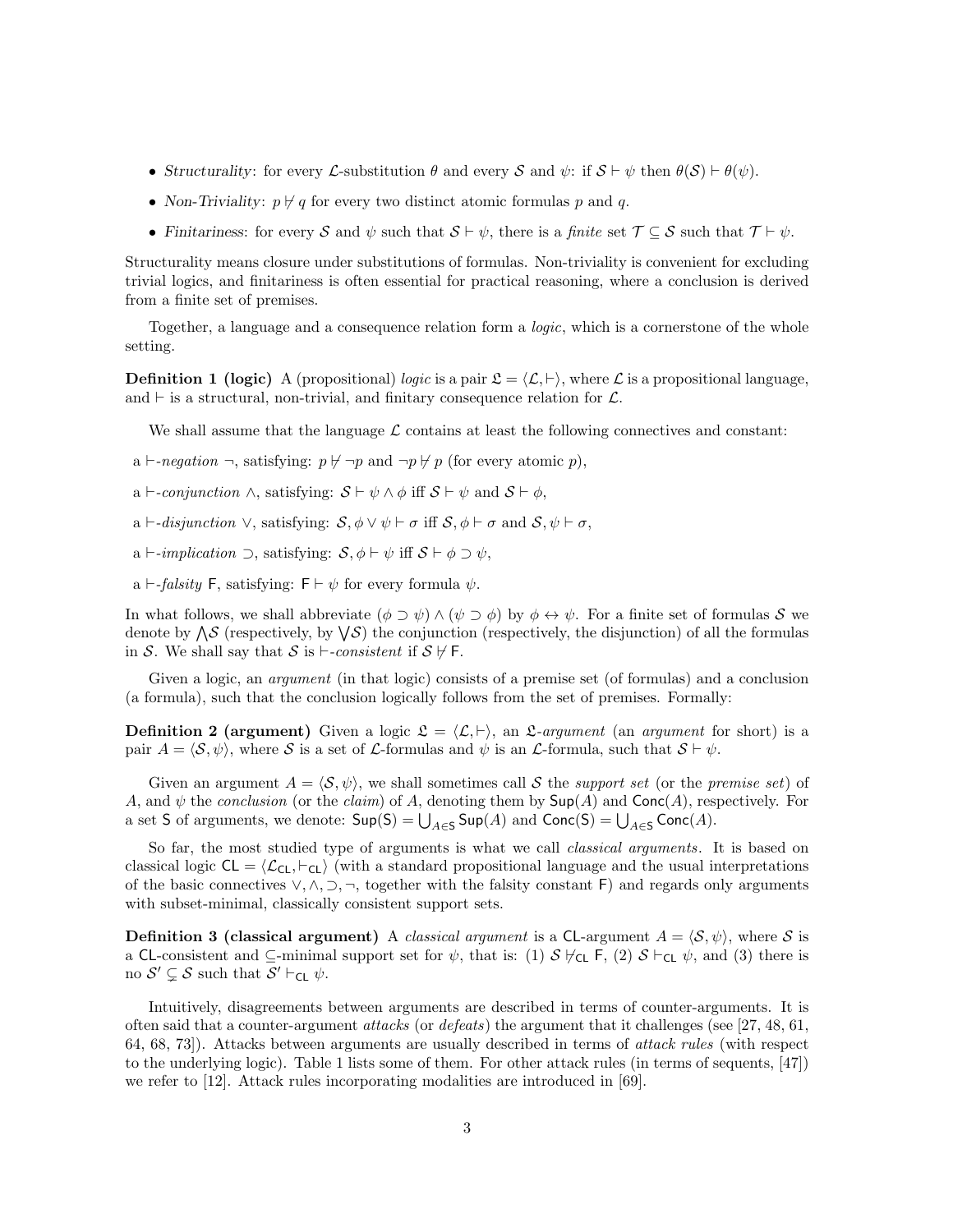- *Structurality*: for every $\mathcal{L}$-substitution $\theta$ and every $\mathcal{S}$ and $\psi$: if $\mathcal{S} \vdash \psi$ then $\theta(\mathcal{S}) \vdash \theta(\psi)$.
- *Non-Triviality*: $p \not\vdash q$ for every two distinct atomic formulas $p$ and $q$.
- *Finitariness*: for every $\mathcal{S}$ and $\psi$ such that $\mathcal{S} \vdash \psi$, there is a *finite* set $\mathcal{T} \subseteq \mathcal{S}$ such that $\mathcal{T} \vdash \psi$.

Structurality means closure under substitutions of formulas. Non-triviality is convenient for excluding trivial logics, and finitariness is often essential for practical reasoning, where a conclusion is derived from a finite set of premises.

Together, a language and a consequence relation form a *logic*, which is a cornerstone of the whole setting.

**Definition 1 (logic)** A (propositional) *logic* is a pair $\mathfrak{L} = \langle \mathcal{L}, \vdash \rangle$, where $\mathcal{L}$ is a propositional language, and $\vdash$ is a structural, non-trivial, and finitary consequence relation for $\mathcal{L}$.

We shall assume that the language $\mathcal{L}$ contains at least the following connectives and constant:

a $\vdash$-*negation* $\neg$, satisfying: $p \not\vdash \neg p$ and $\neg p \not\vdash p$ (for every atomic $p$),

a $\vdash$-*conjunction* $\wedge$, satisfying: $\mathcal{S} \vdash \psi \wedge \phi$ iff $\mathcal{S} \vdash \psi$ and $\mathcal{S} \vdash \phi$,

a $\vdash$-*disjunction* $\vee$, satisfying: $\mathcal{S}, \phi \vee \psi \vdash \sigma$ iff $\mathcal{S}, \phi \vdash \sigma$ and $\mathcal{S}, \psi \vdash \sigma$,

a $\vdash$-*implication* $\supset$, satisfying: $\mathcal{S}, \phi \vdash \psi$ iff $\mathcal{S} \vdash \phi \supset \psi$,

a $\vdash$-*falsity* $\mathsf{F}$, satisfying: $\mathsf{F} \vdash \psi$ for every formula $\psi$.

In what follows, we shall abbreviate $(\phi \supset \psi) \wedge (\psi \supset \phi)$ by $\phi \leftrightarrow \psi$. For a finite set of formulas $\mathcal{S}$ we denote by $\bigwedge \mathcal{S}$ (respectively, by $\bigvee \mathcal{S}$) the conjunction (respectively, the disjunction) of all the formulas in $\mathcal{S}$. We shall say that $\mathcal{S}$ is $\vdash$-*consistent* if $\mathcal{S} \not\vdash \mathsf{F}$.

Given a logic, an *argument* (in that logic) consists of a premise set (of formulas) and a conclusion (a formula), such that the conclusion logically follows from the set of premises. Formally:

**Definition 2 (argument)** Given a logic $\mathfrak{L} = \langle \mathcal{L}, \vdash \rangle$, an $\mathfrak{L}$-*argument* (an *argument* for short) is a pair $A = \langle \mathcal{S}, \psi \rangle$, where $\mathcal{S}$ is a set of $\mathcal{L}$-formulas and $\psi$ is an $\mathcal{L}$-formula, such that $\mathcal{S} \vdash \psi$.

Given an argument $A = \langle \mathcal{S}, \psi \rangle$, we shall sometimes call $\mathcal{S}$ the *support set* (or the *premise set*) of $A$, and $\psi$ the *conclusion* (or the *claim*) of $A$, denoting them by $\mathsf{Sup}(A)$ and $\mathsf{Conc}(A)$, respectively. For a set $\mathsf{S}$ of arguments, we denote: $\mathsf{Sup}(\mathsf{S}) = \bigcup_{A \in \mathsf{S}} \mathsf{Sup}(A)$ and $\mathsf{Conc}(\mathsf{S}) = \bigcup_{A \in \mathsf{S}} \mathsf{Conc}(A)$.

So far, the most studied type of arguments is what we call *classical arguments*. It is based on classical logic $\mathsf{CL} = \langle \mathcal{L}_{\mathsf{CL}}, \vdash_{\mathsf{CL}} \rangle$ (with a standard propositional language and the usual interpretations of the basic connectives $\vee, \wedge, \supset, \neg$, together with the falsity constant $\mathsf{F}$) and regards only arguments with subset-minimal, classically consistent support sets.

**Definition 3 (classical argument)** A *classical argument* is a $\mathsf{CL}$-argument $A = \langle \mathcal{S}, \psi \rangle$, where $\mathcal{S}$ is a $\mathsf{CL}$-consistent and $\subseteq$-minimal support set for $\psi$, that is: (1) $\mathcal{S} \not\vdash_{\mathsf{CL}} \mathsf{F}$, (2) $\mathcal{S} \vdash_{\mathsf{CL}} \psi$, and (3) there is no $\mathcal{S}' \subsetneq \mathcal{S}$ such that $\mathcal{S}' \vdash_{\mathsf{CL}} \psi$.

Intuitively, disagreements between arguments are described in terms of counter-arguments. It is often said that a counter-argument *attacks* (or *defeats*) the argument that it challenges (see [27, 48, 61, 64, 68, 73]). Attacks between arguments are usually described in terms of *attack rules* (with respect to the underlying logic). Table 1 lists some of them. For other attack rules (in terms of sequents, [47]) we refer to [12]. Attack rules incorporating modalities are introduced in [69].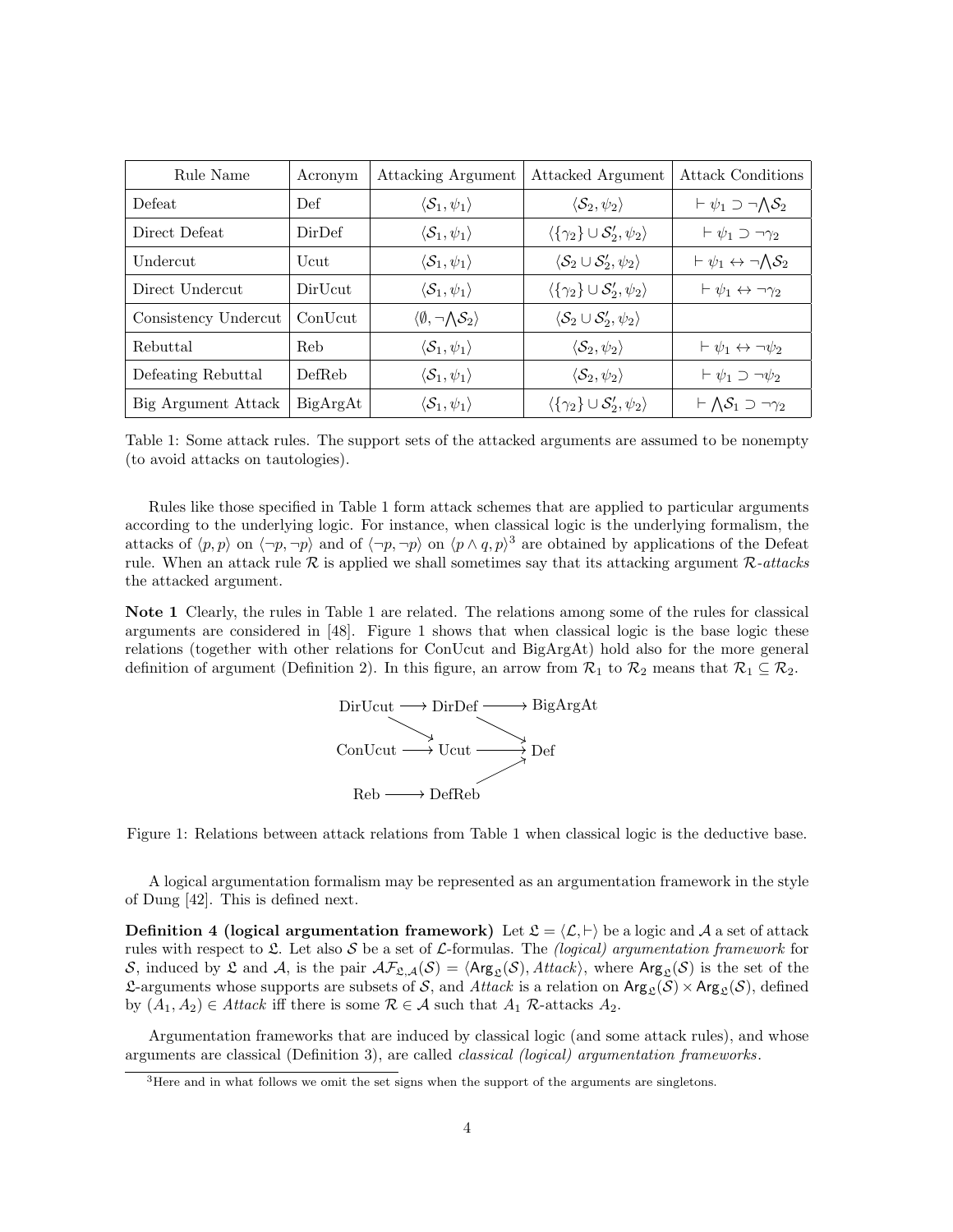| Rule Name | Acronym | Attacking Argument | Attacked Argument | Attack Conditions |
|---|---|---|---|---|
| Defeat | Def | $\langle \mathcal{S}_1, \psi_1 \rangle$ | $\langle \mathcal{S}_2, \psi_2 \rangle$ | $\vdash \psi_1 \supset \neg \bigwedge \mathcal{S}_2$ |
| Direct Defeat | DirDef | $\langle \mathcal{S}_1, \psi_1 \rangle$ | $\langle \{\gamma_2\} \cup \mathcal{S}_2', \psi_2 \rangle$ | $\vdash \psi_1 \supset \neg \gamma_2$ |
| Undercut | Ucut | $\langle \mathcal{S}_1, \psi_1 \rangle$ | $\langle \mathcal{S}_2 \cup \mathcal{S}_2', \psi_2 \rangle$ | $\vdash \psi_1 \leftrightarrow \neg \bigwedge \mathcal{S}_2$ |
| Direct Undercut | DirUcut | $\langle \mathcal{S}_1, \psi_1 \rangle$ | $\langle \{\gamma_2\} \cup \mathcal{S}_2', \psi_2 \rangle$ | $\vdash \psi_1 \leftrightarrow \neg \gamma_2$ |
| Consistency Undercut | ConUcut | $\langle \emptyset, \neg \bigwedge \mathcal{S}_2 \rangle$ | $\langle \mathcal{S}_2 \cup \mathcal{S}_2', \psi_2 \rangle$ | |
| Rebuttal | Reb | $\langle \mathcal{S}_1, \psi_1 \rangle$ | $\langle \mathcal{S}_2, \psi_2 \rangle$ | $\vdash \psi_1 \leftrightarrow \neg \psi_2$ |
| Defeating Rebuttal | DefReb | $\langle \mathcal{S}_1, \psi_1 \rangle$ | $\langle \mathcal{S}_2, \psi_2 \rangle$ | $\vdash \psi_1 \supset \neg \psi_2$ |
| Big Argument Attack | BigArgAt | $\langle \mathcal{S}_1, \psi_1 \rangle$ | $\langle \{\gamma_2\} \cup \mathcal{S}_2', \psi_2 \rangle$ | $\vdash \bigwedge \mathcal{S}_1 \supset \neg \gamma_2$ |

Table 1: Some attack rules. The support sets of the attacked arguments are assumed to be nonempty (to avoid attacks on tautologies).

Rules like those specified in Table 1 form attack schemes that are applied to particular arguments according to the underlying logic. For instance, when classical logic is the underlying formalism, the attacks of $\langle p, p \rangle$ on $\langle \neg p, \neg p \rangle$ and of $\langle \neg p, \neg p \rangle$ on $\langle p \wedge q, p \rangle$[3] are obtained by applications of the Defeat rule. When an attack rule $\mathcal{R}$ is applied we shall sometimes say that its attacking argument *$\mathcal{R}$-attacks* the attacked argument.

**Note 1** Clearly, the rules in Table 1 are related. The relations among some of the rules for classical arguments are considered in [48]. Figure 1 shows that when classical logic is the base logic these relations (together with other relations for ConUcut and BigArgAt) hold also for the more general definition of argument (Definition 2). In this figure, an arrow from $\mathcal{R}_1$ to $\mathcal{R}_2$ means that $\mathcal{R}_1 \subseteq \mathcal{R}_2$.

```
DirUcut ──→ DirDef ──→ BigArgAt
      ╲           ╲
       ↘           ↘
ConUcut ──→ Ucut ──→ Def
                    ↗
Reb ──→ DefReb ────
```

Figure 1: Relations between attack relations from Table 1 when classical logic is the deductive base.

A logical argumentation formalism may be represented as an argumentation framework in the style of Dung [42]. This is defined next.

**Definition 4 (logical argumentation framework)** Let $\mathfrak{L} = \langle \mathcal{L}, \vdash \rangle$ be a logic and $\mathcal{A}$ a set of attack rules with respect to $\mathfrak{L}$. Let also $\mathcal{S}$ be a set of $\mathcal{L}$-formulas. The *(logical) argumentation framework* for $\mathcal{S}$, induced by $\mathfrak{L}$ and $\mathcal{A}$, is the pair $\mathcal{AF}_{\mathfrak{L},\mathcal{A}}(\mathcal{S}) = \langle \mathsf{Arg}_{\mathfrak{L}}(\mathcal{S}), \mathit{Attack} \rangle$, where $\mathsf{Arg}_{\mathfrak{L}}(\mathcal{S})$ is the set of the $\mathfrak{L}$-arguments whose supports are subsets of $\mathcal{S}$, and *Attack* is a relation on $\mathsf{Arg}_{\mathfrak{L}}(\mathcal{S}) \times \mathsf{Arg}_{\mathfrak{L}}(\mathcal{S})$, defined by $(A_1, A_2) \in \mathit{Attack}$ iff there is some $\mathcal{R} \in \mathcal{A}$ such that $A_1$ $\mathcal{R}$-attacks $A_2$.

Argumentation frameworks that are induced by classical logic (and some attack rules), and whose arguments are classical (Definition 3), are called *classical (logical) argumentation frameworks*.

[3] Here and in what follows we omit the set signs when the support of the arguments are singletons.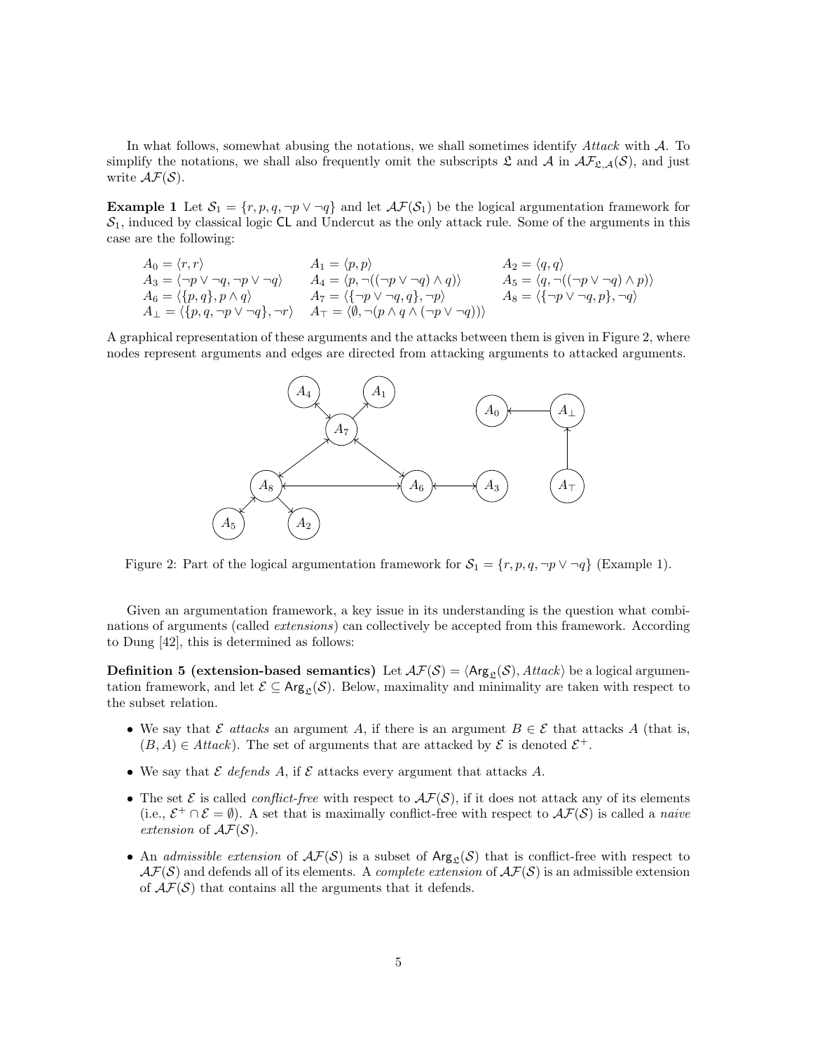In what follows, somewhat abusing the notations, we shall sometimes identify *Attack* with $\mathcal{A}$. To simplify the notations, we shall also frequently omit the subscripts $\mathfrak{L}$ and $\mathcal{A}$ in $\mathcal{AF}_{\mathfrak{L},\mathcal{A}}(\mathcal{S})$, and just write $\mathcal{AF}(\mathcal{S})$.

**Example 1** Let $\mathcal{S}_1 = \{r, p, q, \neg p \vee \neg q\}$ and let $\mathcal{AF}(\mathcal{S}_1)$ be the logical argumentation framework for $\mathcal{S}_1$, induced by classical logic CL and Undercut as the only attack rule. Some of the arguments in this case are the following:

$A_0 = \langle r, r \rangle$ $\quad$ $A_1 = \langle p, p \rangle$ $\quad$ $A_2 = \langle q, q \rangle$
$A_3 = \langle \neg p \vee \neg q, \neg p \vee \neg q \rangle$ $\quad$ $A_4 = \langle p, \neg((\neg p \vee \neg q) \wedge q) \rangle$ $\quad$ $A_5 = \langle q, \neg((\neg p \vee \neg q) \wedge p) \rangle$
$A_6 = \langle \{p, q\}, p \wedge q \rangle$ $\quad$ $A_7 = \langle \{\neg p \vee \neg q, q\}, \neg p \rangle$ $\quad$ $A_8 = \langle \{\neg p \vee \neg q, p\}, \neg q \rangle$
$A_\bot = \langle \{p, q, \neg p \vee \neg q\}, \neg r \rangle$ $\quad$ $A_\top = \langle \emptyset, \neg(p \wedge q \wedge (\neg p \vee \neg q)) \rangle$

A graphical representation of these arguments and the attacks between them is given in Figure 2, where nodes represent arguments and edges are directed from attacking arguments to attacked arguments.

Figure 2: Part of the logical argumentation framework for $\mathcal{S}_1 = \{r, p, q, \neg p \vee \neg q\}$ (Example 1).

Given an argumentation framework, a key issue in its understanding is the question what combinations of arguments (called *extensions*) can collectively be accepted from this framework. According to Dung [42], this is determined as follows:

**Definition 5 (extension-based semantics)** Let $\mathcal{AF}(\mathcal{S}) = \langle \mathsf{Arg}_{\mathfrak{L}}(\mathcal{S}), Attack \rangle$ be a logical argumentation framework, and let $\mathcal{E} \subseteq \mathsf{Arg}_{\mathfrak{L}}(\mathcal{S})$. Below, maximality and minimality are taken with respect to the subset relation.

- We say that $\mathcal{E}$ *attacks* an argument $A$, if there is an argument $B \in \mathcal{E}$ that attacks $A$ (that is, $(B, A) \in Attack$). The set of arguments that are attacked by $\mathcal{E}$ is denoted $\mathcal{E}^+$.
- We say that $\mathcal{E}$ *defends* $A$, if $\mathcal{E}$ attacks every argument that attacks $A$.
- The set $\mathcal{E}$ is called *conflict-free* with respect to $\mathcal{AF}(\mathcal{S})$, if it does not attack any of its elements (i.e., $\mathcal{E}^+ \cap \mathcal{E} = \emptyset$). A set that is maximally conflict-free with respect to $\mathcal{AF}(\mathcal{S})$ is called a *naive extension* of $\mathcal{AF}(\mathcal{S})$.
- An *admissible extension* of $\mathcal{AF}(\mathcal{S})$ is a subset of $\mathsf{Arg}_{\mathfrak{L}}(\mathcal{S})$ that is conflict-free with respect to $\mathcal{AF}(\mathcal{S})$ and defends all of its elements. A *complete extension* of $\mathcal{AF}(\mathcal{S})$ is an admissible extension of $\mathcal{AF}(\mathcal{S})$ that contains all the arguments that it defends.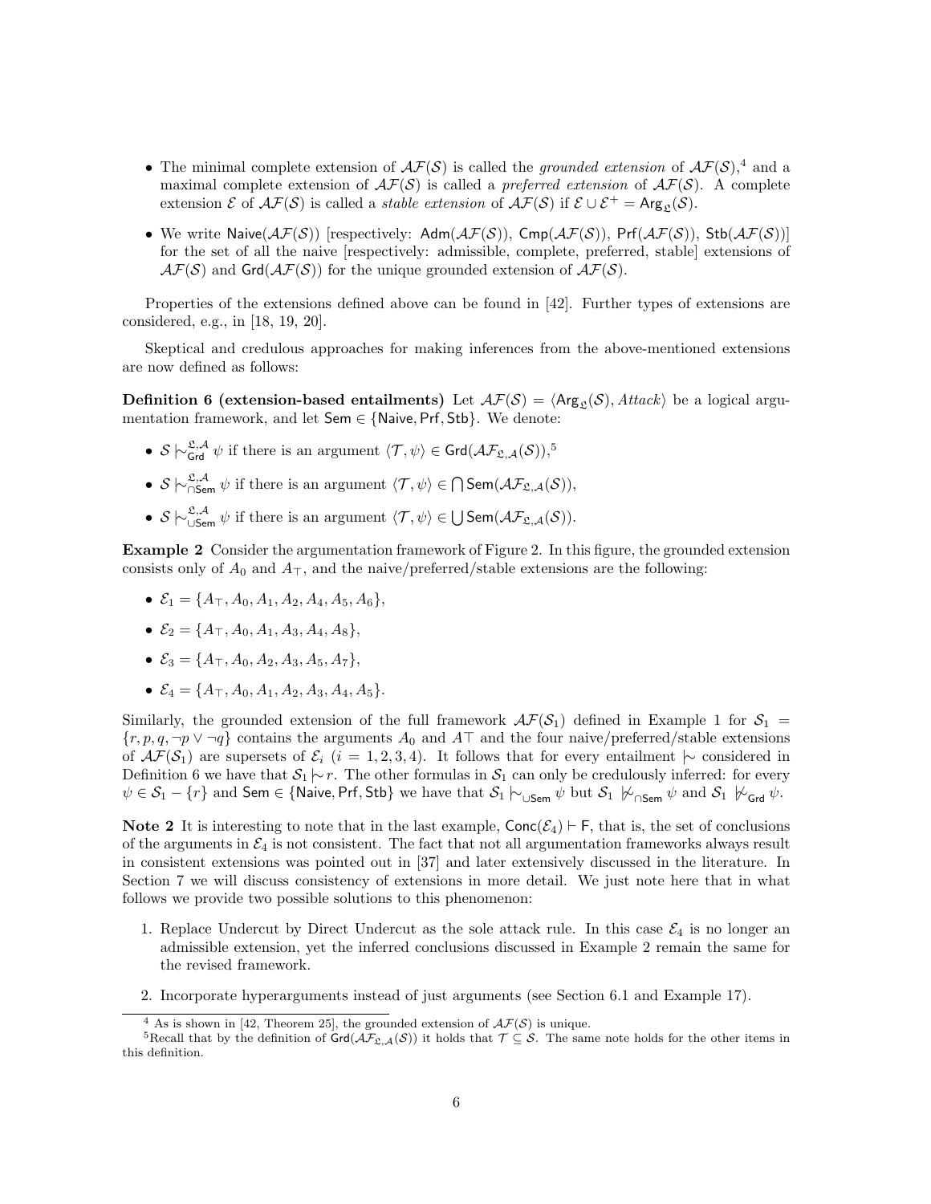- The minimal complete extension of $\mathcal{AF}(\mathcal{S})$ is called the *grounded extension* of $\mathcal{AF}(\mathcal{S})$,[4] and a maximal complete extension of $\mathcal{AF}(\mathcal{S})$ is called a *preferred extension* of $\mathcal{AF}(\mathcal{S})$. A complete extension $\mathcal{E}$ of $\mathcal{AF}(\mathcal{S})$ is called a *stable extension* of $\mathcal{AF}(\mathcal{S})$ if $\mathcal{E} \cup \mathcal{E}^+ = \mathsf{Arg}_{\mathfrak{L}}(\mathcal{S})$.
- We write $\mathsf{Naive}(\mathcal{AF}(\mathcal{S}))$ [respectively: $\mathsf{Adm}(\mathcal{AF}(\mathcal{S}))$, $\mathsf{Cmp}(\mathcal{AF}(\mathcal{S}))$, $\mathsf{Prf}(\mathcal{AF}(\mathcal{S}))$, $\mathsf{Stb}(\mathcal{AF}(\mathcal{S}))$] for the set of all the naive [respectively: admissible, complete, preferred, stable] extensions of $\mathcal{AF}(\mathcal{S})$ and $\mathsf{Grd}(\mathcal{AF}(\mathcal{S}))$ for the unique grounded extension of $\mathcal{AF}(\mathcal{S})$.

Properties of the extensions defined above can be found in [42]. Further types of extensions are considered, e.g., in [18, 19, 20].

Skeptical and credulous approaches for making inferences from the above-mentioned extensions are now defined as follows:

**Definition 6 (extension-based entailments)** Let $\mathcal{AF}(\mathcal{S}) = \langle \mathsf{Arg}_{\mathfrak{L}}(\mathcal{S}), \mathit{Attack}\rangle$ be a logical argumentation framework, and let $\mathsf{Sem} \in \{\mathsf{Naive}, \mathsf{Prf}, \mathsf{Stb}\}$. We denote:

- $\mathcal{S} \mid\!\sim^{\mathfrak{L},\mathcal{A}}_{\mathsf{Grd}} \psi$ if there is an argument $\langle \mathcal{T}, \psi\rangle \in \mathsf{Grd}(\mathcal{AF}_{\mathfrak{L},\mathcal{A}}(\mathcal{S}))$,[5]
- $\mathcal{S} \mid\!\sim^{\mathfrak{L},\mathcal{A}}_{\cap\mathsf{Sem}} \psi$ if there is an argument $\langle \mathcal{T}, \psi\rangle \in \bigcap \mathsf{Sem}(\mathcal{AF}_{\mathfrak{L},\mathcal{A}}(\mathcal{S}))$,
- $\mathcal{S} \mid\!\sim^{\mathfrak{L},\mathcal{A}}_{\cup\mathsf{Sem}} \psi$ if there is an argument $\langle \mathcal{T}, \psi\rangle \in \bigcup \mathsf{Sem}(\mathcal{AF}_{\mathfrak{L},\mathcal{A}}(\mathcal{S}))$.

**Example 2** Consider the argumentation framework of Figure 2. In this figure, the grounded extension consists only of $A_0$ and $A_\top$, and the naive/preferred/stable extensions are the following:

- $\mathcal{E}_1 = \{A_\top, A_0, A_1, A_2, A_4, A_5, A_6\}$,
- $\mathcal{E}_2 = \{A_\top, A_0, A_1, A_3, A_4, A_8\}$,
- $\mathcal{E}_3 = \{A_\top, A_0, A_2, A_3, A_5, A_7\}$,
- $\mathcal{E}_4 = \{A_\top, A_0, A_1, A_2, A_3, A_4, A_5\}$.

Similarly, the grounded extension of the full framework $\mathcal{AF}(\mathcal{S}_1)$ defined in Example 1 for $\mathcal{S}_1 = \{r, p, q, \neg p \vee \neg q\}$ contains the arguments $A_0$ and $A\top$ and the four naive/preferred/stable extensions of $\mathcal{AF}(\mathcal{S}_1)$ are supersets of $\mathcal{E}_i$ ($i = 1, 2, 3, 4$). It follows that for every entailment $\mid\!\sim$ considered in Definition 6 we have that $\mathcal{S}_1 \mid\!\sim r$. The other formulas in $\mathcal{S}_1$ can only be credulously inferred: for every $\psi \in \mathcal{S}_1 - \{r\}$ and $\mathsf{Sem} \in \{\mathsf{Naive}, \mathsf{Prf}, \mathsf{Stb}\}$ we have that $\mathcal{S}_1 \mid\!\sim_{\cup\mathsf{Sem}} \psi$ but $\mathcal{S}_1 \not\mid\!\sim_{\cap\mathsf{Sem}} \psi$ and $\mathcal{S}_1 \not\mid\!\sim_{\mathsf{Grd}} \psi$.

**Note 2** It is interesting to note that in the last example, $\mathsf{Conc}(\mathcal{E}_4) \vdash \mathsf{F}$, that is, the set of conclusions of the arguments in $\mathcal{E}_4$ is not consistent. The fact that not all argumentation frameworks always result in consistent extensions was pointed out in [37] and later extensively discussed in the literature. In Section 7 we will discuss consistency of extensions in more detail. We just note here that in what follows we provide two possible solutions to this phenomenon:

1. Replace Undercut by Direct Undercut as the sole attack rule. In this case $\mathcal{E}_4$ is no longer an admissible extension, yet the inferred conclusions discussed in Example 2 remain the same for the revised framework.
2. Incorporate hyperarguments instead of just arguments (see Section 6.1 and Example 17).

[4] As is shown in [42, Theorem 25], the grounded extension of $\mathcal{AF}(\mathcal{S})$ is unique.

[5] Recall that by the definition of $\mathsf{Grd}(\mathcal{AF}_{\mathfrak{L},\mathcal{A}}(\mathcal{S}))$ it holds that $\mathcal{T} \subseteq \mathcal{S}$. The same note holds for the other items in this definition.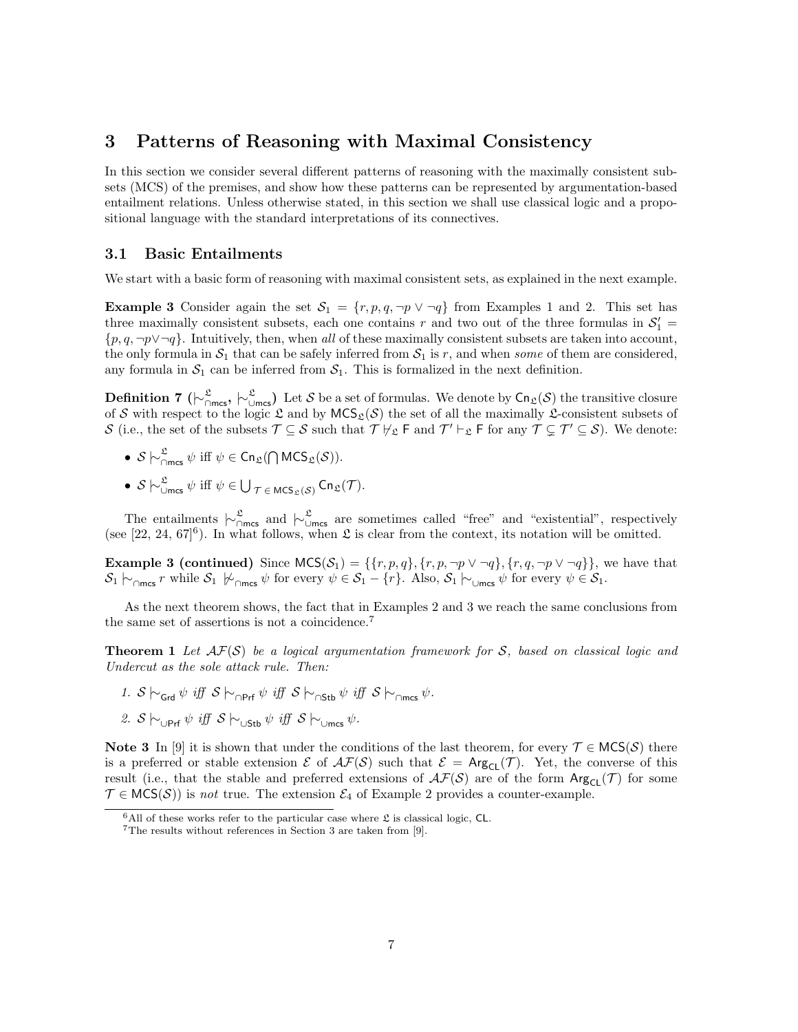# 3 Patterns of Reasoning with Maximal Consistency

In this section we consider several different patterns of reasoning with the maximally consistent subsets (MCS) of the premises, and show how these patterns can be represented by argumentation-based entailment relations. Unless otherwise stated, in this section we shall use classical logic and a propositional language with the standard interpretations of its connectives.

## 3.1 Basic Entailments

We start with a basic form of reasoning with maximal consistent sets, as explained in the next example.

**Example 3** Consider again the set $\mathcal{S}_1 = \{r, p, q, \neg p \vee \neg q\}$ from Examples 1 and 2. This set has three maximally consistent subsets, each one contains $r$ and two out of the three formulas in $\mathcal{S}'_1 = \{p, q, \neg p \vee \neg q\}$. Intuitively, then, when *all* of these maximally consistent subsets are taken into account, the only formula in $\mathcal{S}_1$ that can be safely inferred from $\mathcal{S}_1$ is $r$, and when *some* of them are considered, any formula in $\mathcal{S}_1$ can be inferred from $\mathcal{S}_1$. This is formalized in the next definition.

**Definition 7** ($\mid\!\sim^{\mathfrak{L}}_{\cap\mathsf{mcs}}$, $\mid\!\sim^{\mathfrak{L}}_{\cup\mathsf{mcs}}$) Let $\mathcal{S}$ be a set of formulas. We denote by $\mathsf{Cn}_{\mathfrak{L}}(\mathcal{S})$ the transitive closure of $\mathcal{S}$ with respect to the logic $\mathfrak{L}$ and by $\mathsf{MCS}_{\mathfrak{L}}(\mathcal{S})$ the set of all the maximally $\mathfrak{L}$-consistent subsets of $\mathcal{S}$ (i.e., the set of the subsets $\mathcal{T} \subseteq \mathcal{S}$ such that $\mathcal{T} \not\vdash_{\mathfrak{L}} \mathsf{F}$ and $\mathcal{T}' \vdash_{\mathfrak{L}} \mathsf{F}$ for any $\mathcal{T} \subsetneq \mathcal{T}' \subseteq \mathcal{S}$). We denote:

- $\mathcal{S} \mid\!\sim^{\mathfrak{L}}_{\cap\mathsf{mcs}} \psi$ iff $\psi \in \mathsf{Cn}_{\mathfrak{L}}(\bigcap \mathsf{MCS}_{\mathfrak{L}}(\mathcal{S}))$.
- $\mathcal{S} \mid\!\sim^{\mathfrak{L}}_{\cup\mathsf{mcs}} \psi$ iff $\psi \in \bigcup_{\mathcal{T} \in \mathsf{MCS}_{\mathfrak{L}}(\mathcal{S})} \mathsf{Cn}_{\mathfrak{L}}(\mathcal{T})$.

The entailments $\mid\!\sim^{\mathfrak{L}}_{\cap\mathsf{mcs}}$ and $\mid\!\sim^{\mathfrak{L}}_{\cup\mathsf{mcs}}$ are sometimes called "free" and "existential", respectively (see [22, 24, 67][6]). In what follows, when $\mathfrak{L}$ is clear from the context, its notation will be omitted.

**Example 3 (continued)** Since $\mathsf{MCS}(\mathcal{S}_1) = \{\{r, p, q\}, \{r, p, \neg p \vee \neg q\}, \{r, q, \neg p \vee \neg q\}\}$, we have that $\mathcal{S}_1 \mid\!\sim_{\cap\mathsf{mcs}} r$ while $\mathcal{S}_1 \not\mid\!\sim_{\cap\mathsf{mcs}} \psi$ for every $\psi \in \mathcal{S}_1 - \{r\}$. Also, $\mathcal{S}_1 \mid\!\sim_{\cup\mathsf{mcs}} \psi$ for every $\psi \in \mathcal{S}_1$.

As the next theorem shows, the fact that in Examples 2 and 3 we reach the same conclusions from the same set of assertions is not a coincidence.[7]

**Theorem 1** *Let $\mathcal{AF}(\mathcal{S})$ be a logical argumentation framework for $\mathcal{S}$, based on classical logic and Undercut as the sole attack rule. Then:*

1. $\mathcal{S} \mid\!\sim_{\mathsf{Grd}} \psi$ *iff* $\mathcal{S} \mid\!\sim_{\cap\mathsf{Prf}} \psi$ *iff* $\mathcal{S} \mid\!\sim_{\cap\mathsf{Stb}} \psi$ *iff* $\mathcal{S} \mid\!\sim_{\cap\mathsf{mcs}} \psi$.
2. $\mathcal{S} \mid\!\sim_{\cup\mathsf{Prf}} \psi$ *iff* $\mathcal{S} \mid\!\sim_{\cup\mathsf{Stb}} \psi$ *iff* $\mathcal{S} \mid\!\sim_{\cup\mathsf{mcs}} \psi$.

**Note 3** In [9] it is shown that under the conditions of the last theorem, for every $\mathcal{T} \in \mathsf{MCS}(\mathcal{S})$ there is a preferred or stable extension $\mathcal{E}$ of $\mathcal{AF}(\mathcal{S})$ such that $\mathcal{E} = \mathsf{Arg}_{\mathsf{CL}}(\mathcal{T})$. Yet, the converse of this result (i.e., that the stable and preferred extensions of $\mathcal{AF}(\mathcal{S})$ are of the form $\mathsf{Arg}_{\mathsf{CL}}(\mathcal{T})$ for some $\mathcal{T} \in \mathsf{MCS}(\mathcal{S})$) is *not* true. The extension $\mathcal{E}_4$ of Example 2 provides a counter-example.

[6] All of these works refer to the particular case where $\mathfrak{L}$ is classical logic, $\mathsf{CL}$.

[7] The results without references in Section 3 are taken from [9].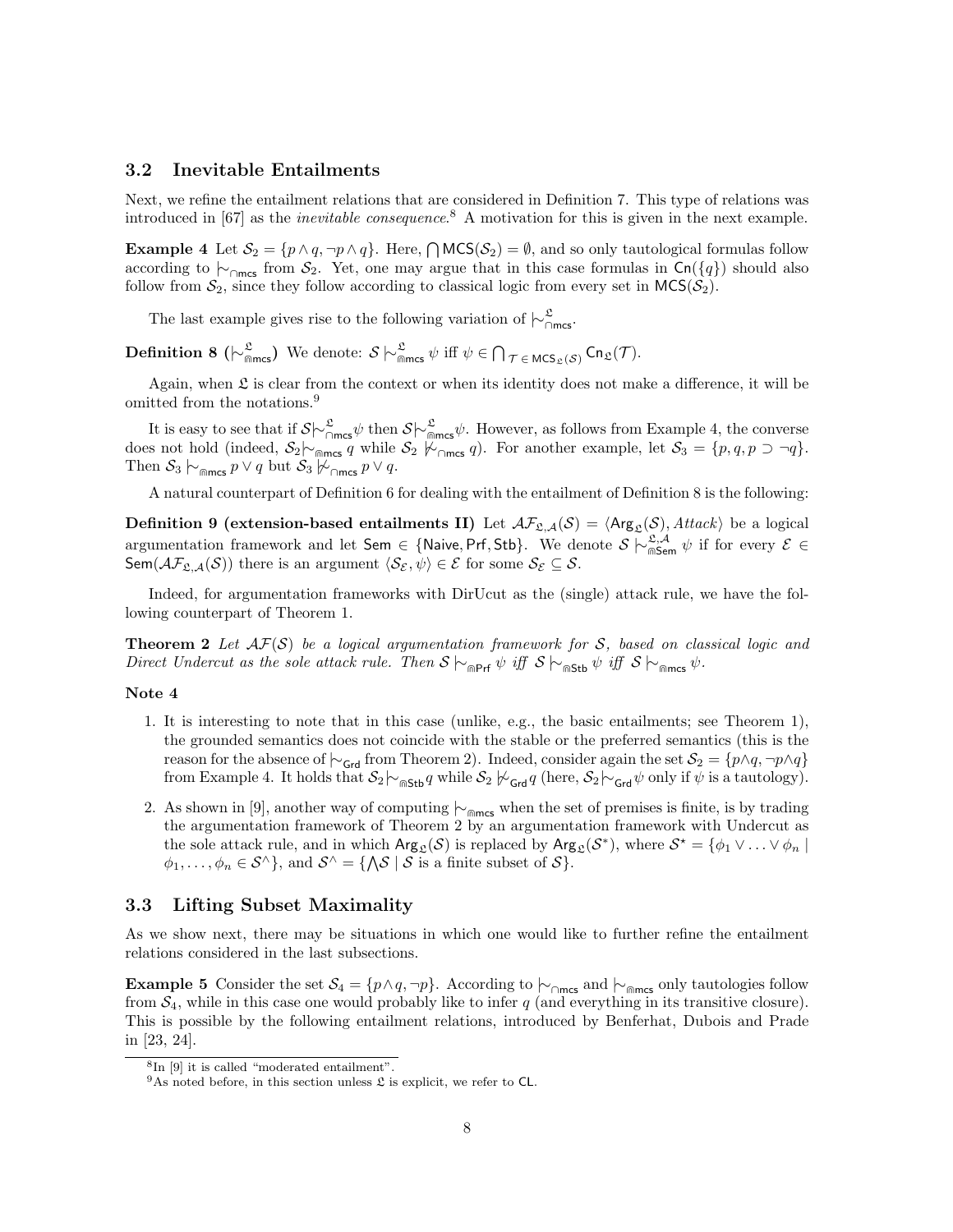### 3.2 Inevitable Entailments

Next, we refine the entailment relations that are considered in Definition 7. This type of relations was introduced in [67] as the *inevitable consequence*.[8] A motivation for this is given in the next example.

**Example 4** Let $\mathcal{S}_2 = \{p \wedge q, \neg p \wedge q\}$. Here, $\bigcap \mathsf{MCS}(\mathcal{S}_2) = \emptyset$, and so only tautological formulas follow according to $\mid\!\sim_{\cap\mathsf{mcs}}$ from $\mathcal{S}_2$. Yet, one may argue that in this case formulas in $\mathsf{Cn}(\{q\})$ should also follow from $\mathcal{S}_2$, since they follow according to classical logic from every set in $\mathsf{MCS}(\mathcal{S}_2)$.

The last example gives rise to the following variation of $\mid\!\sim^{\mathfrak{L}}_{\cap\mathsf{mcs}}$.

**Definition 8 ($\mid\!\sim^{\mathfrak{L}}_{\Cap\mathsf{mcs}}$)** We denote: $\mathcal{S} \mid\!\sim^{\mathfrak{L}}_{\Cap\mathsf{mcs}} \psi$ iff $\psi \in \bigcap_{\mathcal{T} \in \mathsf{MCS}_{\mathfrak{L}}(\mathcal{S})} \mathsf{Cn}_{\mathfrak{L}}(\mathcal{T})$.

Again, when $\mathfrak{L}$ is clear from the context or when its identity does not make a difference, it will be omitted from the notations.[9]

It is easy to see that if $\mathcal{S} \mid\!\sim^{\mathfrak{L}}_{\cap\mathsf{mcs}} \psi$ then $\mathcal{S} \mid\!\sim^{\mathfrak{L}}_{\Cap\mathsf{mcs}} \psi$. However, as follows from Example 4, the converse does not hold (indeed, $\mathcal{S}_2 \mid\!\sim_{\Cap\mathsf{mcs}} q$ while $\mathcal{S}_2 \not\mid\!\sim_{\cap\mathsf{mcs}} q$). For another example, let $\mathcal{S}_3 = \{p, q, p \supset \neg q\}$. Then $\mathcal{S}_3 \mid\!\sim_{\Cap\mathsf{mcs}} p \vee q$ but $\mathcal{S}_3 \not\mid\!\sim_{\cap\mathsf{mcs}} p \vee q$.

A natural counterpart of Definition 6 for dealing with the entailment of Definition 8 is the following:

**Definition 9 (extension-based entailments II)** Let $\mathcal{AF}_{\mathfrak{L},\mathcal{A}}(\mathcal{S}) = \langle \mathsf{Arg}_{\mathfrak{L}}(\mathcal{S}), Attack \rangle$ be a logical argumentation framework and let $\mathsf{Sem} \in \{\mathsf{Naive}, \mathsf{Prf}, \mathsf{Stb}\}$. We denote $\mathcal{S} \mid\!\sim^{\mathfrak{L},\mathcal{A}}_{\Cap\mathsf{Sem}} \psi$ if for every $\mathcal{E} \in \mathsf{Sem}(\mathcal{AF}_{\mathfrak{L},\mathcal{A}}(\mathcal{S}))$ there is an argument $\langle \mathcal{S}_{\mathcal{E}}, \psi \rangle \in \mathcal{E}$ for some $\mathcal{S}_{\mathcal{E}} \subseteq \mathcal{S}$.

Indeed, for argumentation frameworks with DirUcut as the (single) attack rule, we have the following counterpart of Theorem 1.

**Theorem 2** *Let $\mathcal{AF}(\mathcal{S})$ be a logical argumentation framework for $\mathcal{S}$, based on classical logic and Direct Undercut as the sole attack rule. Then $\mathcal{S} \mid\!\sim_{\Cap\mathsf{Prf}} \psi$ iff $\mathcal{S} \mid\!\sim_{\Cap\mathsf{Stb}} \psi$ iff $\mathcal{S} \mid\!\sim_{\Cap\mathsf{mcs}} \psi$.*

**Note 4**

1. It is interesting to note that in this case (unlike, e.g., the basic entailments; see Theorem 1), the grounded semantics does not coincide with the stable or the preferred semantics (this is the reason for the absence of $\mid\!\sim_{\mathsf{Grd}}$ from Theorem 2). Indeed, consider again the set $\mathcal{S}_2 = \{p \wedge q, \neg p \wedge q\}$ from Example 4. It holds that $\mathcal{S}_2 \mid\!\sim_{\Cap\mathsf{Stb}} q$ while $\mathcal{S}_2 \not\mid\!\sim_{\mathsf{Grd}} q$ (here, $\mathcal{S}_2 \mid\!\sim_{\mathsf{Grd}} \psi$ only if $\psi$ is a tautology).
2. As shown in [9], another way of computing $\mid\!\sim_{\Cap\mathsf{mcs}}$ when the set of premises is finite, is by trading the argumentation framework of Theorem 2 by an argumentation framework with Undercut as the sole attack rule, and in which $\mathsf{Arg}_{\mathfrak{L}}(\mathcal{S})$ is replaced by $\mathsf{Arg}_{\mathfrak{L}}(\mathcal{S}^*)$, where $\mathcal{S}^\star = \{\phi_1 \vee \ldots \vee \phi_n \mid \phi_1, \ldots, \phi_n \in \mathcal{S}^\wedge\}$, and $\mathcal{S}^\wedge = \{\bigwedge \mathcal{S} \mid \mathcal{S}$ is a finite subset of $\mathcal{S}\}$.

### 3.3 Lifting Subset Maximality

As we show next, there may be situations in which one would like to further refine the entailment relations considered in the last subsections.

**Example 5** Consider the set $\mathcal{S}_4 = \{p \wedge q, \neg p\}$. According to $\mid\!\sim_{\cap\mathsf{mcs}}$ and $\mid\!\sim_{\Cap\mathsf{mcs}}$ only tautologies follow from $\mathcal{S}_4$, while in this case one would probably like to infer $q$ (and everything in its transitive closure). This is possible by the following entailment relations, introduced by Benferhat, Dubois and Prade in [23, 24].

[8] In [9] it is called "moderated entailment".

[9] As noted before, in this section unless $\mathfrak{L}$ is explicit, we refer to $\mathsf{CL}$.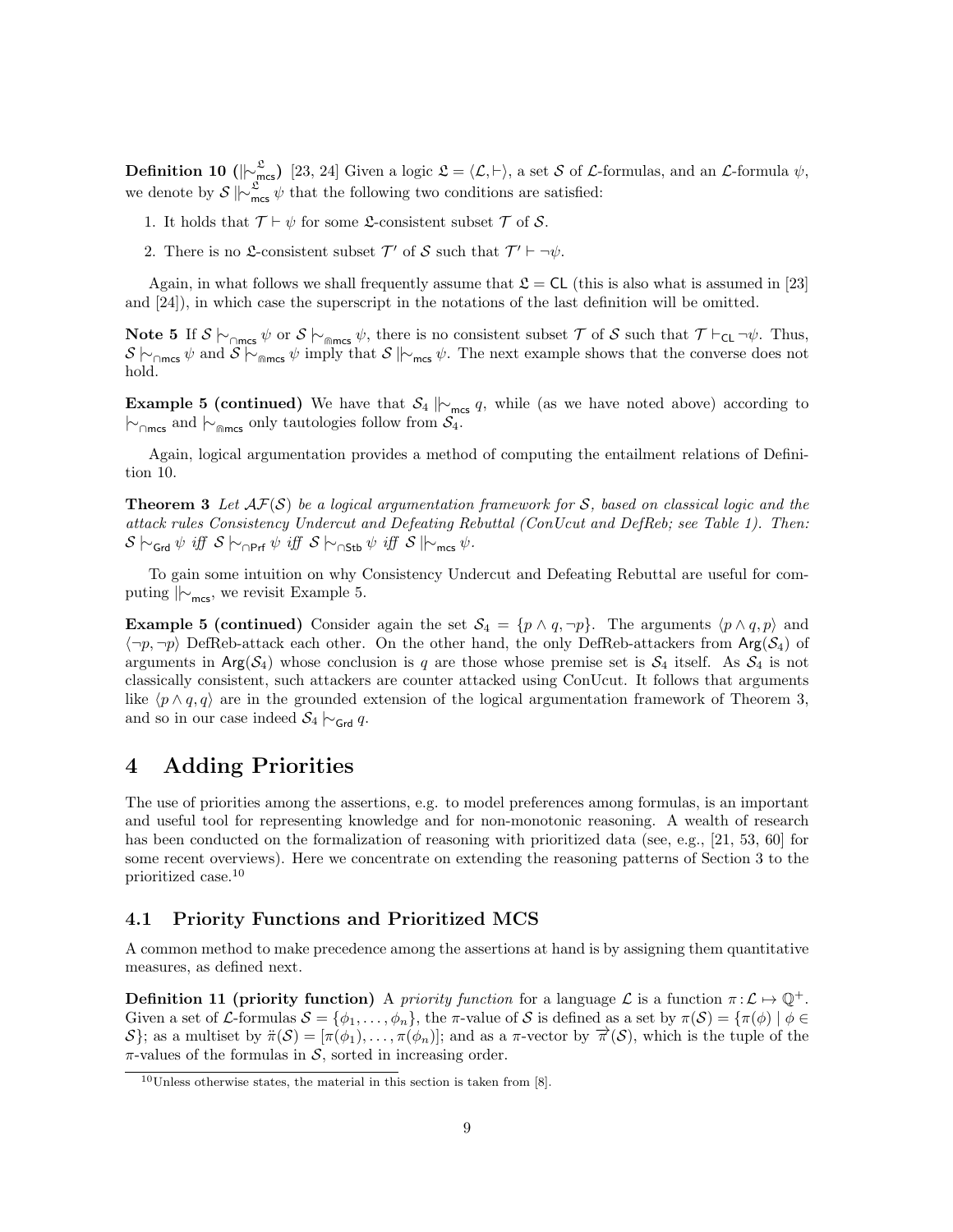**Definition 10** ($|\!\!\sim^{\mathfrak{L}}_{\mathsf{mcs}}$) [23, 24] Given a logic $\mathfrak{L} = \langle \mathcal{L}, \vdash \rangle$, a set $\mathcal{S}$ of $\mathcal{L}$-formulas, and an $\mathcal{L}$-formula $\psi$, we denote by $\mathcal{S} \,|\!\!\sim^{\mathfrak{L}}_{\mathsf{mcs}}\, \psi$ that the following two conditions are satisfied:

1. It holds that $\mathcal{T} \vdash \psi$ for some $\mathfrak{L}$-consistent subset $\mathcal{T}$ of $\mathcal{S}$.
2. There is no $\mathfrak{L}$-consistent subset $\mathcal{T}'$ of $\mathcal{S}$ such that $\mathcal{T}' \vdash \neg\psi$.

Again, in what follows we shall frequently assume that $\mathfrak{L} = \mathsf{CL}$ (this is also what is assumed in [23] and [24]), in which case the superscript in the notations of the last definition will be omitted.

**Note 5** If $\mathcal{S} \mathrel{|\!\!\sim}_{\cap\mathsf{mcs}} \psi$ or $\mathcal{S} \mathrel{|\!\!\sim}_{\Cap\mathsf{mcs}} \psi$, there is no consistent subset $\mathcal{T}$ of $\mathcal{S}$ such that $\mathcal{T} \vdash_{\mathsf{CL}} \neg\psi$. Thus, $\mathcal{S} \mathrel{|\!\!\sim}_{\cap\mathsf{mcs}} \psi$ and $\mathcal{S} \mathrel{|\!\!\sim}_{\Cap\mathsf{mcs}} \psi$ imply that $\mathcal{S} \,|\!\!\sim_{\mathsf{mcs}}\, \psi$. The next example shows that the converse does not hold.

**Example 5 (continued)** We have that $\mathcal{S}_4 \,|\!\!\sim_{\mathsf{mcs}}\, q$, while (as we have noted above) according to $\mathrel{|\!\!\sim}_{\cap\mathsf{mcs}}$ and $\mathrel{|\!\!\sim}_{\Cap\mathsf{mcs}}$ only tautologies follow from $\mathcal{S}_4$.

Again, logical argumentation provides a method of computing the entailment relations of Definition 10.

**Theorem 3** *Let $\mathcal{AF}(\mathcal{S})$ be a logical argumentation framework for $\mathcal{S}$, based on classical logic and the attack rules Consistency Undercut and Defeating Rebuttal (ConUcut and DefReb; see Table 1). Then: $\mathcal{S} \mathrel{|\!\!\sim}_{\mathsf{Grd}} \psi$ iff $\mathcal{S} \mathrel{|\!\!\sim}_{\cap\mathsf{Prf}} \psi$ iff $\mathcal{S} \mathrel{|\!\!\sim}_{\cap\mathsf{Stb}} \psi$ iff $\mathcal{S} \,|\!\!\sim_{\mathsf{mcs}}\, \psi$.*

To gain some intuition on why Consistency Undercut and Defeating Rebuttal are useful for computing $|\!\!\sim_{\mathsf{mcs}}$, we revisit Example 5.

**Example 5 (continued)** Consider again the set $\mathcal{S}_4 = \{p \wedge q, \neg p\}$. The arguments $\langle p \wedge q, p\rangle$ and $\langle \neg p, \neg p\rangle$ DefReb-attack each other. On the other hand, the only DefReb-attackers from $\mathsf{Arg}(\mathcal{S}_4)$ of arguments in $\mathsf{Arg}(\mathcal{S}_4)$ whose conclusion is $q$ are those whose premise set is $\mathcal{S}_4$ itself. As $\mathcal{S}_4$ is not classically consistent, such attackers are counter attacked using ConUcut. It follows that arguments like $\langle p \wedge q, q\rangle$ are in the grounded extension of the logical argumentation framework of Theorem 3, and so in our case indeed $\mathcal{S}_4 \mathrel{|\!\!\sim}_{\mathsf{Grd}} q$.

# 4 Adding Priorities

The use of priorities among the assertions, e.g. to model preferences among formulas, is an important and useful tool for representing knowledge and for non-monotonic reasoning. A wealth of research has been conducted on the formalization of reasoning with prioritized data (see, e.g., [21, 53, 60] for some recent overviews). Here we concentrate on extending the reasoning patterns of Section 3 to the prioritized case.[10]

## 4.1 Priority Functions and Prioritized MCS

A common method to make precedence among the assertions at hand is by assigning them quantitative measures, as defined next.

**Definition 11 (priority function)** A *priority function* for a language $\mathcal{L}$ is a function $\pi : \mathcal{L} \mapsto \mathbb{Q}^+$. Given a set of $\mathcal{L}$-formulas $\mathcal{S} = \{\phi_1, \ldots, \phi_n\}$, the $\pi$-value of $\mathcal{S}$ is defined as a set by $\pi(\mathcal{S}) = \{\pi(\phi) \mid \phi \in \mathcal{S}\}$; as a multiset by $\ddot{\pi}(\mathcal{S}) = [\pi(\phi_1), \ldots, \pi(\phi_n)]$; and as a $\pi$-vector by $\overrightarrow{\pi}(\mathcal{S})$, which is the tuple of the $\pi$-values of the formulas in $\mathcal{S}$, sorted in increasing order.

[10] Unless otherwise states, the material in this section is taken from [8].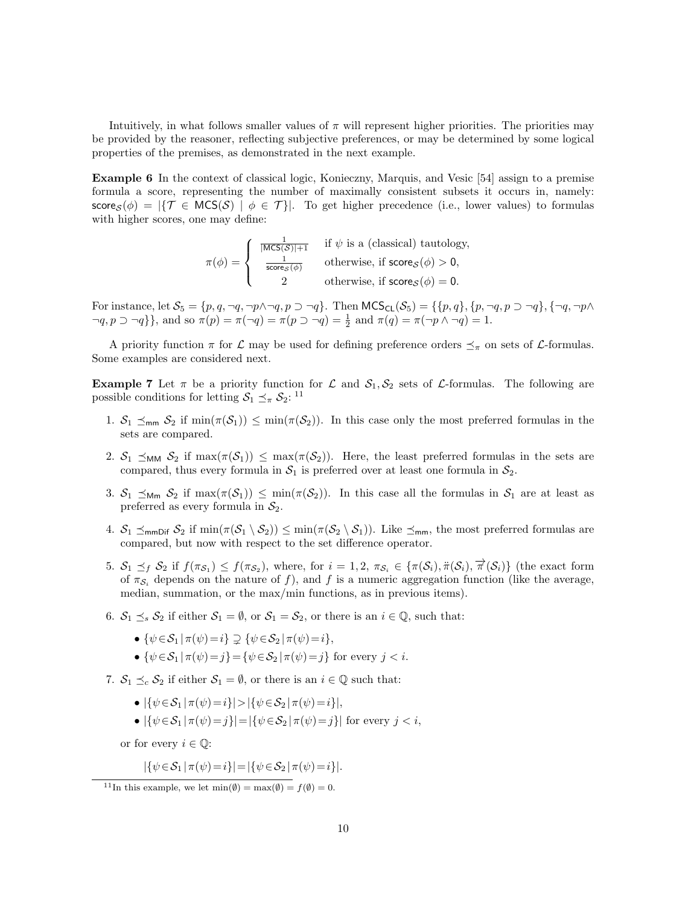Intuitively, in what follows smaller values of $\pi$ will represent higher priorities. The priorities may be provided by the reasoner, reflecting subjective preferences, or may be determined by some logical properties of the premises, as demonstrated in the next example.

**Example 6** In the context of classical logic, Konieczny, Marquis, and Vesic [54] assign to a premise formula a score, representing the number of maximally consistent subsets it occurs in, namely: $\mathsf{score}_{\mathcal{S}}(\phi) = |\{\mathcal{T} \in \mathsf{MCS}(\mathcal{S}) \mid \phi \in \mathcal{T}\}|$. To get higher precedence (i.e., lower values) to formulas with higher scores, one may define:

$$\pi(\phi) = \begin{cases} \frac{1}{|\mathsf{MCS}(\mathcal{S})|+1} & \text{if } \psi \text{ is a (classical) tautology,} \\ \frac{1}{\mathsf{score}_{\mathcal{S}}(\phi)} & \text{otherwise, if } \mathsf{score}_{\mathcal{S}}(\phi) > 0, \\ 2 & \text{otherwise, if } \mathsf{score}_{\mathcal{S}}(\phi) = 0. \end{cases}$$

For instance, let $\mathcal{S}_5 = \{p, q, \neg q, \neg p \wedge \neg q, p \supset \neg q\}$. Then $\mathsf{MCS}_{\mathsf{CL}}(\mathcal{S}_5) = \{\{p, q\}, \{p, \neg q, p \supset \neg q\}, \{\neg q, \neg p \wedge \neg q, p \supset \neg q\}\}$, and so $\pi(p) = \pi(\neg q) = \pi(p \supset \neg q) = \frac{1}{2}$ and $\pi(q) = \pi(\neg p \wedge \neg q) = 1$.

A priority function $\pi$ for $\mathcal{L}$ may be used for defining preference orders $\preceq_\pi$ on sets of $\mathcal{L}$-formulas. Some examples are considered next.

**Example 7** Let $\pi$ be a priority function for $\mathcal{L}$ and $\mathcal{S}_1, \mathcal{S}_2$ sets of $\mathcal{L}$-formulas. The following are possible conditions for letting $\mathcal{S}_1 \preceq_\pi \mathcal{S}_2$: [11]

1. $\mathcal{S}_1 \preceq_{\mathsf{mm}} \mathcal{S}_2$ if $\min(\pi(\mathcal{S}_1)) \leq \min(\pi(\mathcal{S}_2))$. In this case only the most preferred formulas in the sets are compared.
2. $\mathcal{S}_1 \preceq_{\mathsf{MM}} \mathcal{S}_2$ if $\max(\pi(\mathcal{S}_1)) \leq \max(\pi(\mathcal{S}_2))$. Here, the least preferred formulas in the sets are compared, thus every formula in $\mathcal{S}_1$ is preferred over at least one formula in $\mathcal{S}_2$.
3. $\mathcal{S}_1 \preceq_{\mathsf{Mm}} \mathcal{S}_2$ if $\max(\pi(\mathcal{S}_1)) \leq \min(\pi(\mathcal{S}_2))$. In this case all the formulas in $\mathcal{S}_1$ are at least as preferred as every formula in $\mathcal{S}_2$.
4. $\mathcal{S}_1 \preceq_{\mathsf{mmDif}} \mathcal{S}_2$ if $\min(\pi(\mathcal{S}_1 \setminus \mathcal{S}_2)) \leq \min(\pi(\mathcal{S}_2 \setminus \mathcal{S}_1))$. Like $\preceq_{\mathsf{mm}}$, the most preferred formulas are compared, but now with respect to the set difference operator.
5. $\mathcal{S}_1 \preceq_f \mathcal{S}_2$ if $f(\pi_{\mathcal{S}_1}) \leq f(\pi_{\mathcal{S}_2})$, where, for $i = 1, 2$, $\pi_{\mathcal{S}_i} \in \{\pi(\mathcal{S}_i), \ddot{\pi}(\mathcal{S}_i), \overrightarrow{\pi}(\mathcal{S}_i)\}$ (the exact form of $\pi_{\mathcal{S}_i}$ depends on the nature of $f$), and $f$ is a numeric aggregation function (like the average, median, summation, or the max/min functions, as in previous items).
6. $\mathcal{S}_1 \preceq_s \mathcal{S}_2$ if either $\mathcal{S}_1 = \emptyset$, or $\mathcal{S}_1 = \mathcal{S}_2$, or there is an $i \in \mathbb{Q}$, such that:
   - $\{\psi \in \mathcal{S}_1 \mid \pi(\psi) = i\} \supsetneq \{\psi \in \mathcal{S}_2 \mid \pi(\psi) = i\}$,
   - $\{\psi \in \mathcal{S}_1 \mid \pi(\psi) = j\} = \{\psi \in \mathcal{S}_2 \mid \pi(\psi) = j\}$ for every $j < i$.
7. $\mathcal{S}_1 \preceq_c \mathcal{S}_2$ if either $\mathcal{S}_1 = \emptyset$, or there is an $i \in \mathbb{Q}$ such that:
   - $|\{\psi \in \mathcal{S}_1 \mid \pi(\psi) = i\}| > |\{\psi \in \mathcal{S}_2 \mid \pi(\psi) = i\}|$,
   - $|\{\psi \in \mathcal{S}_1 \mid \pi(\psi) = j\}| = |\{\psi \in \mathcal{S}_2 \mid \pi(\psi) = j\}|$ for every $j < i$,

   or for every $i \in \mathbb{Q}$:

   $$|\{\psi \in \mathcal{S}_1 \mid \pi(\psi) = i\}| = |\{\psi \in \mathcal{S}_2 \mid \pi(\psi) = i\}|.$$

[11] In this example, we let $\min(\emptyset) = \max(\emptyset) = f(\emptyset) = 0$.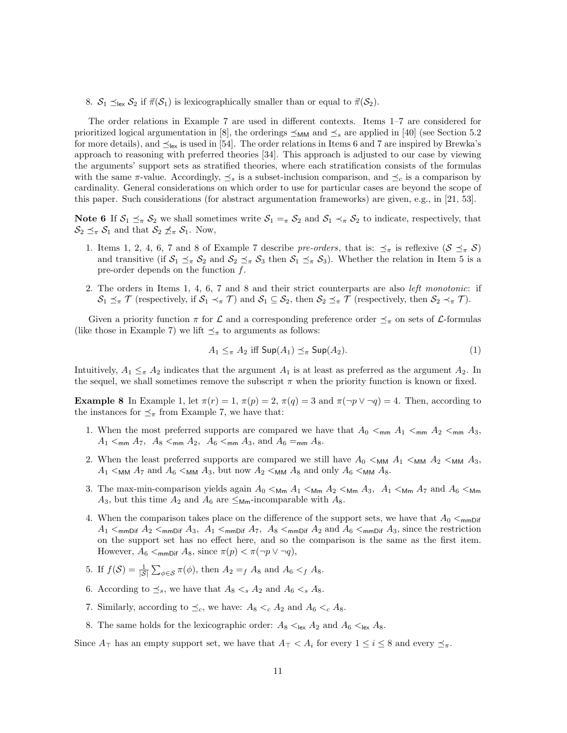8. $\mathcal{S}_1 \preceq_{\mathsf{lex}} \mathcal{S}_2$ if $\vec{\pi}(\mathcal{S}_1)$ is lexicographically smaller than or equal to $\vec{\pi}(\mathcal{S}_2)$.

The order relations in Example 7 are used in different contexts. Items 1–7 are considered for prioritized logical argumentation in [8], the orderings $\preceq_{\mathsf{MM}}$ and $\preceq_s$ are applied in [40] (see Section 5.2 for more details), and $\preceq_{\mathsf{lex}}$ is used in [54]. The order relations in Items 6 and 7 are inspired by Brewka's approach to reasoning with preferred theories [34]. This approach is adjusted to our case by viewing the arguments' support sets as stratified theories, where each stratification consists of the formulas with the same $\pi$-value. Accordingly, $\preceq_s$ is a subset-inclusion comparison, and $\preceq_c$ is a comparison by cardinality. General considerations on which order to use for particular cases are beyond the scope of this paper. Such considerations (for abstract argumentation frameworks) are given, e.g., in [21, 53].

**Note 6** If $\mathcal{S}_1 \preceq_\pi \mathcal{S}_2$ we shall sometimes write $\mathcal{S}_1 =_\pi \mathcal{S}_2$ and $\mathcal{S}_1 \prec_\pi \mathcal{S}_2$ to indicate, respectively, that $\mathcal{S}_2 \preceq_\pi \mathcal{S}_1$ and that $\mathcal{S}_2 \not\preceq_\pi \mathcal{S}_1$. Now,

1. Items 1, 2, 4, 6, 7 and 8 of Example 7 describe *pre-orders*, that is: $\preceq_\pi$ is reflexive ($\mathcal{S} \preceq_\pi \mathcal{S}$) and transitive (if $\mathcal{S}_1 \preceq_\pi \mathcal{S}_2$ and $\mathcal{S}_2 \preceq_\pi \mathcal{S}_3$ then $\mathcal{S}_1 \preceq_\pi \mathcal{S}_3$). Whether the relation in Item 5 is a pre-order depends on the function $f$.
2. The orders in Items 1, 4, 6, 7 and 8 and their strict counterparts are also *left monotonic*: if $\mathcal{S}_1 \preceq_\pi \mathcal{T}$ (respectively, if $\mathcal{S}_1 \prec_\pi \mathcal{T}$) and $\mathcal{S}_1 \subseteq \mathcal{S}_2$, then $\mathcal{S}_2 \preceq_\pi \mathcal{T}$ (respectively, then $\mathcal{S}_2 \prec_\pi \mathcal{T}$).

Given a priority function $\pi$ for $\mathcal{L}$ and a corresponding preference order $\preceq_\pi$ on sets of $\mathcal{L}$-formulas (like those in Example 7) we lift $\preceq_\pi$ to arguments as follows:

$$A_1 \leq_\pi A_2 \text{ iff } \mathsf{Sup}(A_1) \preceq_\pi \mathsf{Sup}(A_2). \tag{1}$$

Intuitively, $A_1 \leq_\pi A_2$ indicates that the argument $A_1$ is at least as preferred as the argument $A_2$. In the sequel, we shall sometimes remove the subscript $\pi$ when the priority function is known or fixed.

**Example 8** In Example 1, let $\pi(r) = 1$, $\pi(p) = 2$, $\pi(q) = 3$ and $\pi(\neg p \vee \neg q) = 4$. Then, according to the instances for $\preceq_\pi$ from Example 7, we have that:

1. When the most preferred supports are compared we have that $A_0 <_{\mathsf{mm}} A_1 <_{\mathsf{mm}} A_2 <_{\mathsf{mm}} A_3$, $A_1 <_{\mathsf{mm}} A_7$, $A_8 <_{\mathsf{mm}} A_2$, $A_6 <_{\mathsf{mm}} A_3$, and $A_6 =_{\mathsf{mm}} A_8$.
2. When the least preferred supports are compared we still have $A_0 <_{\mathsf{MM}} A_1 <_{\mathsf{MM}} A_2 <_{\mathsf{MM}} A_3$, $A_1 <_{\mathsf{MM}} A_7$ and $A_6 <_{\mathsf{MM}} A_3$, but now $A_2 <_{\mathsf{MM}} A_8$ and only $A_6 <_{\mathsf{MM}} A_8$.
3. The max-min-comparison yields again $A_0 <_{\mathsf{Mm}} A_1 <_{\mathsf{Mm}} A_2 <_{\mathsf{Mm}} A_3$, $A_1 <_{\mathsf{Mm}} A_7$ and $A_6 <_{\mathsf{Mm}} A_3$, but this time $A_2$ and $A_6$ are $\leq_{\mathsf{Mm}}$-incomparable with $A_8$.
4. When the comparison takes place on the difference of the support sets, we have that $A_0 <_{\mathsf{mmDif}} A_1 <_{\mathsf{mmDif}} A_2 <_{\mathsf{mmDif}} A_3$, $A_1 <_{\mathsf{mmDif}} A_7$, $A_8 <_{\mathsf{mmDif}} A_2$ and $A_6 <_{\mathsf{mmDif}} A_3$, since the restriction on the support set has no effect here, and so the comparison is the same as the first item. However, $A_6 <_{\mathsf{mmDif}} A_8$, since $\pi(p) < \pi(\neg p \vee \neg q)$,
5. If $f(\mathcal{S}) = \frac{1}{|\mathcal{S}|}\sum_{\phi \in \mathcal{S}} \pi(\phi)$, then $A_2 =_f A_8$ and $A_6 <_f A_8$.
6. According to $\preceq_s$, we have that $A_8 <_s A_2$ and $A_6 <_s A_8$.
7. Similarly, according to $\preceq_c$, we have: $A_8 <_c A_2$ and $A_6 <_c A_8$.
8. The same holds for the lexicographic order: $A_8 <_{\mathsf{lex}} A_2$ and $A_6 <_{\mathsf{lex}} A_8$.

Since $A_\top$ has an empty support set, we have that $A_\top < A_i$ for every $1 \leq i \leq 8$ and every $\preceq_\pi$.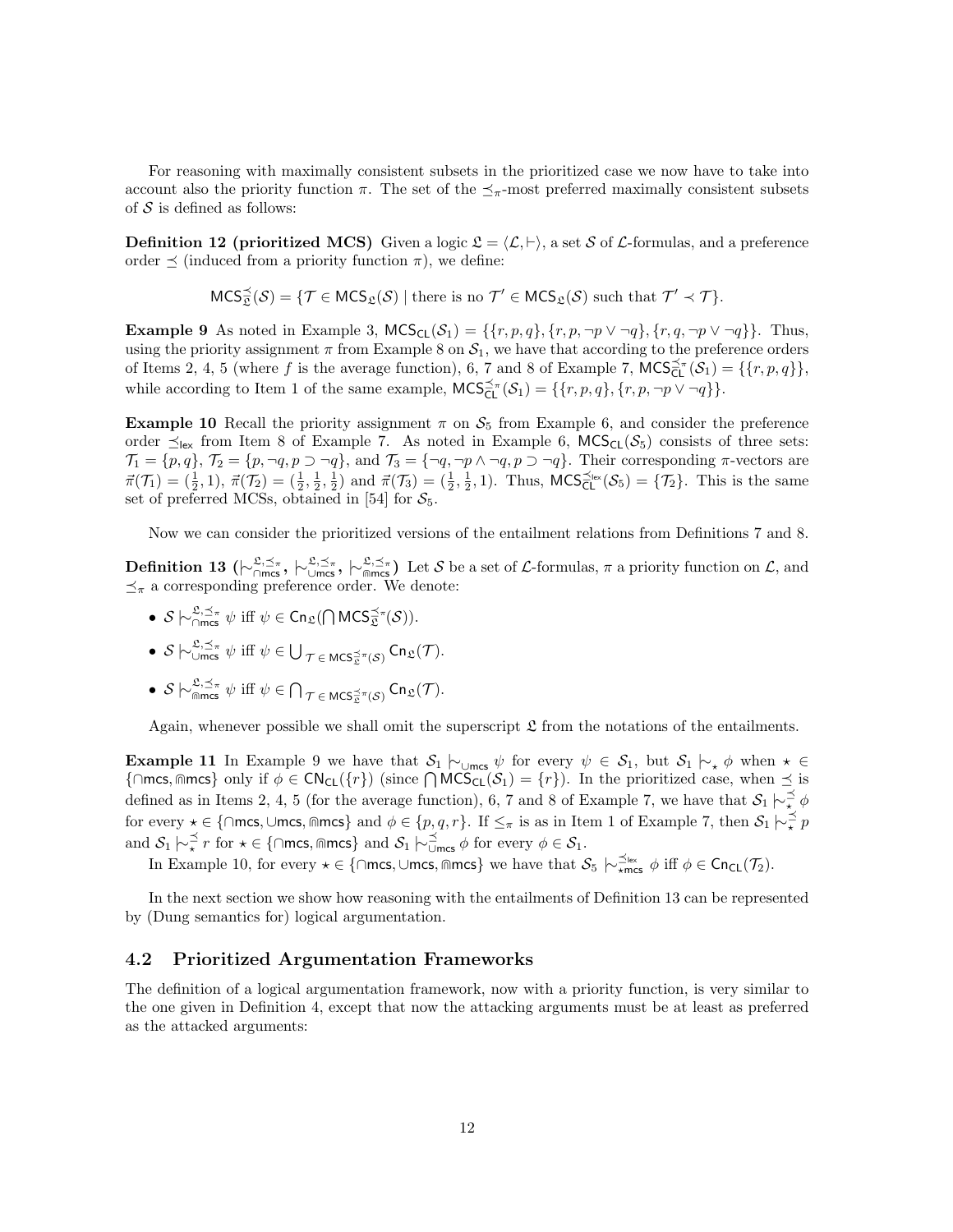For reasoning with maximally consistent subsets in the prioritized case we now have to take into account also the priority function $\pi$. The set of the $\preceq_\pi$-most preferred maximally consistent subsets of $\mathcal{S}$ is defined as follows:

**Definition 12 (prioritized MCS)** Given a logic $\mathfrak{L} = \langle \mathcal{L}, \vdash \rangle$, a set $\mathcal{S}$ of $\mathcal{L}$-formulas, and a preference order $\preceq$ (induced from a priority function $\pi$), we define:

$$\mathsf{MCS}^{\preceq}_{\mathfrak{L}}(\mathcal{S}) = \{\mathcal{T} \in \mathsf{MCS}_{\mathfrak{L}}(\mathcal{S}) \mid \text{there is no } \mathcal{T}' \in \mathsf{MCS}_{\mathfrak{L}}(\mathcal{S}) \text{ such that } \mathcal{T}' \prec \mathcal{T}\}.$$

**Example 9** As noted in Example 3, $\mathsf{MCS}_{\mathsf{CL}}(\mathcal{S}_1) = \{\{r, p, q\}, \{r, p, \neg p \vee \neg q\}, \{r, q, \neg p \vee \neg q\}\}$. Thus, using the priority assignment $\pi$ from Example 8 on $\mathcal{S}_1$, we have that according to the preference orders of Items 2, 4, 5 (where $f$ is the average function), 6, 7 and 8 of Example 7, $\mathsf{MCS}^{\preceq_\pi}_{\mathsf{CL}}(\mathcal{S}_1) = \{\{r, p, q\}\}$, while according to Item 1 of the same example, $\mathsf{MCS}^{\preceq_\pi}_{\mathsf{CL}}(\mathcal{S}_1) = \{\{r, p, q\}, \{r, p, \neg p \vee \neg q\}\}$.

**Example 10** Recall the priority assignment $\pi$ on $\mathcal{S}_5$ from Example 6, and consider the preference order $\preceq_{\mathsf{lex}}$ from Item 8 of Example 7. As noted in Example 6, $\mathsf{MCS}_{\mathsf{CL}}(\mathcal{S}_5)$ consists of three sets: $\mathcal{T}_1 = \{p, q\}$, $\mathcal{T}_2 = \{p, \neg q, p \supset \neg q\}$, and $\mathcal{T}_3 = \{\neg q, \neg p \wedge \neg q, p \supset \neg q\}$. Their corresponding $\pi$-vectors are $\vec{\pi}(\mathcal{T}_1) = (\frac{1}{2}, 1)$, $\vec{\pi}(\mathcal{T}_2) = (\frac{1}{2}, \frac{1}{2}, \frac{1}{2})$ and $\vec{\pi}(\mathcal{T}_3) = (\frac{1}{2}, \frac{1}{2}, 1)$. Thus, $\mathsf{MCS}^{\preceq_{\mathsf{lex}}}_{\mathsf{CL}}(\mathcal{S}_5) = \{\mathcal{T}_2\}$. This is the same set of preferred MCSs, obtained in [54] for $\mathcal{S}_5$.

Now we can consider the prioritized versions of the entailment relations from Definitions 7 and 8.

**Definition 13 ($\mathrel{|\!\sim}^{\mathfrak{L},\preceq_\pi}_{\cap\mathsf{mcs}}$, $\mathrel{|\!\sim}^{\mathfrak{L},\preceq_\pi}_{\cup\mathsf{mcs}}$, $\mathrel{|\!\sim}^{\mathfrak{L},\preceq_\pi}_{\Cap\mathsf{mcs}}$)** Let $\mathcal{S}$ be a set of $\mathcal{L}$-formulas, $\pi$ a priority function on $\mathcal{L}$, and $\preceq_\pi$ a corresponding preference order. We denote:

- $\mathcal{S} \mathrel{|\!\sim}^{\mathfrak{L},\preceq_\pi}_{\cap\mathsf{mcs}} \psi$ iff $\psi \in \mathsf{Cn}_{\mathfrak{L}}(\bigcap \mathsf{MCS}^{\preceq_\pi}_{\mathfrak{L}}(\mathcal{S}))$.
- $\mathcal{S} \mathrel{|\!\sim}^{\mathfrak{L},\preceq_\pi}_{\cup\mathsf{mcs}} \psi$ iff $\psi \in \bigcup_{\mathcal{T} \in \mathsf{MCS}^{\preceq_\pi}_{\mathfrak{L}}(\mathcal{S})} \mathsf{Cn}_{\mathfrak{L}}(\mathcal{T})$.
- $\mathcal{S} \mathrel{|\!\sim}^{\mathfrak{L},\preceq_\pi}_{\Cap\mathsf{mcs}} \psi$ iff $\psi \in \bigcap_{\mathcal{T} \in \mathsf{MCS}^{\preceq_\pi}_{\mathfrak{L}}(\mathcal{S})} \mathsf{Cn}_{\mathfrak{L}}(\mathcal{T})$.

Again, whenever possible we shall omit the superscript $\mathfrak{L}$ from the notations of the entailments.

**Example 11** In Example 9 we have that $\mathcal{S}_1 \mathrel{|\!\sim}_{\cup\mathsf{mcs}} \psi$ for every $\psi \in \mathcal{S}_1$, but $\mathcal{S}_1 \mathrel{|\!\sim}_{\star} \phi$ when $\star \in \{\cap\mathsf{mcs}, \Cap\mathsf{mcs}\}$ only if $\phi \in \mathsf{CN}_{\mathsf{CL}}(\{r\})$ (since $\bigcap \mathsf{MCS}_{\mathsf{CL}}(\mathcal{S}_1) = \{r\}$). In the prioritized case, when $\preceq$ is defined as in Items 2, 4, 5 (for the average function), 6, 7 and 8 of Example 7, we have that $\mathcal{S}_1 \mathrel{|\!\sim}^{\preceq}_{\star} \phi$ for every $\star \in \{\cap\mathsf{mcs}, \cup\mathsf{mcs}, \Cap\mathsf{mcs}\}$ and $\phi \in \{p, q, r\}$. If $\leq_\pi$ is as in Item 1 of Example 7, then $\mathcal{S}_1 \mathrel{|\!\sim}^{\preceq}_{\star} p$ and $\mathcal{S}_1 \mathrel{|\!\sim}^{\preceq}_{\star} r$ for $\star \in \{\cap\mathsf{mcs}, \Cap\mathsf{mcs}\}$ and $\mathcal{S}_1 \mathrel{|\!\sim}^{\preceq}_{\cup\mathsf{mcs}} \phi$ for every $\phi \in \mathcal{S}_1$.

In Example 10, for every $\star \in \{\cap\mathsf{mcs}, \cup\mathsf{mcs}, \Cap\mathsf{mcs}\}$ we have that $\mathcal{S}_5 \mathrel{|\!\sim}^{\preceq_{\mathsf{lex}}}_{\star\mathsf{mcs}} \phi$ iff $\phi \in \mathsf{Cn}_{\mathsf{CL}}(\mathcal{T}_2)$.

In the next section we show how reasoning with the entailments of Definition 13 can be represented by (Dung semantics for) logical argumentation.

## 4.2 Prioritized Argumentation Frameworks

The definition of a logical argumentation framework, now with a priority function, is very similar to the one given in Definition 4, except that now the attacking arguments must be at least as preferred as the attacked arguments: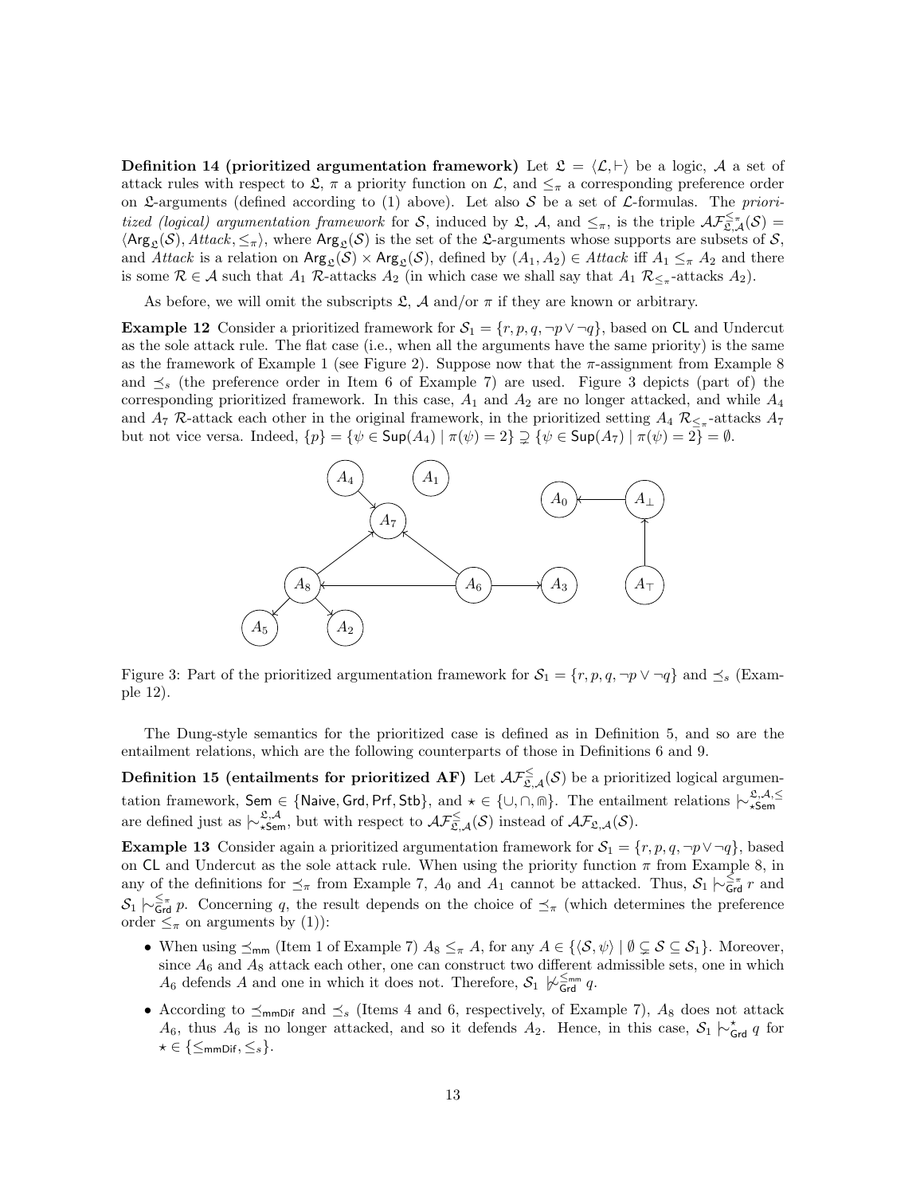**Definition 14 (prioritized argumentation framework)** Let $\mathfrak{L} = \langle \mathcal{L}, \vdash \rangle$ be a logic, $\mathcal{A}$ a set of attack rules with respect to $\mathfrak{L}$, $\pi$ a priority function on $\mathcal{L}$, and $\leq_\pi$ a corresponding preference order on $\mathfrak{L}$-arguments (defined according to (1) above). Let also $\mathcal{S}$ be a set of $\mathcal{L}$-formulas. The *prioritized (logical) argumentation framework* for $\mathcal{S}$, induced by $\mathfrak{L}$, $\mathcal{A}$, and $\leq_\pi$, is the triple $\mathcal{AF}^{\leq_\pi}_{\mathfrak{L},\mathcal{A}}(\mathcal{S}) = \langle \mathsf{Arg}_{\mathfrak{L}}(\mathcal{S}), \mathit{Attack}, \leq_\pi \rangle$, where $\mathsf{Arg}_{\mathfrak{L}}(\mathcal{S})$ is the set of the $\mathfrak{L}$-arguments whose supports are subsets of $\mathcal{S}$, and $\mathit{Attack}$ is a relation on $\mathsf{Arg}_{\mathfrak{L}}(\mathcal{S}) \times \mathsf{Arg}_{\mathfrak{L}}(\mathcal{S})$, defined by $(A_1, A_2) \in \mathit{Attack}$ iff $A_1 \leq_\pi A_2$ and there is some $\mathcal{R} \in \mathcal{A}$ such that $A_1$ $\mathcal{R}$-attacks $A_2$ (in which case we shall say that $A_1$ $\mathcal{R}_{\leq_\pi}$-attacks $A_2$).

As before, we will omit the subscripts $\mathfrak{L}$, $\mathcal{A}$ and/or $\pi$ if they are known or arbitrary.

**Example 12** Consider a prioritized framework for $\mathcal{S}_1 = \{r, p, q, \neg p \vee \neg q\}$, based on $\mathsf{CL}$ and Undercut as the sole attack rule. The flat case (i.e., when all the arguments have the same priority) is the same as the framework of Example 1 (see Figure 2). Suppose now that the $\pi$-assignment from Example 8 and $\preceq_s$ (the preference order in Item 6 of Example 7) are used. Figure 3 depicts (part of) the corresponding prioritized framework. In this case, $A_1$ and $A_2$ are no longer attacked, and while $A_4$ and $A_7$ $\mathcal{R}$-attack each other in the original framework, in the prioritized setting $A_4$ $\mathcal{R}_{\leq_\pi}$-attacks $A_7$ but not vice versa. Indeed, $\{p\} = \{\psi \in \mathsf{Sup}(A_4) \mid \pi(\psi) = 2\} \supsetneq \{\psi \in \mathsf{Sup}(A_7) \mid \pi(\psi) = 2\} = \emptyset$.

Figure 3: Part of the prioritized argumentation framework for $\mathcal{S}_1 = \{r, p, q, \neg p \vee \neg q\}$ and $\preceq_s$ (Example 12).

The Dung-style semantics for the prioritized case is defined as in Definition 5, and so are the entailment relations, which are the following counterparts of those in Definitions 6 and 9.

**Definition 15 (entailments for prioritized AF)** Let $\mathcal{AF}^{\leq}_{\mathfrak{L},\mathcal{A}}(\mathcal{S})$ be a prioritized logical argumentation framework, $\mathsf{Sem} \in \{\mathsf{Naive}, \mathsf{Grd}, \mathsf{Prf}, \mathsf{Stb}\}$, and $\star \in \{\cup, \cap, \Cap\}$. The entailment relations $\mid\!\sim^{\mathfrak{L},\mathcal{A},\leq}_{\star\mathsf{Sem}}$ are defined just as $\mid\!\sim^{\mathfrak{L},\mathcal{A}}_{\star\mathsf{Sem}}$, but with respect to $\mathcal{AF}^{\leq}_{\mathfrak{L},\mathcal{A}}(\mathcal{S})$ instead of $\mathcal{AF}_{\mathfrak{L},\mathcal{A}}(\mathcal{S})$.

**Example 13** Consider again a prioritized argumentation framework for $\mathcal{S}_1 = \{r, p, q, \neg p \vee \neg q\}$, based on $\mathsf{CL}$ and Undercut as the sole attack rule. When using the priority function $\pi$ from Example 8, in any of the definitions for $\preceq_\pi$ from Example 7, $A_0$ and $A_1$ cannot be attacked. Thus, $\mathcal{S}_1 \mid\!\sim^{\leq_\pi}_{\mathsf{Grd}} r$ and $\mathcal{S}_1 \mid\!\sim^{\leq_\pi}_{\mathsf{Grd}} p$. Concerning $q$, the result depends on the choice of $\preceq_\pi$ (which determines the preference order $\leq_\pi$ on arguments by (1)):

- When using $\preceq_{\mathsf{mm}}$ (Item 1 of Example 7) $A_8 \leq_\pi A$, for any $A \in \{\langle \mathcal{S}, \psi \rangle \mid \emptyset \subsetneq \mathcal{S} \subseteq \mathcal{S}_1\}$. Moreover, since $A_6$ and $A_8$ attack each other, one can construct two different admissible sets, one in which $A_6$ defends $A$ and one in which it does not. Therefore, $\mathcal{S}_1 \not\mid\!\sim^{\leq_{\mathsf{mm}}}_{\mathsf{Grd}} q$.
- According to $\preceq_{\mathsf{mmDif}}$ and $\preceq_s$ (Items 4 and 6, respectively, of Example 7), $A_8$ does not attack $A_6$, thus $A_6$ is no longer attacked, and so it defends $A_2$. Hence, in this case, $\mathcal{S}_1 \mid\!\sim^{\star}_{\mathsf{Grd}} q$ for $\star \in \{\leq_{\mathsf{mmDif}}, \leq_s\}$.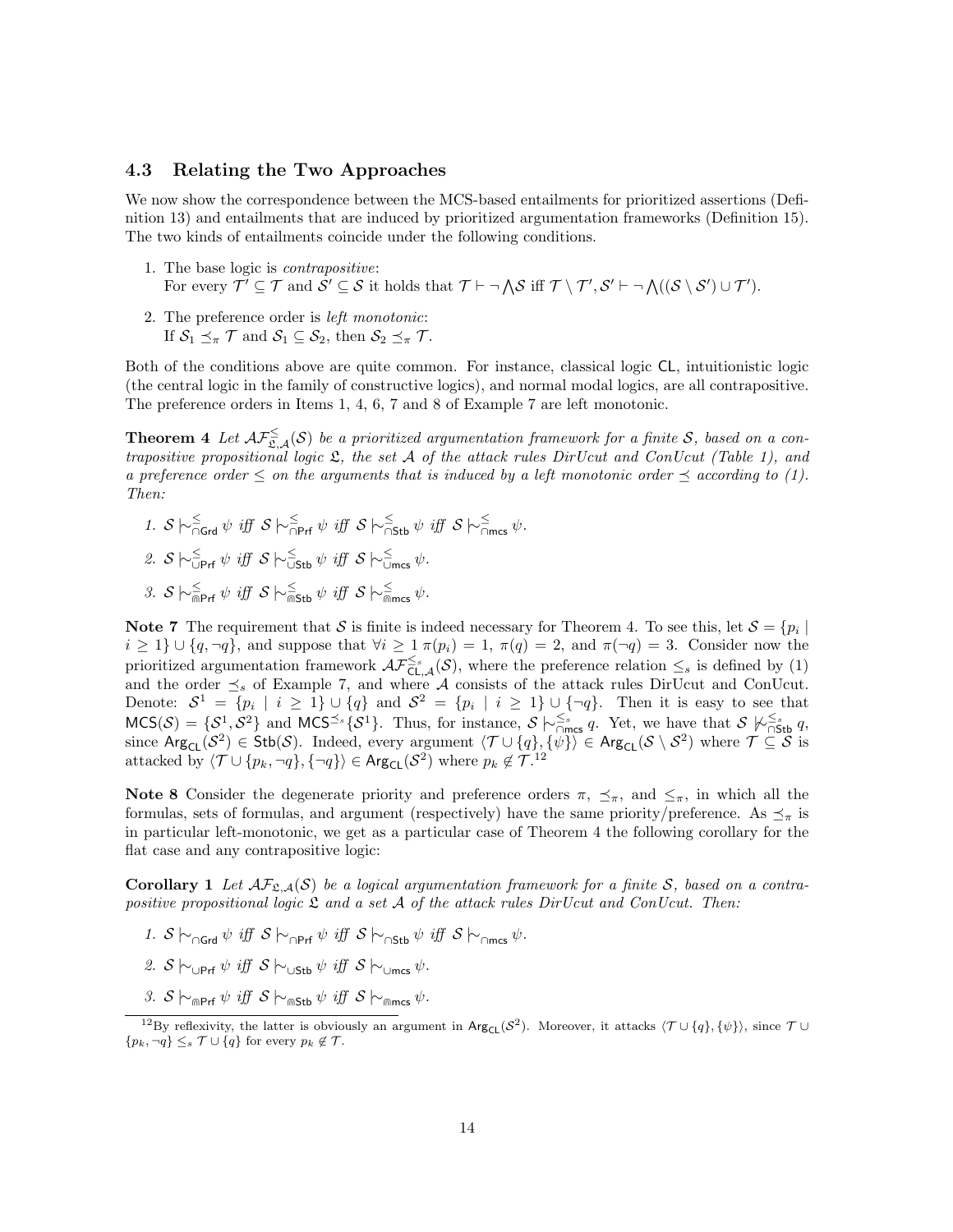### 4.3 Relating the Two Approaches

We now show the correspondence between the MCS-based entailments for prioritized assertions (Definition 13) and entailments that are induced by prioritized argumentation frameworks (Definition 15). The two kinds of entailments coincide under the following conditions.

1. The base logic is *contrapositive*:
   For every $\mathcal{T}' \subseteq \mathcal{T}$ and $\mathcal{S}' \subseteq \mathcal{S}$ it holds that $\mathcal{T} \vdash \neg \bigwedge \mathcal{S}$ iff $\mathcal{T} \setminus \mathcal{T}', \mathcal{S}' \vdash \neg \bigwedge((\mathcal{S} \setminus \mathcal{S}') \cup \mathcal{T}')$.
2. The preference order is *left monotonic*:
   If $\mathcal{S}_1 \preceq_\pi \mathcal{T}$ and $\mathcal{S}_1 \subseteq \mathcal{S}_2$, then $\mathcal{S}_2 \preceq_\pi \mathcal{T}$.

Both of the conditions above are quite common. For instance, classical logic $\mathsf{CL}$, intuitionistic logic (the central logic in the family of constructive logics), and normal modal logics, are all contrapositive. The preference orders in Items 1, 4, 6, 7 and 8 of Example 7 are left monotonic.

**Theorem 4** *Let $\mathcal{AF}^{\leq}_{\mathfrak{L},\mathcal{A}}(\mathcal{S})$ be a prioritized argumentation framework for a finite $\mathcal{S}$, based on a contrapositive propositional logic $\mathfrak{L}$, the set $\mathcal{A}$ of the attack rules DirUcut and ConUcut (Table 1), and a preference order $\leq$ on the arguments that is induced by a left monotonic order $\preceq$ according to (1). Then:*

1. $\mathcal{S} \mid\!\sim^{\leq}_{\cap\mathsf{Grd}} \psi$ *iff* $\mathcal{S} \mid\!\sim^{\leq}_{\cap\mathsf{Prf}} \psi$ *iff* $\mathcal{S} \mid\!\sim^{\leq}_{\cap\mathsf{Stb}} \psi$ *iff* $\mathcal{S} \mid\!\sim^{\leq}_{\cap\mathsf{mcs}} \psi$.
2. $\mathcal{S} \mid\!\sim^{\leq}_{\cup\mathsf{Prf}} \psi$ *iff* $\mathcal{S} \mid\!\sim^{\leq}_{\cup\mathsf{Stb}} \psi$ *iff* $\mathcal{S} \mid\!\sim^{\leq}_{\cup\mathsf{mcs}} \psi$.
3. $\mathcal{S} \mid\!\sim^{\leq}_{\Cap\mathsf{Prf}} \psi$ *iff* $\mathcal{S} \mid\!\sim^{\leq}_{\Cap\mathsf{Stb}} \psi$ *iff* $\mathcal{S} \mid\!\sim^{\leq}_{\Cap\mathsf{mcs}} \psi$.

**Note 7** The requirement that $\mathcal{S}$ is finite is indeed necessary for Theorem 4. To see this, let $\mathcal{S} = \{p_i \mid i \geq 1\} \cup \{q, \neg q\}$, and suppose that $\forall i \geq 1\ \pi(p_i) = 1$, $\pi(q) = 2$, and $\pi(\neg q) = 3$. Consider now the prioritized argumentation framework $\mathcal{AF}^{\leq_s}_{\mathsf{CL},\mathcal{A}}(\mathcal{S})$, where the preference relation $\leq_s$ is defined by (1) and the order $\preceq_s$ of Example 7, and where $\mathcal{A}$ consists of the attack rules DirUcut and ConUcut. Denote: $\mathcal{S}^1 = \{p_i \mid i \geq 1\} \cup \{q\}$ and $\mathcal{S}^2 = \{p_i \mid i \geq 1\} \cup \{\neg q\}$. Then it is easy to see that $\mathsf{MCS}(\mathcal{S}) = \{\mathcal{S}^1, \mathcal{S}^2\}$ and $\mathsf{MCS}^{\preceq_s}\{\mathcal{S}^1\}$. Thus, for instance, $\mathcal{S} \mid\!\sim^{\leq_s}_{\cap\mathsf{mcs}} q$. Yet, we have that $\mathcal{S} \not\mid\!\sim^{\leq_s}_{\cap\mathsf{Stb}} q$, since $\mathsf{Arg}_{\mathsf{CL}}(\mathcal{S}^2) \in \mathsf{Stb}(\mathcal{S})$. Indeed, every argument $\langle \mathcal{T} \cup \{q\}, \{\psi\} \rangle \in \mathsf{Arg}_{\mathsf{CL}}(\mathcal{S} \setminus \mathcal{S}^2)$ where $\mathcal{T} \subseteq \mathcal{S}$ is attacked by $\langle \mathcal{T} \cup \{p_k, \neg q\}, \{\neg q\} \rangle \in \mathsf{Arg}_{\mathsf{CL}}(\mathcal{S}^2)$ where $p_k \notin \mathcal{T}$.[12]

**Note 8** Consider the degenerate priority and preference orders $\pi$, $\preceq_\pi$, and $\leq_\pi$, in which all the formulas, sets of formulas, and argument (respectively) have the same priority/preference. As $\preceq_\pi$ is in particular left-monotonic, we get as a particular case of Theorem 4 the following corollary for the flat case and any contrapositive logic:

**Corollary 1** *Let $\mathcal{AF}_{\mathfrak{L},\mathcal{A}}(\mathcal{S})$ be a logical argumentation framework for a finite $\mathcal{S}$, based on a contrapositive propositional logic $\mathfrak{L}$ and a set $\mathcal{A}$ of the attack rules DirUcut and ConUcut. Then:*

1. $\mathcal{S} \mid\!\sim_{\cap\mathsf{Grd}} \psi$ *iff* $\mathcal{S} \mid\!\sim_{\cap\mathsf{Prf}} \psi$ *iff* $\mathcal{S} \mid\!\sim_{\cap\mathsf{Stb}} \psi$ *iff* $\mathcal{S} \mid\!\sim_{\cap\mathsf{mcs}} \psi$.
2. $\mathcal{S} \mid\!\sim_{\cup\mathsf{Prf}} \psi$ *iff* $\mathcal{S} \mid\!\sim_{\cup\mathsf{Stb}} \psi$ *iff* $\mathcal{S} \mid\!\sim_{\cup\mathsf{mcs}} \psi$.
3. $\mathcal{S} \mid\!\sim_{\Cap\mathsf{Prf}} \psi$ *iff* $\mathcal{S} \mid\!\sim_{\Cap\mathsf{Stb}} \psi$ *iff* $\mathcal{S} \mid\!\sim_{\Cap\mathsf{mcs}} \psi$.

[12] By reflexivity, the latter is obviously an argument in $\mathsf{Arg}_{\mathsf{CL}}(\mathcal{S}^2)$. Moreover, it attacks $\langle \mathcal{T} \cup \{q\}, \{\psi\} \rangle$, since $\mathcal{T} \cup \{p_k, \neg q\} \leq_s \mathcal{T} \cup \{q\}$ for every $p_k \notin \mathcal{T}$.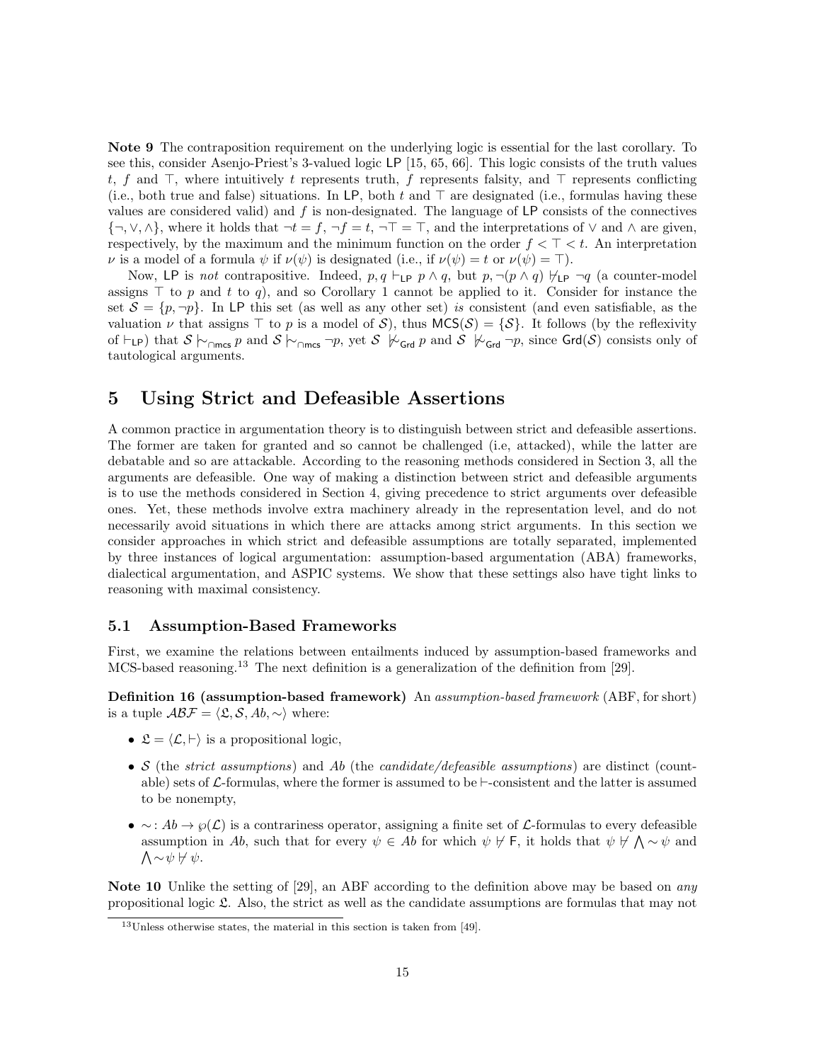**Note 9** The contraposition requirement on the underlying logic is essential for the last corollary. To see this, consider Asenjo-Priest's 3-valued logic LP [15, 65, 66]. This logic consists of the truth values $t$, $f$ and $\top$, where intuitively $t$ represents truth, $f$ represents falsity, and $\top$ represents conflicting (i.e., both true and false) situations. In LP, both $t$ and $\top$ are designated (i.e., formulas having these values are considered valid) and $f$ is non-designated. The language of LP consists of the connectives $\{\neg, \vee, \wedge\}$, where it holds that $\neg t = f$, $\neg f = t$, $\neg\top = \top$, and the interpretations of $\vee$ and $\wedge$ are given, respectively, by the maximum and the minimum function on the order $f < \top < t$. An interpretation $\nu$ is a model of a formula $\psi$ if $\nu(\psi)$ is designated (i.e., if $\nu(\psi) = t$ or $\nu(\psi) = \top$).

Now, LP is *not* contrapositive. Indeed, $p, q \vdash_{\mathsf{LP}} p \wedge q$, but $p, \neg(p \wedge q) \not\vdash_{\mathsf{LP}} \neg q$ (a counter-model assigns $\top$ to $p$ and $t$ to $q$), and so Corollary 1 cannot be applied to it. Consider for instance the set $\mathcal{S} = \{p, \neg p\}$. In LP this set (as well as any other set) *is* consistent (and even satisfiable, as the valuation $\nu$ that assigns $\top$ to $p$ is a model of $\mathcal{S}$), thus $\mathsf{MCS}(\mathcal{S}) = \{\mathcal{S}\}$. It follows (by the reflexivity of $\vdash_{\mathsf{LP}}$) that $\mathcal{S} \mathrel{|\!\sim}_{\cap\mathsf{mcs}} p$ and $\mathcal{S} \mathrel{|\!\sim}_{\cap\mathsf{mcs}} \neg p$, yet $\mathcal{S} \not\mathrel{|\!\sim}_{\mathsf{Grd}} p$ and $\mathcal{S} \not\mathrel{|\!\sim}_{\mathsf{Grd}} \neg p$, since $\mathsf{Grd}(\mathcal{S})$ consists only of tautological arguments.

# 5 Using Strict and Defeasible Assertions

A common practice in argumentation theory is to distinguish between strict and defeasible assertions. The former are taken for granted and so cannot be challenged (i.e, attacked), while the latter are debatable and so are attackable. According to the reasoning methods considered in Section 3, all the arguments are defeasible. One way of making a distinction between strict and defeasible arguments is to use the methods considered in Section 4, giving precedence to strict arguments over defeasible ones. Yet, these methods involve extra machinery already in the representation level, and do not necessarily avoid situations in which there are attacks among strict arguments. In this section we consider approaches in which strict and defeasible assumptions are totally separated, implemented by three instances of logical argumentation: assumption-based argumentation (ABA) frameworks, dialectical argumentation, and ASPIC systems. We show that these settings also have tight links to reasoning with maximal consistency.

## 5.1 Assumption-Based Frameworks

First, we examine the relations between entailments induced by assumption-based frameworks and MCS-based reasoning.[13] The next definition is a generalization of the definition from [29].

**Definition 16 (assumption-based framework)** An *assumption-based framework* (ABF, for short) is a tuple $\mathcal{ABF} = \langle \mathfrak{L}, \mathcal{S}, Ab, \sim \rangle$ where:

- $\mathfrak{L} = \langle \mathcal{L}, \vdash \rangle$ is a propositional logic,
- $\mathcal{S}$ (the *strict assumptions*) and $Ab$ (the *candidate/defeasible assumptions*) are distinct (countable) sets of $\mathcal{L}$-formulas, where the former is assumed to be $\vdash$-consistent and the latter is assumed to be nonempty,
- $\sim : Ab \to \wp(\mathcal{L})$ is a contrariness operator, assigning a finite set of $\mathcal{L}$-formulas to every defeasible assumption in $Ab$, such that for every $\psi \in Ab$ for which $\psi \not\vdash \mathsf{F}$, it holds that $\psi \not\vdash \bigwedge {\sim}\psi$ and $\bigwedge {\sim}\psi \not\vdash \psi$.

**Note 10** Unlike the setting of [29], an ABF according to the definition above may be based on *any* propositional logic $\mathfrak{L}$. Also, the strict as well as the candidate assumptions are formulas that may not

[13] Unless otherwise states, the material in this section is taken from [49].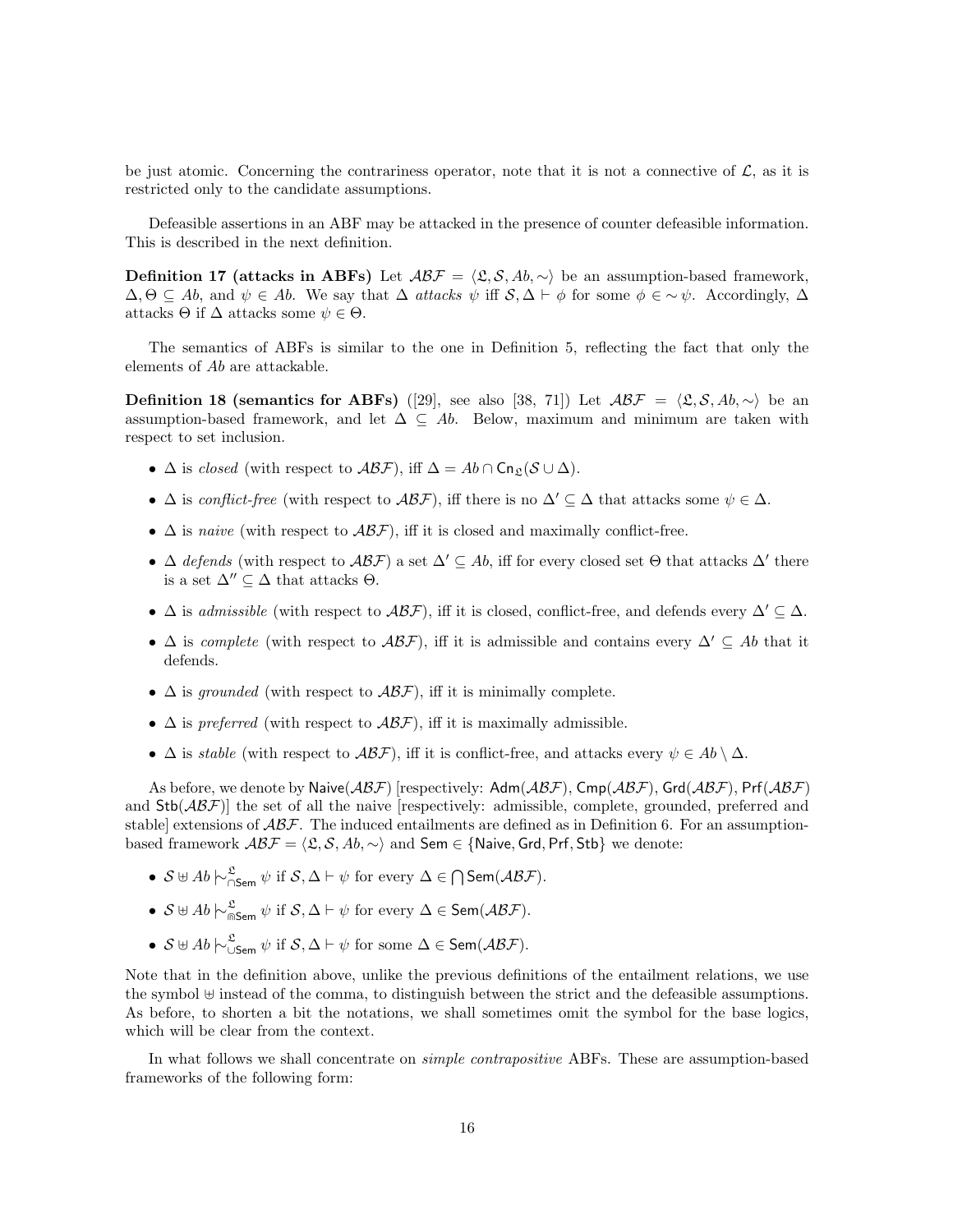be just atomic. Concerning the contrariness operator, note that it is not a connective of $\mathcal{L}$, as it is restricted only to the candidate assumptions.

Defeasible assertions in an ABF may be attacked in the presence of counter defeasible information. This is described in the next definition.

**Definition 17 (attacks in ABFs)** Let $\mathcal{ABF} = \langle \mathfrak{L}, \mathcal{S}, Ab, \sim \rangle$ be an assumption-based framework, $\Delta, \Theta \subseteq Ab$, and $\psi \in Ab$. We say that $\Delta$ *attacks* $\psi$ iff $\mathcal{S}, \Delta \vdash \phi$ for some $\phi \in \sim\psi$. Accordingly, $\Delta$ attacks $\Theta$ if $\Delta$ attacks some $\psi \in \Theta$.

The semantics of ABFs is similar to the one in Definition 5, reflecting the fact that only the elements of $Ab$ are attackable.

**Definition 18 (semantics for ABFs)** ([29], see also [38, 71]) Let $\mathcal{ABF} = \langle \mathfrak{L}, \mathcal{S}, Ab, \sim \rangle$ be an assumption-based framework, and let $\Delta \subseteq Ab$. Below, maximum and minimum are taken with respect to set inclusion.

- $\Delta$ is *closed* (with respect to $\mathcal{ABF}$), iff $\Delta = Ab \cap \mathsf{Cn}_{\mathfrak{L}}(\mathcal{S} \cup \Delta)$.
- $\Delta$ is *conflict-free* (with respect to $\mathcal{ABF}$), iff there is no $\Delta' \subseteq \Delta$ that attacks some $\psi \in \Delta$.
- $\Delta$ is *naive* (with respect to $\mathcal{ABF}$), iff it is closed and maximally conflict-free.
- $\Delta$ *defends* (with respect to $\mathcal{ABF}$) a set $\Delta' \subseteq Ab$, iff for every closed set $\Theta$ that attacks $\Delta'$ there is a set $\Delta'' \subseteq \Delta$ that attacks $\Theta$.
- $\Delta$ is *admissible* (with respect to $\mathcal{ABF}$), iff it is closed, conflict-free, and defends every $\Delta' \subseteq \Delta$.
- $\Delta$ is *complete* (with respect to $\mathcal{ABF}$), iff it is admissible and contains every $\Delta' \subseteq Ab$ that it defends.
- $\Delta$ is *grounded* (with respect to $\mathcal{ABF}$), iff it is minimally complete.
- $\Delta$ is *preferred* (with respect to $\mathcal{ABF}$), iff it is maximally admissible.
- $\Delta$ is *stable* (with respect to $\mathcal{ABF}$), iff it is conflict-free, and attacks every $\psi \in Ab \setminus \Delta$.

As before, we denote by $\mathsf{Naive}(\mathcal{ABF})$ [respectively: $\mathsf{Adm}(\mathcal{ABF})$, $\mathsf{Cmp}(\mathcal{ABF})$, $\mathsf{Grd}(\mathcal{ABF})$, $\mathsf{Prf}(\mathcal{ABF})$ and $\mathsf{Stb}(\mathcal{ABF})$] the set of all the naive [respectively: admissible, complete, grounded, preferred and stable] extensions of $\mathcal{ABF}$. The induced entailments are defined as in Definition 6. For an assumption-based framework $\mathcal{ABF} = \langle \mathfrak{L}, \mathcal{S}, Ab, \sim \rangle$ and $\mathsf{Sem} \in \{\mathsf{Naive}, \mathsf{Grd}, \mathsf{Prf}, \mathsf{Stb}\}$ we denote:

- $\mathcal{S} \uplus Ab \mid\!\sim^{\mathfrak{L}}_{\cap\mathsf{Sem}} \psi$ if $\mathcal{S}, \Delta \vdash \psi$ for every $\Delta \in \bigcap \mathsf{Sem}(\mathcal{ABF})$.
- $\mathcal{S} \uplus Ab \mid\!\sim^{\mathfrak{L}}_{\Cap\mathsf{Sem}} \psi$ if $\mathcal{S}, \Delta \vdash \psi$ for every $\Delta \in \mathsf{Sem}(\mathcal{ABF})$.
- $\mathcal{S} \uplus Ab \mid\!\sim^{\mathfrak{L}}_{\cup\mathsf{Sem}} \psi$ if $\mathcal{S}, \Delta \vdash \psi$ for some $\Delta \in \mathsf{Sem}(\mathcal{ABF})$.

Note that in the definition above, unlike the previous definitions of the entailment relations, we use the symbol $\uplus$ instead of the comma, to distinguish between the strict and the defeasible assumptions. As before, to shorten a bit the notations, we shall sometimes omit the symbol for the base logics, which will be clear from the context.

In what follows we shall concentrate on *simple contrapositive* ABFs. These are assumption-based frameworks of the following form: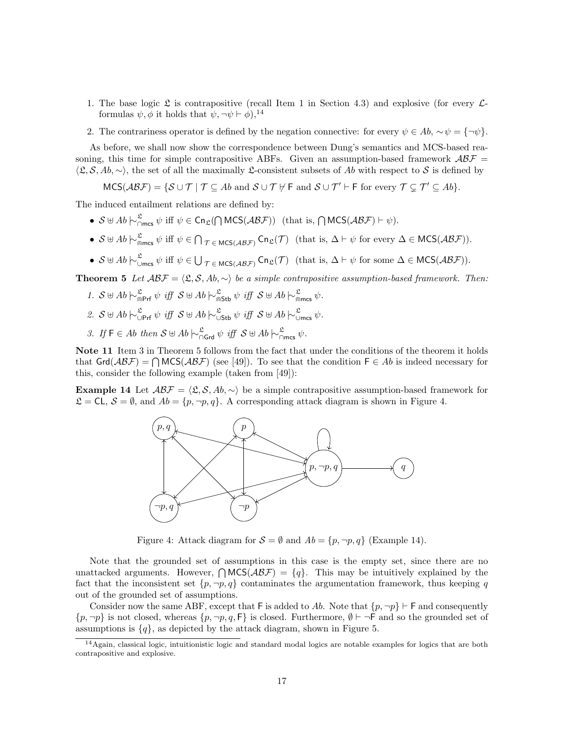1. The base logic $\mathfrak{L}$ is contrapositive (recall Item 1 in Section 4.3) and explosive (for every $\mathcal{L}$-formulas $\psi, \phi$ it holds that $\psi, \neg\psi \vdash \phi$),[14]

2. The contrariness operator is defined by the negation connective: for every $\psi \in Ab$, $\sim\psi = \{\neg\psi\}$.

As before, we shall now show the correspondence between Dung's semantics and MCS-based reasoning, this time for simple contrapositive ABFs. Given an assumption-based framework $\mathcal{ABF} = \langle \mathfrak{L}, \mathcal{S}, Ab, \sim \rangle$, the set of all the maximally $\mathfrak{L}$-consistent subsets of $Ab$ with respect to $\mathcal{S}$ is defined by

$$\mathsf{MCS}(\mathcal{ABF}) = \{\mathcal{S} \cup \mathcal{T} \mid \mathcal{T} \subseteq Ab \text{ and } \mathcal{S} \cup \mathcal{T} \nvdash \mathsf{F} \text{ and } \mathcal{S} \cup \mathcal{T}' \vdash \mathsf{F} \text{ for every } \mathcal{T} \subsetneq \mathcal{T}' \subseteq Ab\}.$$

The induced entailment relations are defined by:

- $\mathcal{S} \uplus Ab \mathrel{|\!\sim}^{\mathfrak{L}}_{\cap \mathsf{mcs}} \psi$ iff $\psi \in \mathsf{Cn}_{\mathfrak{L}}(\bigcap \mathsf{MCS}(\mathcal{ABF}))$ (that is, $\bigcap \mathsf{MCS}(\mathcal{ABF}) \vdash \psi$).
- $\mathcal{S} \uplus Ab \mathrel{|\!\sim}^{\mathfrak{L}}_{\Cap \mathsf{mcs}} \psi$ iff $\psi \in \bigcap_{\mathcal{T} \in \mathsf{MCS}(\mathcal{ABF})} \mathsf{Cn}_{\mathfrak{L}}(\mathcal{T})$ (that is, $\Delta \vdash \psi$ for every $\Delta \in \mathsf{MCS}(\mathcal{ABF})$).
- $\mathcal{S} \uplus Ab \mathrel{|\!\sim}^{\mathfrak{L}}_{\cup \mathsf{mcs}} \psi$ iff $\psi \in \bigcup_{\mathcal{T} \in \mathsf{MCS}(\mathcal{ABF})} \mathsf{Cn}_{\mathfrak{L}}(\mathcal{T})$ (that is, $\Delta \vdash \psi$ for some $\Delta \in \mathsf{MCS}(\mathcal{ABF})$).

**Theorem 5** *Let $\mathcal{ABF} = \langle \mathfrak{L}, \mathcal{S}, Ab, \sim \rangle$ be a simple contrapositive assumption-based framework. Then:*

1. $\mathcal{S} \uplus Ab \mathrel{|\!\sim}^{\mathfrak{L}}_{\Cap \mathsf{Prf}} \psi$ *iff* $\mathcal{S} \uplus Ab \mathrel{|\!\sim}^{\mathfrak{L}}_{\Cap \mathsf{Stb}} \psi$ *iff* $\mathcal{S} \uplus Ab \mathrel{|\!\sim}^{\mathfrak{L}}_{\Cap \mathsf{mcs}} \psi$.
2. $\mathcal{S} \uplus Ab \mathrel{|\!\sim}^{\mathfrak{L}}_{\cup \mathsf{Prf}} \psi$ *iff* $\mathcal{S} \uplus Ab \mathrel{|\!\sim}^{\mathfrak{L}}_{\cup \mathsf{Stb}} \psi$ *iff* $\mathcal{S} \uplus Ab \mathrel{|\!\sim}^{\mathfrak{L}}_{\cup \mathsf{mcs}} \psi$.
3. *If* $\mathsf{F} \in Ab$ *then* $\mathcal{S} \uplus Ab \mathrel{|\!\sim}^{\mathfrak{L}}_{\cap \mathsf{Grd}} \psi$ *iff* $\mathcal{S} \uplus Ab \mathrel{|\!\sim}^{\mathfrak{L}}_{\cap \mathsf{mcs}} \psi$.

**Note 11** Item 3 in Theorem 5 follows from the fact that under the conditions of the theorem it holds that $\mathsf{Grd}(\mathcal{ABF}) = \bigcap \mathsf{MCS}(\mathcal{ABF})$ (see [49]). To see that the condition $\mathsf{F} \in Ab$ is indeed necessary for this, consider the following example (taken from [49]):

**Example 14** Let $\mathcal{ABF} = \langle \mathfrak{L}, \mathcal{S}, Ab, \sim \rangle$ be a simple contrapositive assumption-based framework for $\mathfrak{L} = \mathsf{CL}$, $\mathcal{S} = \emptyset$, and $Ab = \{p, \neg p, q\}$. A corresponding attack diagram is shown in Figure 4.

Figure 4: Attack diagram for $\mathcal{S} = \emptyset$ and $Ab = \{p, \neg p, q\}$ (Example 14).

Note that the grounded set of assumptions in this case is the empty set, since there are no unattacked arguments. However, $\bigcap \mathsf{MCS}(\mathcal{ABF}) = \{q\}$. This may be intuitively explained by the fact that the inconsistent set $\{p, \neg p, q\}$ contaminates the argumentation framework, thus keeping $q$ out of the grounded set of assumptions.

Consider now the same ABF, except that $\mathsf{F}$ is added to $Ab$. Note that $\{p, \neg p\} \vdash \mathsf{F}$ and consequently $\{p, \neg p\}$ is not closed, whereas $\{p, \neg p, q, \mathsf{F}\}$ is closed. Furthermore, $\emptyset \vdash \neg \mathsf{F}$ and so the grounded set of assumptions is $\{q\}$, as depicted by the attack diagram, shown in Figure 5.

[14] Again, classical logic, intuitionistic logic and standard modal logics are notable examples for logics that are both contrapositive and explosive.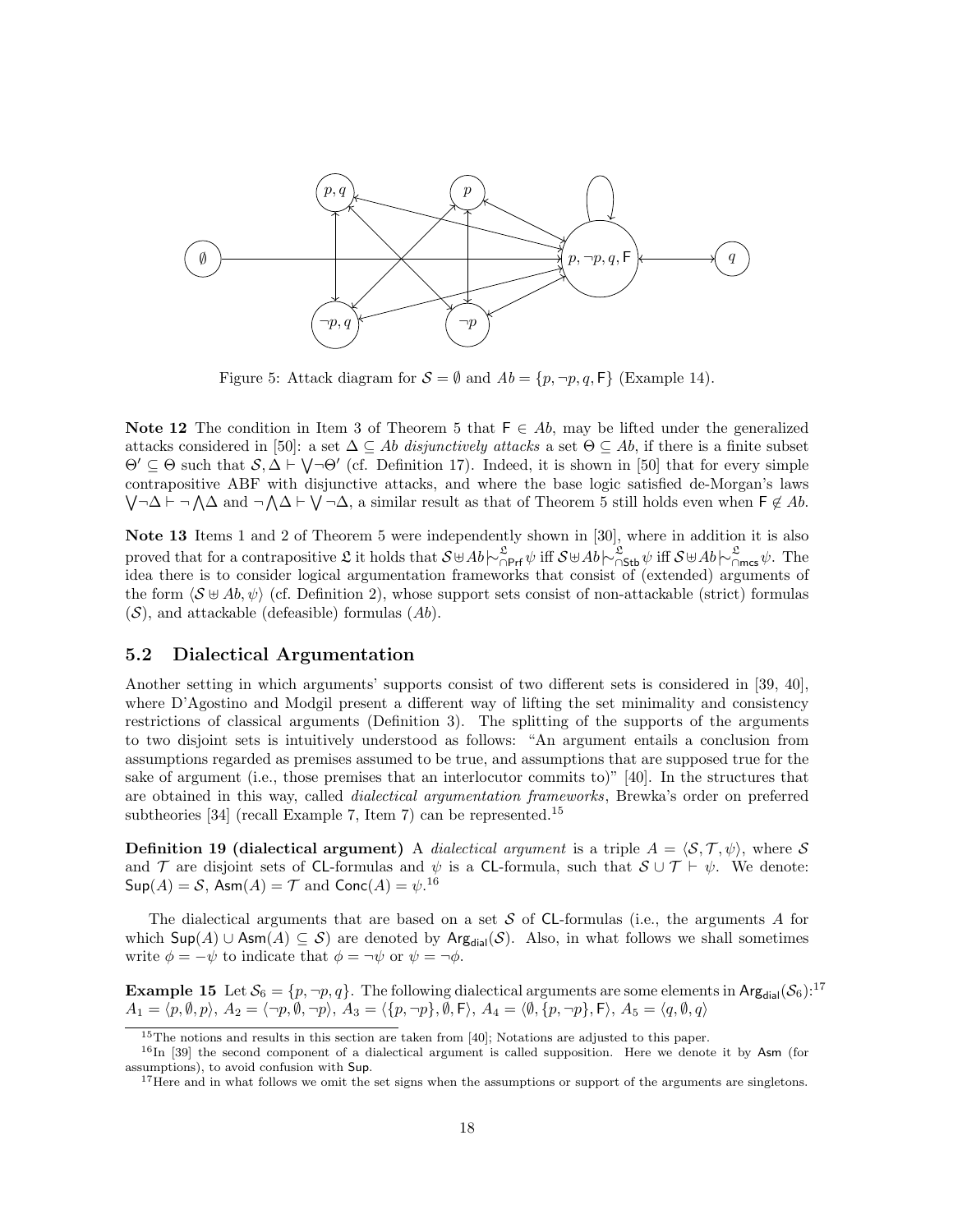Figure 5: Attack diagram for $\mathcal{S} = \emptyset$ and $Ab = \{p, \neg p, q, \mathsf{F}\}$ (Example 14).

**Note 12** The condition in Item 3 of Theorem 5 that $\mathsf{F} \in Ab$, may be lifted under the generalized attacks considered in [50]: a set $\Delta \subseteq Ab$ *disjunctively attacks* a set $\Theta \subseteq Ab$, if there is a finite subset $\Theta' \subseteq \Theta$ such that $\mathcal{S}, \Delta \vdash \bigvee \neg \Theta'$ (cf. Definition 17). Indeed, it is shown in [50] that for every simple contrapositive ABF with disjunctive attacks, and where the base logic satisfied de-Morgan's laws $\bigvee \neg \Delta \vdash \neg \bigwedge \Delta$ and $\neg \bigwedge \Delta \vdash \bigvee \neg \Delta$, a similar result as that of Theorem 5 still holds even when $\mathsf{F} \notin Ab$.

**Note 13** Items 1 and 2 of Theorem 5 were independently shown in [30], where in addition it is also proved that for a contrapositive $\mathfrak{L}$ it holds that $\mathcal{S} \uplus Ab \mid\!\sim^{\mathfrak{L}}_{\cap \mathsf{Prf}} \psi$ iff $\mathcal{S} \uplus Ab \mid\!\sim^{\mathfrak{L}}_{\cap \mathsf{Stb}} \psi$ iff $\mathcal{S} \uplus Ab \mid\!\sim^{\mathfrak{L}}_{\cap \mathsf{mcs}} \psi$. The idea there is to consider logical argumentation frameworks that consist of (extended) arguments of the form $\langle \mathcal{S} \uplus Ab, \psi \rangle$ (cf. Definition 2), whose support sets consist of non-attackable (strict) formulas ($\mathcal{S}$), and attackable (defeasible) formulas ($Ab$).

## 5.2 Dialectical Argumentation

Another setting in which arguments' supports consist of two different sets is considered in [39, 40], where D'Agostino and Modgil present a different way of lifting the set minimality and consistency restrictions of classical arguments (Definition 3). The splitting of the supports of the arguments to two disjoint sets is intuitively understood as follows: "An argument entails a conclusion from assumptions regarded as premises assumed to be true, and assumptions that are supposed true for the sake of argument (i.e., those premises that an interlocutor commits to)" [40]. In the structures that are obtained in this way, called *dialectical argumentation frameworks*, Brewka's order on preferred subtheories [34] (recall Example 7, Item 7) can be represented.[15]

**Definition 19 (dialectical argument)** A *dialectical argument* is a triple $A = \langle \mathcal{S}, \mathcal{T}, \psi \rangle$, where $\mathcal{S}$ and $\mathcal{T}$ are disjoint sets of $\mathsf{CL}$-formulas and $\psi$ is a $\mathsf{CL}$-formula, such that $\mathcal{S} \cup \mathcal{T} \vdash \psi$. We denote: $\mathsf{Sup}(A) = \mathcal{S}$, $\mathsf{Asm}(A) = \mathcal{T}$ and $\mathsf{Conc}(A) = \psi$.[16]

The dialectical arguments that are based on a set $\mathcal{S}$ of $\mathsf{CL}$-formulas (i.e., the arguments $A$ for which $\mathsf{Sup}(A) \cup \mathsf{Asm}(A) \subseteq \mathcal{S}$) are denoted by $\mathsf{Arg}_{\mathsf{dial}}(\mathcal{S})$. Also, in what follows we shall sometimes write $\phi = -\psi$ to indicate that $\phi = \neg \psi$ or $\psi = \neg \phi$.

**Example 15** Let $\mathcal{S}_6 = \{p, \neg p, q\}$. The following dialectical arguments are some elements in $\mathsf{Arg}_{\mathsf{dial}}(\mathcal{S}_6)$:[17] $A_1 = \langle p, \emptyset, p \rangle$, $A_2 = \langle \neg p, \emptyset, \neg p \rangle$, $A_3 = \langle \{p, \neg p\}, \emptyset, \mathsf{F} \rangle$, $A_4 = \langle \emptyset, \{p, \neg p\}, \mathsf{F} \rangle$, $A_5 = \langle q, \emptyset, q \rangle$

[15] The notions and results in this section are taken from [40]; Notations are adjusted to this paper.

[16] In [39] the second component of a dialectical argument is called supposition. Here we denote it by $\mathsf{Asm}$ (for assumptions), to avoid confusion with $\mathsf{Sup}$.

[17] Here and in what follows we omit the set signs when the assumptions or support of the arguments are singletons.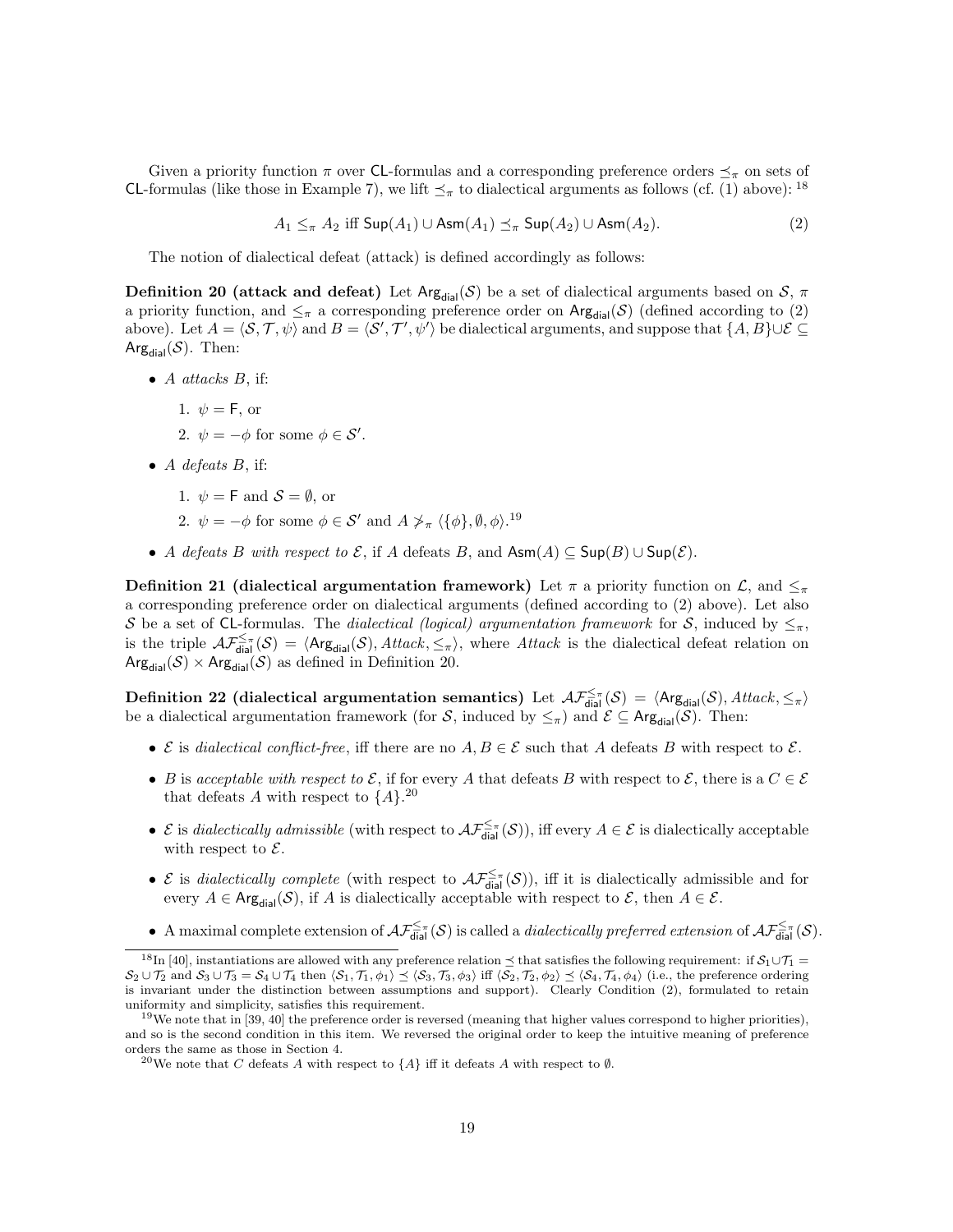Given a priority function $\pi$ over CL-formulas and a corresponding preference orders $\preceq_\pi$ on sets of CL-formulas (like those in Example 7), we lift $\preceq_\pi$ to dialectical arguments as follows (cf. (1) above): [18]

$$A_1 \leq_\pi A_2 \text{ iff } \mathsf{Sup}(A_1) \cup \mathsf{Asm}(A_1) \preceq_\pi \mathsf{Sup}(A_2) \cup \mathsf{Asm}(A_2). \tag{2}$$

The notion of dialectical defeat (attack) is defined accordingly as follows:

**Definition 20 (attack and defeat)** Let $\mathsf{Arg}_{\mathsf{dial}}(\mathcal{S})$ be a set of dialectical arguments based on $\mathcal{S}$, $\pi$ a priority function, and $\leq_\pi$ a corresponding preference order on $\mathsf{Arg}_{\mathsf{dial}}(\mathcal{S})$ (defined according to (2) above). Let $A = \langle \mathcal{S}, \mathcal{T}, \psi \rangle$ and $B = \langle \mathcal{S}', \mathcal{T}', \psi' \rangle$ be dialectical arguments, and suppose that $\{A, B\} \cup \mathcal{E} \subseteq \mathsf{Arg}_{\mathsf{dial}}(\mathcal{S})$. Then:

- *A attacks B*, if:
  1. $\psi = \mathsf{F}$, or
  2. $\psi = -\phi$ for some $\phi \in \mathcal{S}'$.
- *A defeats B*, if:
  1. $\psi = \mathsf{F}$ and $\mathcal{S} = \emptyset$, or
  2. $\psi = -\phi$ for some $\phi \in \mathcal{S}'$ and $A \not>_\pi \langle \{\phi\}, \emptyset, \phi \rangle$.[19]
- *A defeats B with respect to $\mathcal{E}$*, if $A$ defeats $B$, and $\mathsf{Asm}(A) \subseteq \mathsf{Sup}(B) \cup \mathsf{Sup}(\mathcal{E})$.

**Definition 21 (dialectical argumentation framework)** Let $\pi$ a priority function on $\mathcal{L}$, and $\leq_\pi$ a corresponding preference order on dialectical arguments (defined according to (2) above). Let also $\mathcal{S}$ be a set of CL-formulas. The *dialectical (logical) argumentation framework* for $\mathcal{S}$, induced by $\leq_\pi$, is the triple $\mathcal{AF}^{\leq_\pi}_{\mathsf{dial}}(\mathcal{S}) = \langle \mathsf{Arg}_{\mathsf{dial}}(\mathcal{S}), Attack, \leq_\pi \rangle$, where *Attack* is the dialectical defeat relation on $\mathsf{Arg}_{\mathsf{dial}}(\mathcal{S}) \times \mathsf{Arg}_{\mathsf{dial}}(\mathcal{S})$ as defined in Definition 20.

**Definition 22 (dialectical argumentation semantics)** Let $\mathcal{AF}^{\leq_\pi}_{\mathsf{dial}}(\mathcal{S}) = \langle \mathsf{Arg}_{\mathsf{dial}}(\mathcal{S}), Attack, \leq_\pi \rangle$ be a dialectical argumentation framework (for $\mathcal{S}$, induced by $\leq_\pi$) and $\mathcal{E} \subseteq \mathsf{Arg}_{\mathsf{dial}}(\mathcal{S})$. Then:

- $\mathcal{E}$ is *dialectical conflict-free*, iff there are no $A, B \in \mathcal{E}$ such that $A$ defeats $B$ with respect to $\mathcal{E}$.
- $B$ is *acceptable with respect to* $\mathcal{E}$, if for every $A$ that defeats $B$ with respect to $\mathcal{E}$, there is a $C \in \mathcal{E}$ that defeats $A$ with respect to $\{A\}$.[20]
- $\mathcal{E}$ is *dialectically admissible* (with respect to $\mathcal{AF}^{\leq_\pi}_{\mathsf{dial}}(\mathcal{S})$), iff every $A \in \mathcal{E}$ is dialectically acceptable with respect to $\mathcal{E}$.
- $\mathcal{E}$ is *dialectically complete* (with respect to $\mathcal{AF}^{\leq_\pi}_{\mathsf{dial}}(\mathcal{S})$), iff it is dialectically admissible and for every $A \in \mathsf{Arg}_{\mathsf{dial}}(\mathcal{S})$, if $A$ is dialectically acceptable with respect to $\mathcal{E}$, then $A \in \mathcal{E}$.
- A maximal complete extension of $\mathcal{AF}^{\leq_\pi}_{\mathsf{dial}}(\mathcal{S})$ is called a *dialectically preferred extension* of $\mathcal{AF}^{\leq_\pi}_{\mathsf{dial}}(\mathcal{S})$.

---

[18] In [40], instantiations are allowed with any preference relation $\preceq$ that satisfies the following requirement: if $\mathcal{S}_1 \cup \mathcal{T}_1 = \mathcal{S}_2 \cup \mathcal{T}_2$ and $\mathcal{S}_3 \cup \mathcal{T}_3 = \mathcal{S}_4 \cup \mathcal{T}_4$ then $\langle \mathcal{S}_1, \mathcal{T}_1, \phi_1 \rangle \preceq \langle \mathcal{S}_3, \mathcal{T}_3, \phi_3 \rangle$ iff $\langle \mathcal{S}_2, \mathcal{T}_2, \phi_2 \rangle \preceq \langle \mathcal{S}_4, \mathcal{T}_4, \phi_4 \rangle$ (i.e., the preference ordering is invariant under the distinction between assumptions and support). Clearly Condition (2), formulated to retain uniformity and simplicity, satisfies this requirement.

[19] We note that in [39, 40] the preference order is reversed (meaning that higher values correspond to higher priorities), and so is the second condition in this item. We reversed the original order to keep the intuitive meaning of preference orders the same as those in Section 4.

[20] We note that $C$ defeats $A$ with respect to $\{A\}$ iff it defeats $A$ with respect to $\emptyset$.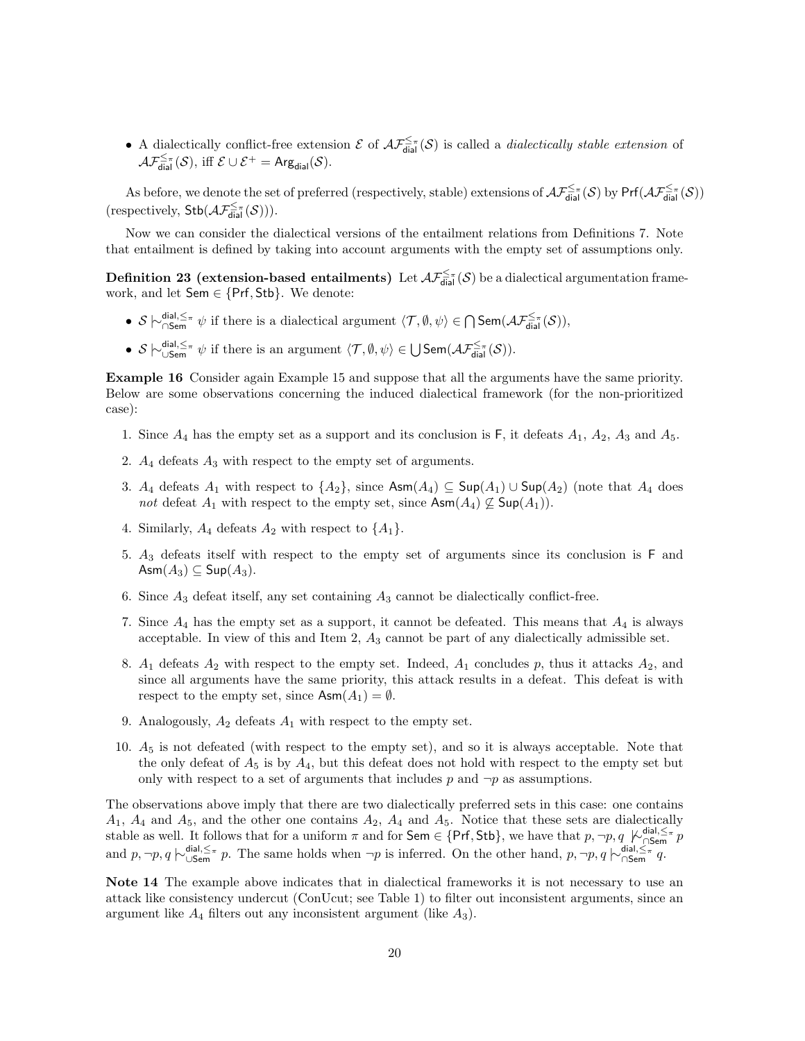- A dialectically conflict-free extension $\mathcal{E}$ of $\mathcal{AF}^{\leq_\pi}_{\mathsf{dial}}(\mathcal{S})$ is called a *dialectically stable extension* of $\mathcal{AF}^{\leq_\pi}_{\mathsf{dial}}(\mathcal{S})$, iff $\mathcal{E} \cup \mathcal{E}^+ = \mathsf{Arg}_{\mathsf{dial}}(\mathcal{S})$.

As before, we denote the set of preferred (respectively, stable) extensions of $\mathcal{AF}^{\leq_\pi}_{\mathsf{dial}}(\mathcal{S})$ by $\mathsf{Prf}(\mathcal{AF}^{\leq_\pi}_{\mathsf{dial}}(\mathcal{S}))$ (respectively, $\mathsf{Stb}(\mathcal{AF}^{\leq_\pi}_{\mathsf{dial}}(\mathcal{S}))$).

Now we can consider the dialectical versions of the entailment relations from Definitions 7. Note that entailment is defined by taking into account arguments with the empty set of assumptions only.

**Definition 23 (extension-based entailments)** Let $\mathcal{AF}^{\leq_\pi}_{\mathsf{dial}}(\mathcal{S})$ be a dialectical argumentation framework, and let $\mathsf{Sem} \in \{\mathsf{Prf}, \mathsf{Stb}\}$. We denote:

- $\mathcal{S} \mid\!\sim^{\mathsf{dial},\leq_\pi}_{\cap\mathsf{Sem}} \psi$ if there is a dialectical argument $\langle \mathcal{T}, \emptyset, \psi \rangle \in \bigcap \mathsf{Sem}(\mathcal{AF}^{\leq_\pi}_{\mathsf{dial}}(\mathcal{S}))$,
- $\mathcal{S} \mid\!\sim^{\mathsf{dial},\leq_\pi}_{\cup\mathsf{Sem}} \psi$ if there is an argument $\langle \mathcal{T}, \emptyset, \psi \rangle \in \bigcup \mathsf{Sem}(\mathcal{AF}^{\leq_\pi}_{\mathsf{dial}}(\mathcal{S}))$.

**Example 16** Consider again Example 15 and suppose that all the arguments have the same priority. Below are some observations concerning the induced dialectical framework (for the non-prioritized case):

1. Since $A_4$ has the empty set as a support and its conclusion is $\mathsf{F}$, it defeats $A_1$, $A_2$, $A_3$ and $A_5$.
2. $A_4$ defeats $A_3$ with respect to the empty set of arguments.
3. $A_4$ defeats $A_1$ with respect to $\{A_2\}$, since $\mathsf{Asm}(A_4) \subseteq \mathsf{Sup}(A_1) \cup \mathsf{Sup}(A_2)$ (note that $A_4$ does *not* defeat $A_1$ with respect to the empty set, since $\mathsf{Asm}(A_4) \not\subseteq \mathsf{Sup}(A_1)$).
4. Similarly, $A_4$ defeats $A_2$ with respect to $\{A_1\}$.
5. $A_3$ defeats itself with respect to the empty set of arguments since its conclusion is $\mathsf{F}$ and $\mathsf{Asm}(A_3) \subseteq \mathsf{Sup}(A_3)$.
6. Since $A_3$ defeat itself, any set containing $A_3$ cannot be dialectically conflict-free.
7. Since $A_4$ has the empty set as a support, it cannot be defeated. This means that $A_4$ is always acceptable. In view of this and Item 2, $A_3$ cannot be part of any dialectically admissible set.
8. $A_1$ defeats $A_2$ with respect to the empty set. Indeed, $A_1$ concludes $p$, thus it attacks $A_2$, and since all arguments have the same priority, this attack results in a defeat. This defeat is with respect to the empty set, since $\mathsf{Asm}(A_1) = \emptyset$.
9. Analogously, $A_2$ defeats $A_1$ with respect to the empty set.
10. $A_5$ is not defeated (with respect to the empty set), and so it is always acceptable. Note that the only defeat of $A_5$ is by $A_4$, but this defeat does not hold with respect to the empty set but only with respect to a set of arguments that includes $p$ and $\neg p$ as assumptions.

The observations above imply that there are two dialectically preferred sets in this case: one contains $A_1$, $A_4$ and $A_5$, and the other one contains $A_2$, $A_4$ and $A_5$. Notice that these sets are dialectically stable as well. It follows that for a uniform $\pi$ and for $\mathsf{Sem} \in \{\mathsf{Prf}, \mathsf{Stb}\}$, we have that $p, \neg p, q \not\mid\!\sim^{\mathsf{dial},\leq_\pi}_{\cap\mathsf{Sem}} p$ and $p, \neg p, q \mid\!\sim^{\mathsf{dial},\leq_\pi}_{\cup\mathsf{Sem}} p$. The same holds when $\neg p$ is inferred. On the other hand, $p, \neg p, q \mid\!\sim^{\mathsf{dial},\leq_\pi}_{\cap\mathsf{Sem}} q$.

**Note 14** The example above indicates that in dialectical frameworks it is not necessary to use an attack like consistency undercut (ConUcut; see Table 1) to filter out inconsistent arguments, since an argument like $A_4$ filters out any inconsistent argument (like $A_3$).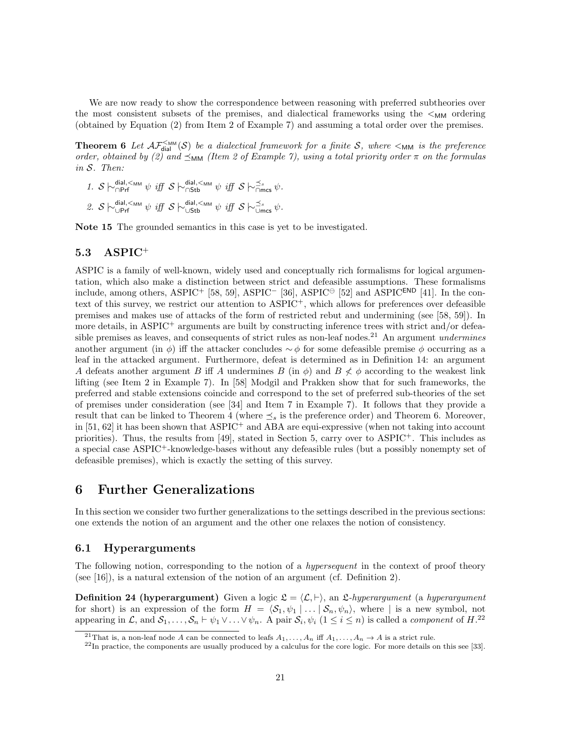We are now ready to show the correspondence between reasoning with preferred subtheories over the most consistent subsets of the premises, and dialectical frameworks using the $<_{\mathsf{MM}}$ ordering (obtained by Equation (2) from Item 2 of Example 7) and assuming a total order over the premises.

**Theorem 6** *Let $\mathcal{AF}^{<_{\mathsf{MM}}}_{\mathsf{dial}}(\mathcal{S})$ be a dialectical framework for a finite $\mathcal{S}$, where $<_{\mathsf{MM}}$ is the preference order, obtained by (2) and $\preceq_{\mathsf{MM}}$ (Item 2 of Example 7), using a total priority order $\pi$ on the formulas in $\mathcal{S}$. Then:*

1. $\mathcal{S} \mathrel{|\!\sim}^{\mathsf{dial},<_{\mathsf{MM}}}_{\cap\mathsf{Prf}} \psi$ *iff* $\mathcal{S} \mathrel{|\!\sim}^{\mathsf{dial},<_{\mathsf{MM}}}_{\cap\mathsf{Stb}} \psi$ *iff* $\mathcal{S} \mathrel{|\!\sim}^{\preceq_s}_{\cap\mathsf{mcs}} \psi$.
2. $\mathcal{S} \mathrel{|\!\sim}^{\mathsf{dial},<_{\mathsf{MM}}}_{\cup\mathsf{Prf}} \psi$ *iff* $\mathcal{S} \mathrel{|\!\sim}^{\mathsf{dial},<_{\mathsf{MM}}}_{\cup\mathsf{Stb}} \psi$ *iff* $\mathcal{S} \mathrel{|\!\sim}^{\preceq_s}_{\cup\mathsf{mcs}} \psi$.

**Note 15** The grounded semantics in this case is yet to be investigated.

### 5.3 ASPIC$^+$

ASPIC is a family of well-known, widely used and conceptually rich formalisms for logical argumentation, which also make a distinction between strict and defeasible assumptions. These formalisms include, among others, ASPIC$^+$ [58, 59], ASPIC$^-$ [36], ASPIC$^\ominus$ [52] and ASPIC$^{\mathsf{END}}$ [41]. In the context of this survey, we restrict our attention to ASPIC$^+$, which allows for preferences over defeasible premises and makes use of attacks of the form of restricted rebut and undermining (see [58, 59]). In more details, in ASPIC$^+$ arguments are built by constructing inference trees with strict and/or defeasible premises as leaves, and consequents of strict rules as non-leaf nodes.[21] An argument *undermines* another argument (in $\phi$) iff the attacker concludes $\sim\phi$ for some defeasible premise $\phi$ occurring as a leaf in the attacked argument. Furthermore, defeat is determined as in Definition 14: an argument $A$ defeats another argument $B$ iff $A$ undermines $B$ (in $\phi$) and $B \not< \phi$ according to the weakest link lifting (see Item 2 in Example 7). In [58] Modgil and Prakken show that for such frameworks, the preferred and stable extensions coincide and correspond to the set of preferred sub-theories of the set of premises under consideration (see [34] and Item 7 in Example 7). It follows that they provide a result that can be linked to Theorem 4 (where $\preceq_s$ is the preference order) and Theorem 6. Moreover, in [51, 62] it has been shown that ASPIC$^+$ and ABA are equi-expressive (when not taking into account priorities). Thus, the results from [49], stated in Section 5, carry over to ASPIC$^+$. This includes as a special case ASPIC$^+$-knowledge-bases without any defeasible rules (but a possibly nonempty set of defeasible premises), which is exactly the setting of this survey.

## 6 Further Generalizations

In this section we consider two further generalizations to the settings described in the previous sections: one extends the notion of an argument and the other one relaxes the notion of consistency.

### 6.1 Hyperarguments

The following notion, corresponding to the notion of a *hypersequent* in the context of proof theory (see [16]), is a natural extension of the notion of an argument (cf. Definition 2).

**Definition 24 (hyperargument)** Given a logic $\mathfrak{L} = \langle \mathcal{L}, \vdash \rangle$, an $\mathfrak{L}$-*hyperargument* (a *hyperargument* for short) is an expression of the form $H = \langle \mathcal{S}_1, \psi_1 \mid \ldots \mid \mathcal{S}_n, \psi_n \rangle$, where $\mid$ is a new symbol, not appearing in $\mathcal{L}$, and $\mathcal{S}_1, \ldots, \mathcal{S}_n \vdash \psi_1 \vee \ldots \vee \psi_n$. A pair $\mathcal{S}_i, \psi_i$ ($1 \leq i \leq n$) is called a *component* of $H$.[22]

[21] That is, a non-leaf node $A$ can be connected to leafs $A_1, \ldots, A_n$ iff $A_1, \ldots, A_n \to A$ is a strict rule.

[22] In practice, the components are usually produced by a calculus for the core logic. For more details on this see [33].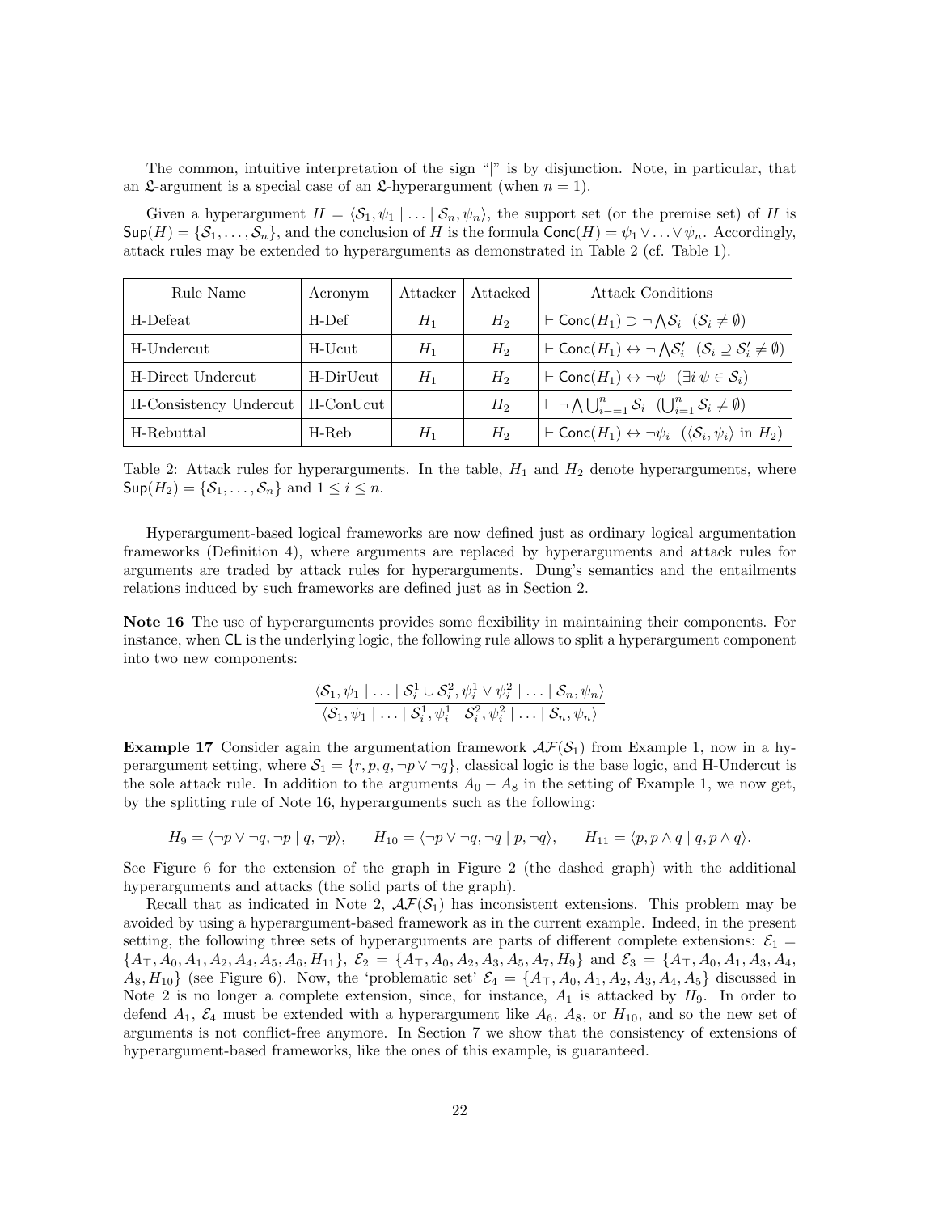The common, intuitive interpretation of the sign "|" is by disjunction. Note, in particular, that an $\mathfrak{L}$-argument is a special case of an $\mathfrak{L}$-hyperargument (when $n = 1$).

Given a hyperargument $H = \langle \mathcal{S}_1, \psi_1 \mid \ldots \mid \mathcal{S}_n, \psi_n \rangle$, the support set (or the premise set) of $H$ is $\mathsf{Sup}(H) = \{\mathcal{S}_1, \ldots, \mathcal{S}_n\}$, and the conclusion of $H$ is the formula $\mathsf{Conc}(H) = \psi_1 \vee \ldots \vee \psi_n$. Accordingly, attack rules may be extended to hyperarguments as demonstrated in Table 2 (cf. Table 1).

| Rule Name | Acronym | Attacker | Attacked | Attack Conditions |
|---|---|---|---|---|
| H-Defeat | H-Def | $H_1$ | $H_2$ | $\vdash \mathsf{Conc}(H_1) \supset \neg \bigwedge \mathcal{S}_i \;\; (\mathcal{S}_i \neq \emptyset)$ |
| H-Undercut | H-Ucut | $H_1$ | $H_2$ | $\vdash \mathsf{Conc}(H_1) \leftrightarrow \neg \bigwedge \mathcal{S}'_i \;\; (\mathcal{S}_i \supseteq \mathcal{S}'_i \neq \emptyset)$ |
| H-Direct Undercut | H-DirUcut | $H_1$ | $H_2$ | $\vdash \mathsf{Conc}(H_1) \leftrightarrow \neg \psi \;\; (\exists i \; \psi \in \mathcal{S}_i)$ |
| H-Consistency Undercut | H-ConUcut | | $H_2$ | $\vdash \neg \bigwedge \bigcup_{i=1}^{n} \mathcal{S}_i \;\; (\bigcup_{i=1}^{n} \mathcal{S}_i \neq \emptyset)$ |
| H-Rebuttal | H-Reb | $H_1$ | $H_2$ | $\vdash \mathsf{Conc}(H_1) \leftrightarrow \neg \psi_i \;\; (\langle \mathcal{S}_i, \psi_i \rangle \text{ in } H_2)$ |

Table 2: Attack rules for hyperarguments. In the table, $H_1$ and $H_2$ denote hyperarguments, where $\mathsf{Sup}(H_2) = \{\mathcal{S}_1, \ldots, \mathcal{S}_n\}$ and $1 \leq i \leq n$.

Hyperargument-based logical frameworks are now defined just as ordinary logical argumentation frameworks (Definition 4), where arguments are replaced by hyperarguments and attack rules for arguments are traded by attack rules for hyperarguments. Dung's semantics and the entailments relations induced by such frameworks are defined just as in Section 2.

**Note 16** The use of hyperarguments provides some flexibility in maintaining their components. For instance, when $\mathsf{CL}$ is the underlying logic, the following rule allows to split a hyperargument component into two new components:

$$\frac{\langle \mathcal{S}_1, \psi_1 \mid \ldots \mid \mathcal{S}_i^1 \cup \mathcal{S}_i^2, \psi_i^1 \vee \psi_i^2 \mid \ldots \mid \mathcal{S}_n, \psi_n \rangle}{\langle \mathcal{S}_1, \psi_1 \mid \ldots \mid \mathcal{S}_i^1, \psi_i^1 \mid \mathcal{S}_i^2, \psi_i^2 \mid \ldots \mid \mathcal{S}_n, \psi_n \rangle}$$

**Example 17** Consider again the argumentation framework $\mathcal{AF}(\mathcal{S}_1)$ from Example 1, now in a hyperargument setting, where $\mathcal{S}_1 = \{r, p, q, \neg p \vee \neg q\}$, classical logic is the base logic, and H-Undercut is the sole attack rule. In addition to the arguments $A_0 - A_8$ in the setting of Example 1, we now get, by the splitting rule of Note 16, hyperarguments such as the following:

$$H_9 = \langle \neg p \vee \neg q, \neg p \mid q, \neg p \rangle, \qquad H_{10} = \langle \neg p \vee \neg q, \neg q \mid p, \neg q \rangle, \qquad H_{11} = \langle p, p \wedge q \mid q, p \wedge q \rangle.$$

See Figure 6 for the extension of the graph in Figure 2 (the dashed graph) with the additional hyperarguments and attacks (the solid parts of the graph).

Recall that as indicated in Note 2, $\mathcal{AF}(\mathcal{S}_1)$ has inconsistent extensions. This problem may be avoided by using a hyperargument-based framework as in the current example. Indeed, in the present setting, the following three sets of hyperarguments are parts of different complete extensions: $\mathcal{E}_1 = \{A_\top, A_0, A_1, A_2, A_4, A_5, A_6, H_{11}\}$, $\mathcal{E}_2 = \{A_\top, A_0, A_2, A_3, A_5, A_7, H_9\}$ and $\mathcal{E}_3 = \{A_\top, A_0, A_1, A_3, A_4, A_8, H_{10}\}$ (see Figure 6). Now, the 'problematic set' $\mathcal{E}_4 = \{A_\top, A_0, A_1, A_2, A_3, A_4, A_5\}$ discussed in Note 2 is no longer a complete extension, since, for instance, $A_1$ is attacked by $H_9$. In order to defend $A_1$, $\mathcal{E}_4$ must be extended with a hyperargument like $A_6$, $A_8$, or $H_{10}$, and so the new set of arguments is not conflict-free anymore. In Section 7 we show that the consistency of extensions of hyperargument-based frameworks, like the ones of this example, is guaranteed.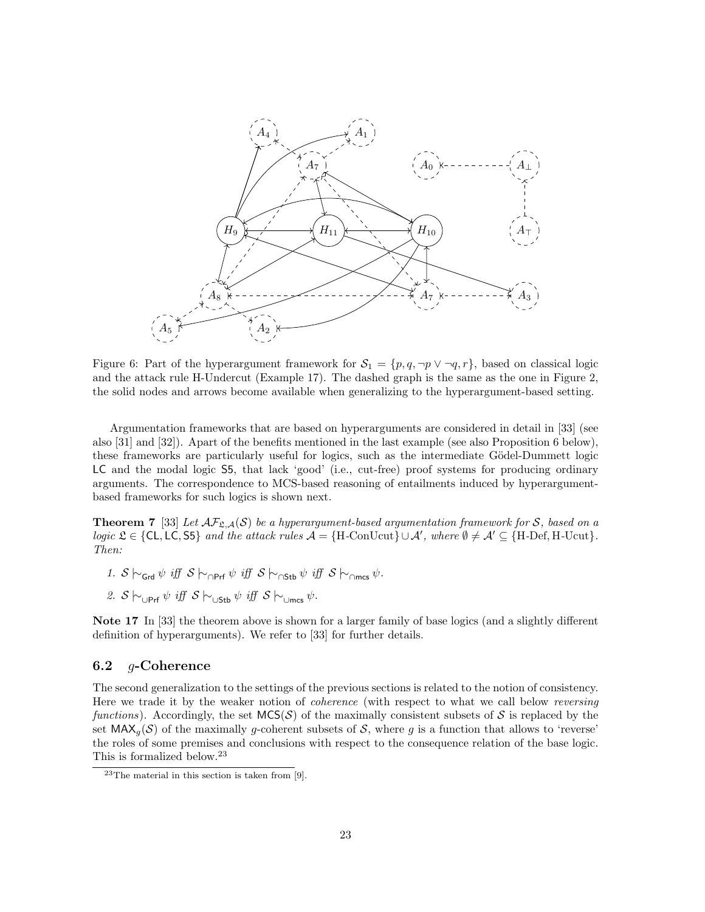Figure 6: Part of the hyperargument framework for $\mathcal{S}_1 = \{p, q, \neg p \vee \neg q, r\}$, based on classical logic and the attack rule H-Undercut (Example 17). The dashed graph is the same as the one in Figure 2, the solid nodes and arrows become available when generalizing to the hyperargument-based setting.

Argumentation frameworks that are based on hyperarguments are considered in detail in [33] (see also [31] and [32]). Apart of the benefits mentioned in the last example (see also Proposition 6 below), these frameworks are particularly useful for logics, such as the intermediate Gödel-Dummett logic LC and the modal logic S5, that lack 'good' (i.e., cut-free) proof systems for producing ordinary arguments. The correspondence to MCS-based reasoning of entailments induced by hyperargument-based frameworks for such logics is shown next.

**Theorem 7** [33] *Let $\mathcal{AF}_{\mathfrak{L},\mathcal{A}}(\mathcal{S})$ be a hyperargument-based argumentation framework for $\mathcal{S}$, based on a logic $\mathfrak{L} \in \{\mathsf{CL}, \mathsf{LC}, \mathsf{S5}\}$ and the attack rules $\mathcal{A} = \{\text{H-ConUcut}\} \cup \mathcal{A}'$, where $\emptyset \neq \mathcal{A}' \subseteq \{\text{H-Def}, \text{H-Ucut}\}$. Then:*

1. $\mathcal{S} \mid\!\sim_{\mathsf{Grd}} \psi$ *iff* $\mathcal{S} \mid\!\sim_{\cap\mathsf{Prf}} \psi$ *iff* $\mathcal{S} \mid\!\sim_{\cap\mathsf{Stb}} \psi$ *iff* $\mathcal{S} \mid\!\sim_{\cap\mathsf{mcs}} \psi$.
2. $\mathcal{S} \mid\!\sim_{\cup\mathsf{Prf}} \psi$ *iff* $\mathcal{S} \mid\!\sim_{\cup\mathsf{Stb}} \psi$ *iff* $\mathcal{S} \mid\!\sim_{\cup\mathsf{mcs}} \psi$.

**Note 17** In [33] the theorem above is shown for a larger family of base logics (and a slightly different definition of hyperarguments). We refer to [33] for further details.

### 6.2 $g$-Coherence

The second generalization to the settings of the previous sections is related to the notion of consistency. Here we trade it by the weaker notion of *coherence* (with respect to what we call below *reversing functions*). Accordingly, the set $\mathsf{MCS}(\mathcal{S})$ of the maximally consistent subsets of $\mathcal{S}$ is replaced by the set $\mathsf{MAX}_g(\mathcal{S})$ of the maximally $g$-coherent subsets of $\mathcal{S}$, where $g$ is a function that allows to 'reverse' the roles of some premises and conclusions with respect to the consequence relation of the base logic. This is formalized below.[23]

[23] The material in this section is taken from [9].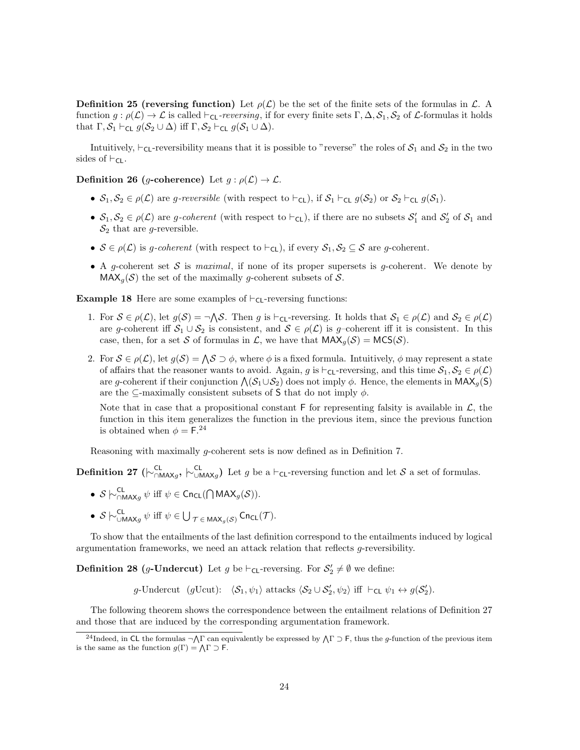**Definition 25 (reversing function)** Let $\rho(\mathcal{L})$ be the set of the finite sets of the formulas in $\mathcal{L}$. A function $g : \rho(\mathcal{L}) \to \mathcal{L}$ is called $\vdash_{\mathsf{CL}}$*-reversing*, if for every finite sets $\Gamma, \Delta, \mathcal{S}_1, \mathcal{S}_2$ of $\mathcal{L}$-formulas it holds that $\Gamma, \mathcal{S}_1 \vdash_{\mathsf{CL}} g(\mathcal{S}_2 \cup \Delta)$ iff $\Gamma, \mathcal{S}_2 \vdash_{\mathsf{CL}} g(\mathcal{S}_1 \cup \Delta)$.

Intuitively, $\vdash_{\mathsf{CL}}$-reversibility means that it is possible to "reverse" the roles of $\mathcal{S}_1$ and $\mathcal{S}_2$ in the two sides of $\vdash_{\mathsf{CL}}$.

**Definition 26 ($g$-coherence)** Let $g : \rho(\mathcal{L}) \to \mathcal{L}$.

- $\mathcal{S}_1, \mathcal{S}_2 \in \rho(\mathcal{L})$ are *$g$-reversible* (with respect to $\vdash_{\mathsf{CL}}$), if $\mathcal{S}_1 \vdash_{\mathsf{CL}} g(\mathcal{S}_2)$ or $\mathcal{S}_2 \vdash_{\mathsf{CL}} g(\mathcal{S}_1)$.
- $\mathcal{S}_1, \mathcal{S}_2 \in \rho(\mathcal{L})$ are *$g$-coherent* (with respect to $\vdash_{\mathsf{CL}}$), if there are no subsets $\mathcal{S}_1'$ and $\mathcal{S}_2'$ of $\mathcal{S}_1$ and $\mathcal{S}_2$ that are $g$-reversible.
- $\mathcal{S} \in \rho(\mathcal{L})$ is *$g$-coherent* (with respect to $\vdash_{\mathsf{CL}}$), if every $\mathcal{S}_1, \mathcal{S}_2 \subseteq \mathcal{S}$ are $g$-coherent.
- A $g$-coherent set $\mathcal{S}$ is *maximal*, if none of its proper supersets is $g$-coherent. We denote by $\mathsf{MAX}_g(\mathcal{S})$ the set of the maximally $g$-coherent subsets of $\mathcal{S}$.

**Example 18** Here are some examples of $\vdash_{\mathsf{CL}}$-reversing functions:

1. For $\mathcal{S} \in \rho(\mathcal{L})$, let $g(\mathcal{S}) = \neg \bigwedge \mathcal{S}$. Then $g$ is $\vdash_{\mathsf{CL}}$-reversing. It holds that $\mathcal{S}_1 \in \rho(\mathcal{L})$ and $\mathcal{S}_2 \in \rho(\mathcal{L})$ are $g$-coherent iff $\mathcal{S}_1 \cup \mathcal{S}_2$ is consistent, and $\mathcal{S} \in \rho(\mathcal{L})$ is $g$–coherent iff it is consistent. In this case, then, for a set $\mathcal{S}$ of formulas in $\mathcal{L}$, we have that $\mathsf{MAX}_g(\mathcal{S}) = \mathsf{MCS}(\mathcal{S})$.

2. For $\mathcal{S} \in \rho(\mathcal{L})$, let $g(\mathcal{S}) = \bigwedge \mathcal{S} \supset \phi$, where $\phi$ is a fixed formula. Intuitively, $\phi$ may represent a state of affairs that the reasoner wants to avoid. Again, $g$ is $\vdash_{\mathsf{CL}}$-reversing, and this time $\mathcal{S}_1, \mathcal{S}_2 \in \rho(\mathcal{L})$ are $g$-coherent if their conjunction $\bigwedge(\mathcal{S}_1 \cup \mathcal{S}_2)$ does not imply $\phi$. Hence, the elements in $\mathsf{MAX}_g(\mathsf{S})$ are the $\subseteq$-maximally consistent subsets of $\mathsf{S}$ that do not imply $\phi$.

   Note that in case that a propositional constant $\mathsf{F}$ for representing falsity is available in $\mathcal{L}$, the function in this item generalizes the function in the previous item, since the previous function is obtained when $\phi = \mathsf{F}$.[24]

Reasoning with maximally $g$-coherent sets is now defined as in Definition 7.

**Definition 27 ($\mid\!\sim^{\mathsf{CL}}_{\cap\mathsf{MAX}_g}$, $\mid\!\sim^{\mathsf{CL}}_{\cup\mathsf{MAX}_g}$)** Let $g$ be a $\vdash_{\mathsf{CL}}$-reversing function and let $\mathcal{S}$ a set of formulas.

- $\mathcal{S} \mid\!\sim^{\mathsf{CL}}_{\cap\mathsf{MAX}_g} \psi$ iff $\psi \in \mathsf{Cn}_{\mathsf{CL}}(\bigcap \mathsf{MAX}_g(\mathcal{S}))$.
- $\mathcal{S} \mid\!\sim^{\mathsf{CL}}_{\cup\mathsf{MAX}_g} \psi$ iff $\psi \in \bigcup_{\mathcal{T} \in \mathsf{MAX}_g(\mathcal{S})} \mathsf{Cn}_{\mathsf{CL}}(\mathcal{T})$.

To show that the entailments of the last definition correspond to the entailments induced by logical argumentation frameworks, we need an attack relation that reflects $g$-reversibility.

**Definition 28 ($g$-Undercut)** Let $g$ be $\vdash_{\mathsf{CL}}$-reversing. For $\mathcal{S}_2' \neq \emptyset$ we define:

$$g\text{-Undercut}\ \ (g\text{Ucut}):\quad \langle \mathcal{S}_1, \psi_1 \rangle \text{ attacks } \langle \mathcal{S}_2 \cup \mathcal{S}_2', \psi_2 \rangle \text{ iff } \vdash_{\mathsf{CL}} \psi_1 \leftrightarrow g(\mathcal{S}_2').$$

The following theorem shows the correspondence between the entailment relations of Definition 27 and those that are induced by the corresponding argumentation framework.

---

[24] Indeed, in $\mathsf{CL}$ the formulas $\neg \bigwedge \Gamma$ can equivalently be expressed by $\bigwedge \Gamma \supset \mathsf{F}$, thus the $g$-function of the previous item is the same as the function $g(\Gamma) = \bigwedge \Gamma \supset \mathsf{F}$.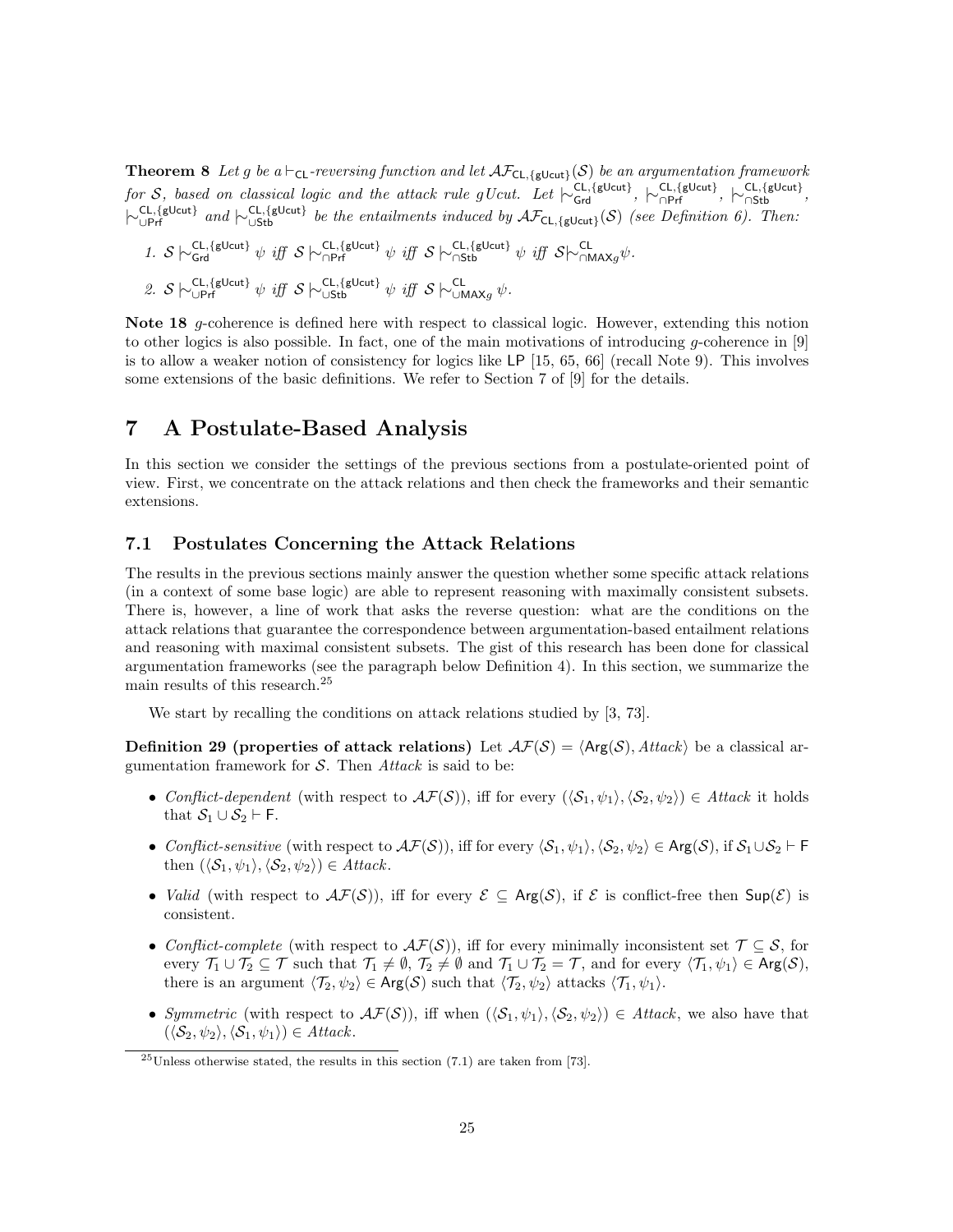**Theorem 8** *Let $g$ be a $\vdash_{\mathsf{CL}}$-reversing function and let $\mathcal{AF}_{\mathsf{CL},\{\mathsf{gUcut}\}}(\mathcal{S})$ be an argumentation framework for $\mathcal{S}$, based on classical logic and the attack rule $g$Ucut. Let $\mid\!\sim^{\mathsf{CL},\{\mathsf{gUcut}\}}_{\mathsf{Grd}}$, $\mid\!\sim^{\mathsf{CL},\{\mathsf{gUcut}\}}_{\cap\mathsf{Prf}}$, $\mid\!\sim^{\mathsf{CL},\{\mathsf{gUcut}\}}_{\cap\mathsf{Stb}}$, $\mid\!\sim^{\mathsf{CL},\{\mathsf{gUcut}\}}_{\cup\mathsf{Prf}}$ and $\mid\!\sim^{\mathsf{CL},\{\mathsf{gUcut}\}}_{\cup\mathsf{Stb}}$ be the entailments induced by $\mathcal{AF}_{\mathsf{CL},\{\mathsf{gUcut}\}}(\mathcal{S})$ (see Definition 6). Then:*

1. $\mathcal{S} \mid\!\sim^{\mathsf{CL},\{\mathsf{gUcut}\}}_{\mathsf{Grd}} \psi$ *iff* $\mathcal{S} \mid\!\sim^{\mathsf{CL},\{\mathsf{gUcut}\}}_{\cap\mathsf{Prf}} \psi$ *iff* $\mathcal{S} \mid\!\sim^{\mathsf{CL},\{\mathsf{gUcut}\}}_{\cap\mathsf{Stb}} \psi$ *iff* $\mathcal{S} \mid\!\sim^{\mathsf{CL}}_{\cap\mathsf{MAX}_g} \psi$.
2. $\mathcal{S} \mid\!\sim^{\mathsf{CL},\{\mathsf{gUcut}\}}_{\cup\mathsf{Prf}} \psi$ *iff* $\mathcal{S} \mid\!\sim^{\mathsf{CL},\{\mathsf{gUcut}\}}_{\cup\mathsf{Stb}} \psi$ *iff* $\mathcal{S} \mid\!\sim^{\mathsf{CL}}_{\cup\mathsf{MAX}_g} \psi$.

**Note 18** $g$-coherence is defined here with respect to classical logic. However, extending this notion to other logics is also possible. In fact, one of the main motivations of introducing $g$-coherence in [9] is to allow a weaker notion of consistency for logics like LP [15, 65, 66] (recall Note 9). This involves some extensions of the basic definitions. We refer to Section 7 of [9] for the details.

# 7 A Postulate-Based Analysis

In this section we consider the settings of the previous sections from a postulate-oriented point of view. First, we concentrate on the attack relations and then check the frameworks and their semantic extensions.

## 7.1 Postulates Concerning the Attack Relations

The results in the previous sections mainly answer the question whether some specific attack relations (in a context of some base logic) are able to represent reasoning with maximally consistent subsets. There is, however, a line of work that asks the reverse question: what are the conditions on the attack relations that guarantee the correspondence between argumentation-based entailment relations and reasoning with maximal consistent subsets. The gist of this research has been done for classical argumentation frameworks (see the paragraph below Definition 4). In this section, we summarize the main results of this research.[25]

We start by recalling the conditions on attack relations studied by [3, 73].

**Definition 29 (properties of attack relations)** Let $\mathcal{AF}(\mathcal{S}) = \langle \mathsf{Arg}(\mathcal{S}), \mathit{Attack}\rangle$ be a classical argumentation framework for $\mathcal{S}$. Then *Attack* is said to be:

- *Conflict-dependent* (with respect to $\mathcal{AF}(\mathcal{S})$), iff for every $(\langle \mathcal{S}_1, \psi_1\rangle, \langle \mathcal{S}_2, \psi_2\rangle) \in \mathit{Attack}$ it holds that $\mathcal{S}_1 \cup \mathcal{S}_2 \vdash \mathsf{F}$.
- *Conflict-sensitive* (with respect to $\mathcal{AF}(\mathcal{S})$), iff for every $\langle \mathcal{S}_1, \psi_1\rangle, \langle \mathcal{S}_2, \psi_2\rangle \in \mathsf{Arg}(\mathcal{S})$, if $\mathcal{S}_1 \cup \mathcal{S}_2 \vdash \mathsf{F}$ then $(\langle \mathcal{S}_1, \psi_1\rangle, \langle \mathcal{S}_2, \psi_2\rangle) \in \mathit{Attack}$.
- *Valid* (with respect to $\mathcal{AF}(\mathcal{S})$), iff for every $\mathcal{E} \subseteq \mathsf{Arg}(\mathcal{S})$, if $\mathcal{E}$ is conflict-free then $\mathsf{Sup}(\mathcal{E})$ is consistent.
- *Conflict-complete* (with respect to $\mathcal{AF}(\mathcal{S})$), iff for every minimally inconsistent set $\mathcal{T} \subseteq \mathcal{S}$, for every $\mathcal{T}_1 \cup \mathcal{T}_2 \subseteq \mathcal{T}$ such that $\mathcal{T}_1 \neq \emptyset$, $\mathcal{T}_2 \neq \emptyset$ and $\mathcal{T}_1 \cup \mathcal{T}_2 = \mathcal{T}$, and for every $\langle \mathcal{T}_1, \psi_1\rangle \in \mathsf{Arg}(\mathcal{S})$, there is an argument $\langle \mathcal{T}_2, \psi_2\rangle \in \mathsf{Arg}(\mathcal{S})$ such that $\langle \mathcal{T}_2, \psi_2\rangle$ attacks $\langle \mathcal{T}_1, \psi_1\rangle$.
- *Symmetric* (with respect to $\mathcal{AF}(\mathcal{S})$), iff when $(\langle \mathcal{S}_1, \psi_1\rangle, \langle \mathcal{S}_2, \psi_2\rangle) \in \mathit{Attack}$, we also have that $(\langle \mathcal{S}_2, \psi_2\rangle, \langle \mathcal{S}_1, \psi_1\rangle) \in \mathit{Attack}$.

[25] Unless otherwise stated, the results in this section (7.1) are taken from [73].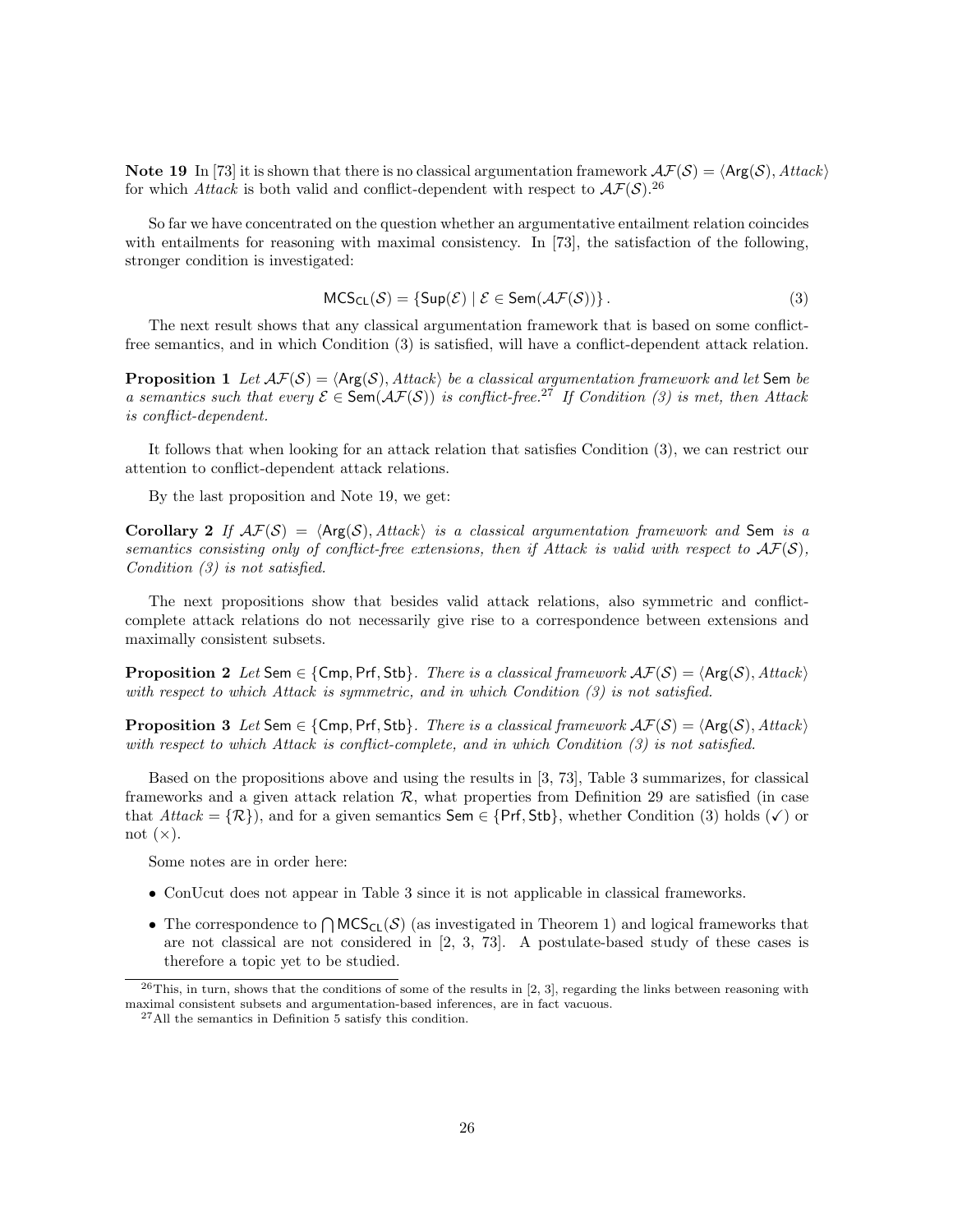**Note 19** In [73] it is shown that there is no classical argumentation framework $\mathcal{AF}(\mathcal{S}) = \langle \mathsf{Arg}(\mathcal{S}), \mathit{Attack} \rangle$ for which *Attack* is both valid and conflict-dependent with respect to $\mathcal{AF}(\mathcal{S})$.[26]

So far we have concentrated on the question whether an argumentative entailment relation coincides with entailments for reasoning with maximal consistency. In [73], the satisfaction of the following, stronger condition is investigated:

$$\mathsf{MCS}_{\mathsf{CL}}(\mathcal{S}) = \{\mathsf{Sup}(\mathcal{E}) \mid \mathcal{E} \in \mathsf{Sem}(\mathcal{AF}(\mathcal{S}))\}. \tag{3}$$

The next result shows that any classical argumentation framework that is based on some conflict-free semantics, and in which Condition (3) is satisfied, will have a conflict-dependent attack relation.

**Proposition 1** *Let $\mathcal{AF}(\mathcal{S}) = \langle \mathsf{Arg}(\mathcal{S}), \mathit{Attack} \rangle$ be a classical argumentation framework and let $\mathsf{Sem}$ be a semantics such that every $\mathcal{E} \in \mathsf{Sem}(\mathcal{AF}(\mathcal{S}))$ is conflict-free.[27] If Condition (3) is met, then Attack is conflict-dependent.*

It follows that when looking for an attack relation that satisfies Condition (3), we can restrict our attention to conflict-dependent attack relations.

By the last proposition and Note 19, we get:

**Corollary 2** *If $\mathcal{AF}(\mathcal{S}) = \langle \mathsf{Arg}(\mathcal{S}), \mathit{Attack} \rangle$ is a classical argumentation framework and $\mathsf{Sem}$ is a semantics consisting only of conflict-free extensions, then if Attack is valid with respect to $\mathcal{AF}(\mathcal{S})$, Condition (3) is not satisfied.*

The next propositions show that besides valid attack relations, also symmetric and conflict-complete attack relations do not necessarily give rise to a correspondence between extensions and maximally consistent subsets.

**Proposition 2** *Let $\mathsf{Sem} \in \{\mathsf{Cmp}, \mathsf{Prf}, \mathsf{Stb}\}$. There is a classical framework $\mathcal{AF}(\mathcal{S}) = \langle \mathsf{Arg}(\mathcal{S}), \mathit{Attack} \rangle$ with respect to which Attack is symmetric, and in which Condition (3) is not satisfied.*

**Proposition 3** *Let $\mathsf{Sem} \in \{\mathsf{Cmp}, \mathsf{Prf}, \mathsf{Stb}\}$. There is a classical framework $\mathcal{AF}(\mathcal{S}) = \langle \mathsf{Arg}(\mathcal{S}), \mathit{Attack} \rangle$ with respect to which Attack is conflict-complete, and in which Condition (3) is not satisfied.*

Based on the propositions above and using the results in [3, 73], Table 3 summarizes, for classical frameworks and a given attack relation $\mathcal{R}$, what properties from Definition 29 are satisfied (in case that $\mathit{Attack} = \{\mathcal{R}\}$), and for a given semantics $\mathsf{Sem} \in \{\mathsf{Prf}, \mathsf{Stb}\}$, whether Condition (3) holds (✓) or not (×).

Some notes are in order here:

- ConUcut does not appear in Table 3 since it is not applicable in classical frameworks.
- The correspondence to $\bigcap \mathsf{MCS}_{\mathsf{CL}}(\mathcal{S})$ (as investigated in Theorem 1) and logical frameworks that are not classical are not considered in [2, 3, 73]. A postulate-based study of these cases is therefore a topic yet to be studied.

[26] This, in turn, shows that the conditions of some of the results in [2, 3], regarding the links between reasoning with maximal consistent subsets and argumentation-based inferences, are in fact vacuous.

[27] All the semantics in Definition 5 satisfy this condition.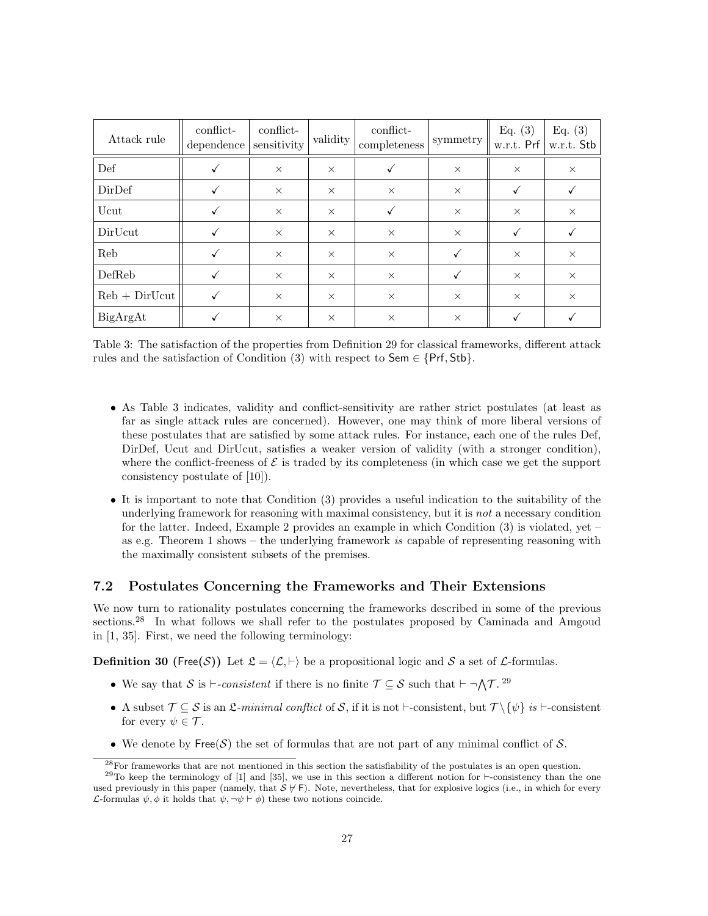| Attack rule | conflict-dependence | conflict-sensitivity | validity | conflict-completeness | symmetry | Eq. (3) w.r.t. $\mathsf{Prf}$ | Eq. (3) w.r.t. $\mathsf{Stb}$ |
|---|---|---|---|---|---|---|---|
| Def | ✓ | × | × | ✓ | × | × | × |
| DirDef | ✓ | × | × | × | × | ✓ | ✓ |
| Ucut | ✓ | × | × | ✓ | × | × | × |
| DirUcut | ✓ | × | × | × | × | ✓ | ✓ |
| Reb | ✓ | × | × | × | ✓ | × | × |
| DefReb | ✓ | × | × | × | ✓ | × | × |
| Reb + DirUcut | ✓ | × | × | × | × | × | × |
| BigArgAt | ✓ | × | × | × | × | ✓ | ✓ |

Table 3: The satisfaction of the properties from Definition 29 for classical frameworks, different attack rules and the satisfaction of Condition (3) with respect to $\mathsf{Sem} \in \{\mathsf{Prf}, \mathsf{Stb}\}$.

- As Table 3 indicates, validity and conflict-sensitivity are rather strict postulates (at least as far as single attack rules are concerned). However, one may think of more liberal versions of these postulates that are satisfied by some attack rules. For instance, each one of the rules Def, DirDef, Ucut and DirUcut, satisfies a weaker version of validity (with a stronger condition), where the conflict-freeness of $\mathcal{E}$ is traded by its completeness (in which case we get the support consistency postulate of [10]).
- It is important to note that Condition (3) provides a useful indication to the suitability of the underlying framework for reasoning with maximal consistency, but it is *not* a necessary condition for the latter. Indeed, Example 2 provides an example in which Condition (3) is violated, yet – as e.g. Theorem 1 shows – the underlying framework *is* capable of representing reasoning with the maximally consistent subsets of the premises.

## 7.2 Postulates Concerning the Frameworks and Their Extensions

We now turn to rationality postulates concerning the frameworks described in some of the previous sections.[28] In what follows we shall refer to the postulates proposed by Caminada and Amgoud in [1, 35]. First, we need the following terminology:

**Definition 30** ($\mathsf{Free}(\mathcal{S})$) Let $\mathfrak{L} = \langle \mathcal{L}, \vdash \rangle$ be a propositional logic and $\mathcal{S}$ a set of $\mathcal{L}$-formulas.

- We say that $\mathcal{S}$ is $\vdash$*-consistent* if there is no finite $\mathcal{T} \subseteq \mathcal{S}$ such that $\vdash \neg \bigwedge \mathcal{T}$.[29]
- A subset $\mathcal{T} \subseteq \mathcal{S}$ is an $\mathfrak{L}$*-minimal conflict* of $\mathcal{S}$, if it is not $\vdash$-consistent, but $\mathcal{T} \setminus \{\psi\}$ *is* $\vdash$-consistent for every $\psi \in \mathcal{T}$.
- We denote by $\mathsf{Free}(\mathcal{S})$ the set of formulas that are not part of any minimal conflict of $\mathcal{S}$.

[28] For frameworks that are not mentioned in this section the satisfiability of the postulates is an open question.

[29] To keep the terminology of [1] and [35], we use in this section a different notion for $\vdash$-consistency than the one used previously in this paper (namely, that $\mathcal{S} \not\vdash \mathsf{F}$). Note, nevertheless, that for explosive logics (i.e., in which for every $\mathcal{L}$-formulas $\psi, \phi$ it holds that $\psi, \neg\psi \vdash \phi$) these two notions coincide.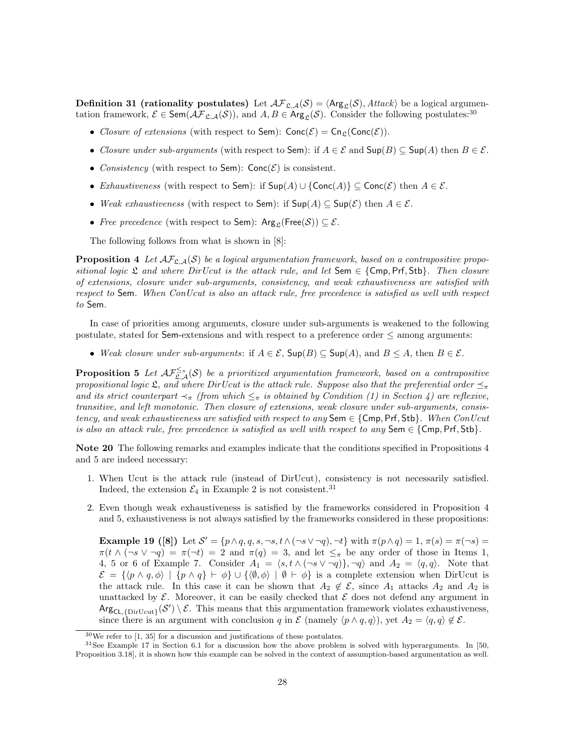**Definition 31 (rationality postulates)** Let $\mathcal{AF}_{\mathfrak{L},\mathcal{A}}(\mathcal{S}) = \langle \mathsf{Arg}_{\mathfrak{L}}(\mathcal{S}), Attack\rangle$ be a logical argumentation framework, $\mathcal{E} \in \mathsf{Sem}(\mathcal{AF}_{\mathfrak{L},\mathcal{A}}(\mathcal{S}))$, and $A, B \in \mathsf{Arg}_{\mathfrak{L}}(\mathcal{S})$. Consider the following postulates:[30]

- *Closure of extensions* (with respect to $\mathsf{Sem}$): $\mathsf{Conc}(\mathcal{E}) = \mathsf{Cn}_{\mathfrak{L}}(\mathsf{Conc}(\mathcal{E}))$.
- *Closure under sub-arguments* (with respect to $\mathsf{Sem}$): if $A \in \mathcal{E}$ and $\mathsf{Sup}(B) \subseteq \mathsf{Sup}(A)$ then $B \in \mathcal{E}$.
- *Consistency* (with respect to $\mathsf{Sem}$): $\mathsf{Conc}(\mathcal{E})$ is consistent.
- *Exhaustiveness* (with respect to $\mathsf{Sem}$): if $\mathsf{Sup}(A) \cup \{\mathsf{Conc}(A)\} \subseteq \mathsf{Conc}(\mathcal{E})$ then $A \in \mathcal{E}$.
- *Weak exhaustiveness* (with respect to $\mathsf{Sem}$): if $\mathsf{Sup}(A) \subseteq \mathsf{Sup}(\mathcal{E})$ then $A \in \mathcal{E}$.
- *Free precedence* (with respect to $\mathsf{Sem}$): $\mathsf{Arg}_{\mathfrak{L}}(\mathsf{Free}(\mathcal{S})) \subseteq \mathcal{E}$.

The following follows from what is shown in [8]:

**Proposition 4** *Let $\mathcal{AF}_{\mathfrak{L},\mathcal{A}}(\mathcal{S})$ be a logical argumentation framework, based on a contrapositive propositional logic $\mathfrak{L}$ and where DirUcut is the attack rule, and let $\mathsf{Sem} \in \{\mathsf{Cmp}, \mathsf{Prf}, \mathsf{Stb}\}$. Then closure of extensions, closure under sub-arguments, consistency, and weak exhaustiveness are satisfied with respect to $\mathsf{Sem}$. When ConUcut is also an attack rule, free precedence is satisfied as well with respect to $\mathsf{Sem}$.*

In case of priorities among arguments, closure under sub-arguments is weakened to the following postulate, stated for $\mathsf{Sem}$-extensions and with respect to a preference order $\leq$ among arguments:

- *Weak closure under sub-arguments*: if $A \in \mathcal{E}$, $\mathsf{Sup}(B) \subseteq \mathsf{Sup}(A)$, and $B \leq A$, then $B \in \mathcal{E}$.

**Proposition 5** *Let $\mathcal{AF}^{\leq_\pi}_{\mathfrak{L},\mathcal{A}}(\mathcal{S})$ be a prioritized argumentation framework, based on a contrapositive propositional logic $\mathfrak{L}$, and where DirUcut is the attack rule. Suppose also that the preferential order $\preceq_\pi$ and its strict counterpart $\prec_\pi$ (from which $\leq_\pi$ is obtained by Condition (1) in Section 4) are reflexive, transitive, and left monotonic. Then closure of extensions, weak closure under sub-arguments, consistency, and weak exhaustiveness are satisfied with respect to any $\mathsf{Sem} \in \{\mathsf{Cmp}, \mathsf{Prf}, \mathsf{Stb}\}$. When ConUcut is also an attack rule, free precedence is satisfied as well with respect to any $\mathsf{Sem} \in \{\mathsf{Cmp}, \mathsf{Prf}, \mathsf{Stb}\}$.*

**Note 20** The following remarks and examples indicate that the conditions specified in Propositions 4 and 5 are indeed necessary:

1. When Ucut is the attack rule (instead of DirUcut), consistency is not necessarily satisfied. Indeed, the extension $\mathcal{E}_4$ in Example 2 is not consistent.[31]

2. Even though weak exhaustiveness is satisfied by the frameworks considered in Proposition 4 and 5, exhaustiveness is not always satisfied by the frameworks considered in these propositions:

   **Example 19 ([8])** Let $\mathcal{S}' = \{p \wedge q, q, s, \neg s, t \wedge (\neg s \vee \neg q), \neg t\}$ with $\pi(p \wedge q) = 1$, $\pi(s) = \pi(\neg s) = \pi(t \wedge (\neg s \vee \neg q) = \pi(\neg t) = 2$ and $\pi(q) = 3$, and let $\leq_\pi$ be any order of those in Items 1, 4, 5 or 6 of Example 7. Consider $A_1 = \langle s, t \wedge (\neg s \vee \neg q)\}, \neg q\rangle$ and $A_2 = \langle q, q\rangle$. Note that $\mathcal{E} = \{\langle p \wedge q, \phi\rangle \mid \{p \wedge q\} \vdash \phi\} \cup \{\langle \emptyset, \phi\rangle \mid \emptyset \vdash \phi\}$ is a complete extension when DirUcut is the attack rule. In this case it can be shown that $A_2 \notin \mathcal{E}$, since $A_1$ attacks $A_2$ and $A_2$ is unattacked by $\mathcal{E}$. Moreover, it can be easily checked that $\mathcal{E}$ does not defend any argument in $\mathsf{Arg}_{\mathsf{CL},\{\text{DirUcut}\}}(\mathcal{S}') \setminus \mathcal{E}$. This means that this argumentation framework violates exhaustiveness, since there is an argument with conclusion $q$ in $\mathcal{E}$ (namely $\langle p \wedge q, q\rangle$), yet $A_2 = \langle q, q\rangle \notin \mathcal{E}$.

[30] We refer to [1, 35] for a discussion and justifications of these postulates.

[31] See Example 17 in Section 6.1 for a discussion how the above problem is solved with hyperarguments. In [50, Proposition 3.18], it is shown how this example can be solved in the context of assumption-based argumentation as well.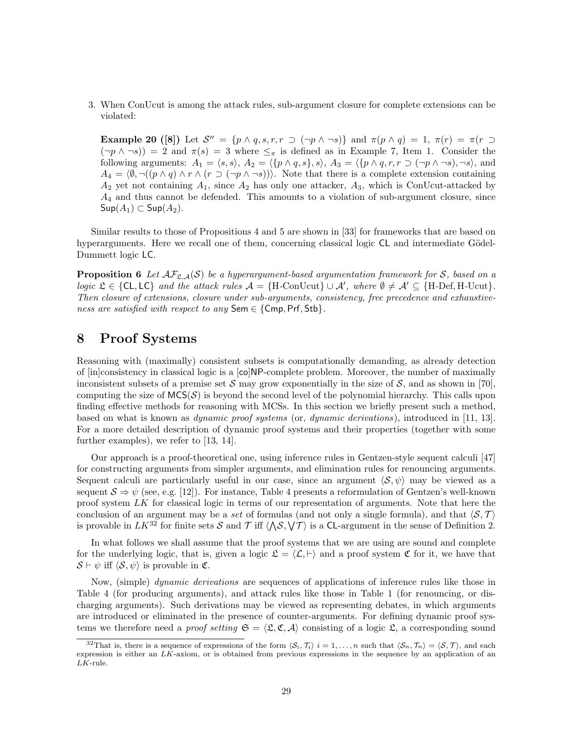3. When ConUcut is among the attack rules, sub-argument closure for complete extensions can be violated:

   **Example 20 ([8])** Let $\mathcal{S}'' = \{p \wedge q, s, r, r \supset (\neg p \wedge \neg s)\}$ and $\pi(p \wedge q) = 1$, $\pi(r) = \pi(r \supset (\neg p \wedge \neg s)) = 2$ and $\pi(s) = 3$ where $\leq_\pi$ is defined as in Example 7, Item 1. Consider the following arguments: $A_1 = \langle s, s \rangle$, $A_2 = \langle \{p \wedge q, s\}, s \rangle$, $A_3 = \langle \{p \wedge q, r, r \supset (\neg p \wedge \neg s), \neg s \rangle$, and $A_4 = \langle \emptyset, \neg((p \wedge q) \wedge r \wedge (r \supset (\neg p \wedge \neg s)) \rangle$. Note that there is a complete extension containing $A_2$ yet not containing $A_1$, since $A_2$ has only one attacker, $A_3$, which is ConUcut-attacked by $A_4$ and thus cannot be defended. This amounts to a violation of sub-argument closure, since $\mathsf{Sup}(A_1) \subset \mathsf{Sup}(A_2)$.

Similar results to those of Propositions 4 and 5 are shown in [33] for frameworks that are based on hyperarguments. Here we recall one of them, concerning classical logic $\mathsf{CL}$ and intermediate Gödel-Dummett logic $\mathsf{LC}$.

**Proposition 6** *Let $\mathcal{AF}_{\mathfrak{L},\mathcal{A}}(\mathcal{S})$ be a hyperargument-based argumentation framework for $\mathcal{S}$, based on a logic $\mathfrak{L} \in \{\mathsf{CL}, \mathsf{LC}\}$ and the attack rules $\mathcal{A} = \{\text{H-ConUcut}\} \cup \mathcal{A}'$, where $\emptyset \neq \mathcal{A}' \subseteq \{\text{H-Def}, \text{H-Ucut}\}$. Then closure of extensions, closure under sub-arguments, consistency, free precedence and exhaustiveness are satisfied with respect to any $\mathsf{Sem} \in \{\mathsf{Cmp}, \mathsf{Prf}, \mathsf{Stb}\}$.*

# 8 Proof Systems

Reasoning with (maximally) consistent subsets is computationally demanding, as already detection of [in]consistency in classical logic is a [$\mathsf{co}$]$\mathsf{NP}$-complete problem. Moreover, the number of maximally inconsistent subsets of a premise set $\mathcal{S}$ may grow exponentially in the size of $\mathcal{S}$, and as shown in [70], computing the size of $\mathsf{MCS}(\mathcal{S})$ is beyond the second level of the polynomial hierarchy. This calls upon finding effective methods for reasoning with MCSs. In this section we briefly present such a method, based on what is known as *dynamic proof systems* (or, *dynamic derivations*), introduced in [11, 13]. For a more detailed description of dynamic proof systems and their properties (together with some further examples), we refer to [13, 14].

Our approach is a proof-theoretical one, using inference rules in Gentzen-style sequent calculi [47] for constructing arguments from simpler arguments, and elimination rules for renouncing arguments. Sequent calculi are particularly useful in our case, since an argument $\langle \mathcal{S}, \psi \rangle$ may be viewed as a sequent $\mathcal{S} \Rightarrow \psi$ (see, e.g. [12]). For instance, Table 4 presents a reformulation of Gentzen's well-known proof system $LK$ for classical logic in terms of our representation of arguments. Note that here the conclusion of an argument may be a *set* of formulas (and not only a single formula), and that $\langle \mathcal{S}, \mathcal{T} \rangle$ is provable in $LK$[32] for finite sets $\mathcal{S}$ and $\mathcal{T}$ iff $\langle \bigwedge \mathcal{S}, \bigvee \mathcal{T} \rangle$ is a $\mathsf{CL}$-argument in the sense of Definition 2.

In what follows we shall assume that the proof systems that we are using are sound and complete for the underlying logic, that is, given a logic $\mathfrak{L} = \langle \mathcal{L}, \vdash \rangle$ and a proof system $\mathfrak{C}$ for it, we have that $\mathcal{S} \vdash \psi$ iff $\langle \mathcal{S}, \psi \rangle$ is provable in $\mathfrak{C}$.

Now, (simple) *dynamic derivations* are sequences of applications of inference rules like those in Table 4 (for producing arguments), and attack rules like those in Table 1 (for renouncing, or discharging arguments). Such derivations may be viewed as representing debates, in which arguments are introduced or eliminated in the presence of counter-arguments. For defining dynamic proof systems we therefore need a *proof setting* $\mathfrak{S} = \langle \mathfrak{L}, \mathfrak{C}, \mathcal{A} \rangle$ consisting of a logic $\mathfrak{L}$, a corresponding sound

[32] That is, there is a sequence of expressions of the form $\langle \mathcal{S}_i, \mathcal{T}_i \rangle$ $i = 1, \ldots, n$ such that $\langle \mathcal{S}_n, \mathcal{T}_n \rangle = \langle \mathcal{S}, \mathcal{T} \rangle$, and each expression is either an $LK$-axiom, or is obtained from previous expressions in the sequence by an application of an $LK$-rule.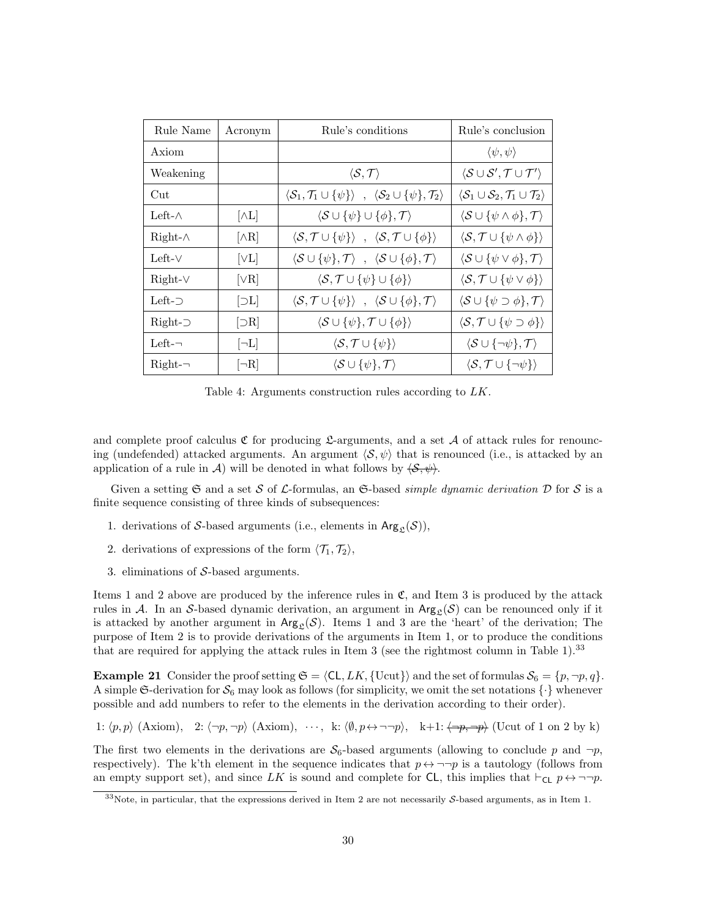| Rule Name | Acronym | Rule's conditions | Rule's conclusion |
|---|---|---|---|
| Axiom | | | $\langle \psi, \psi \rangle$ |
| Weakening | | $\langle \mathcal{S}, \mathcal{T} \rangle$ | $\langle \mathcal{S} \cup \mathcal{S}', \mathcal{T} \cup \mathcal{T}' \rangle$ |
| Cut | | $\langle \mathcal{S}_1, \mathcal{T}_1 \cup \{\psi\} \rangle$ , $\langle \mathcal{S}_2 \cup \{\psi\}, \mathcal{T}_2 \rangle$ | $\langle \mathcal{S}_1 \cup \mathcal{S}_2, \mathcal{T}_1 \cup \mathcal{T}_2 \rangle$ |
| Left-$\wedge$ | [$\wedge$L] | $\langle \mathcal{S} \cup \{\psi\} \cup \{\phi\}, \mathcal{T} \rangle$ | $\langle \mathcal{S} \cup \{\psi \wedge \phi\}, \mathcal{T} \rangle$ |
| Right-$\wedge$ | [$\wedge$R] | $\langle \mathcal{S}, \mathcal{T} \cup \{\psi\} \rangle$ , $\langle \mathcal{S}, \mathcal{T} \cup \{\phi\} \rangle$ | $\langle \mathcal{S}, \mathcal{T} \cup \{\psi \wedge \phi\} \rangle$ |
| Left-$\vee$ | [$\vee$L] | $\langle \mathcal{S} \cup \{\psi\}, \mathcal{T} \rangle$ , $\langle \mathcal{S} \cup \{\phi\}, \mathcal{T} \rangle$ | $\langle \mathcal{S} \cup \{\psi \vee \phi\}, \mathcal{T} \rangle$ |
| Right-$\vee$ | [$\vee$R] | $\langle \mathcal{S}, \mathcal{T} \cup \{\psi\} \cup \{\phi\} \rangle$ | $\langle \mathcal{S}, \mathcal{T} \cup \{\psi \vee \phi\} \rangle$ |
| Left-$\supset$ | [$\supset$L] | $\langle \mathcal{S}, \mathcal{T} \cup \{\psi\} \rangle$ , $\langle \mathcal{S} \cup \{\phi\}, \mathcal{T} \rangle$ | $\langle \mathcal{S} \cup \{\psi \supset \phi\}, \mathcal{T} \rangle$ |
| Right-$\supset$ | [$\supset$R] | $\langle \mathcal{S} \cup \{\psi\}, \mathcal{T} \cup \{\phi\} \rangle$ | $\langle \mathcal{S}, \mathcal{T} \cup \{\psi \supset \phi\} \rangle$ |
| Left-$\neg$ | [$\neg$L] | $\langle \mathcal{S}, \mathcal{T} \cup \{\psi\} \rangle$ | $\langle \mathcal{S} \cup \{\neg\psi\}, \mathcal{T} \rangle$ |
| Right-$\neg$ | [$\neg$R] | $\langle \mathcal{S} \cup \{\psi\}, \mathcal{T} \rangle$ | $\langle \mathcal{S}, \mathcal{T} \cup \{\neg\psi\} \rangle$ |

Table 4: Arguments construction rules according to $LK$.

and complete proof calculus $\mathfrak{C}$ for producing $\mathfrak{L}$-arguments, and a set $\mathcal{A}$ of attack rules for renouncing (undefended) attacked arguments. An argument $\langle \mathcal{S}, \psi \rangle$ that is renounced (i.e., is attacked by an application of a rule in $\mathcal{A}$) will be denoted in what follows by $\cancel{\langle \mathcal{S}, \psi \rangle}$.

Given a setting $\mathfrak{S}$ and a set $\mathcal{S}$ of $\mathcal{L}$-formulas, an $\mathfrak{S}$-based *simple dynamic derivation* $\mathcal{D}$ for $\mathcal{S}$ is a finite sequence consisting of three kinds of subsequences:

1. derivations of $\mathcal{S}$-based arguments (i.e., elements in $\mathsf{Arg}_{\mathfrak{L}}(\mathcal{S})$),
2. derivations of expressions of the form $\langle \mathcal{T}_1, \mathcal{T}_2 \rangle$,
3. eliminations of $\mathcal{S}$-based arguments.

Items 1 and 2 above are produced by the inference rules in $\mathfrak{C}$, and Item 3 is produced by the attack rules in $\mathcal{A}$. In an $\mathcal{S}$-based dynamic derivation, an argument in $\mathsf{Arg}_{\mathfrak{L}}(\mathcal{S})$ can be renounced only if it is attacked by another argument in $\mathsf{Arg}_{\mathfrak{L}}(\mathcal{S})$. Items 1 and 3 are the 'heart' of the derivation; The purpose of Item 2 is to provide derivations of the arguments in Item 1, or to produce the conditions that are required for applying the attack rules in Item 3 (see the rightmost column in Table 1).[33]

**Example 21** Consider the proof setting $\mathfrak{S} = \langle \mathsf{CL}, LK, \{\text{Ucut}\} \rangle$ and the set of formulas $\mathcal{S}_6 = \{p, \neg p, q\}$. A simple $\mathfrak{S}$-derivation for $\mathcal{S}_6$ may look as follows (for simplicity, we omit the set notations $\{\cdot\}$ whenever possible and add numbers to refer to the elements in the derivation according to their order).

1: $\langle p, p \rangle$ (Axiom), 2: $\langle \neg p, \neg p \rangle$ (Axiom), $\cdots$, k: $\langle \emptyset, p \leftrightarrow \neg\neg p \rangle$, k+1: $\cancel{\langle \neg p, \neg p \rangle}$ (Ucut of 1 on 2 by k)

The first two elements in the derivations are $\mathcal{S}_6$-based arguments (allowing to conclude $p$ and $\neg p$, respectively). The k'th element in the sequence indicates that $p \leftrightarrow \neg\neg p$ is a tautology (follows from an empty support set), and since $LK$ is sound and complete for $\mathsf{CL}$, this implies that $\vdash_{\mathsf{CL}} p \leftrightarrow \neg\neg p$.

[33] Note, in particular, that the expressions derived in Item 2 are not necessarily $\mathcal{S}$-based arguments, as in Item 1.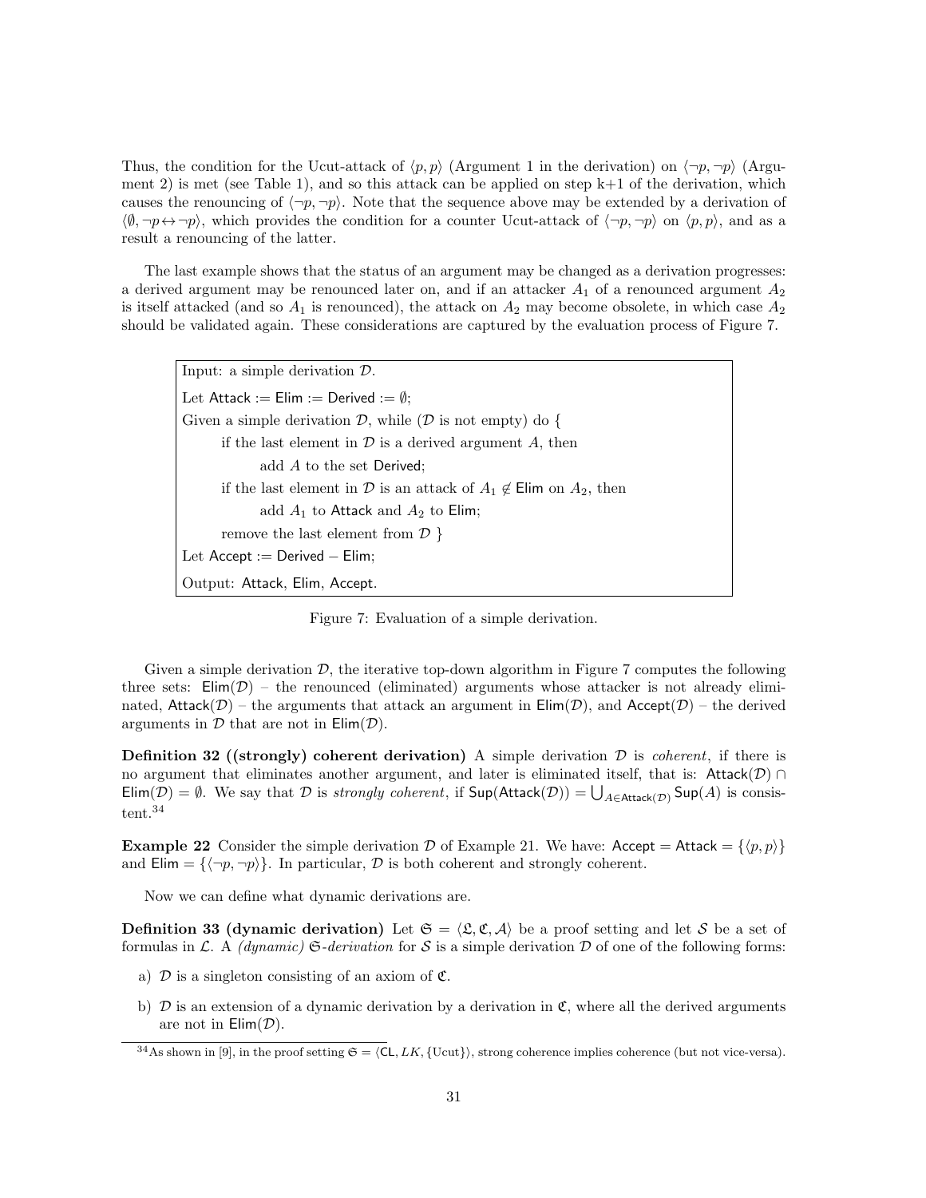Thus, the condition for the Ucut-attack of $\langle p, p\rangle$ (Argument 1 in the derivation) on $\langle \neg p, \neg p\rangle$ (Argument 2) is met (see Table 1), and so this attack can be applied on step k+1 of the derivation, which causes the renouncing of $\langle \neg p, \neg p\rangle$. Note that the sequence above may be extended by a derivation of $\langle \emptyset, \neg p \leftrightarrow \neg p\rangle$, which provides the condition for a counter Ucut-attack of $\langle \neg p, \neg p\rangle$ on $\langle p, p\rangle$, and as a result a renouncing of the latter.

The last example shows that the status of an argument may be changed as a derivation progresses: a derived argument may be renounced later on, and if an attacker $A_1$ of a renounced argument $A_2$ is itself attacked (and so $A_1$ is renounced), the attack on $A_2$ may become obsolete, in which case $A_2$ should be validated again. These considerations are captured by the evaluation process of Figure 7.

```
Input: a simple derivation D.
Let Attack := Elim := Derived := ∅;
Given a simple derivation D, while (D is not empty) do {
    if the last element in D is a derived argument A, then
        add A to the set Derived;
    if the last element in D is an attack of A1 ∉ Elim on A2, then
        add A1 to Attack and A2 to Elim;
    remove the last element from D }
Let Accept := Derived − Elim;
Output: Attack, Elim, Accept.
```

Figure 7: Evaluation of a simple derivation.

Given a simple derivation $\mathcal{D}$, the iterative top-down algorithm in Figure 7 computes the following three sets: $\mathsf{Elim}(\mathcal{D})$ – the renounced (eliminated) arguments whose attacker is not already eliminated, $\mathsf{Attack}(\mathcal{D})$ – the arguments that attack an argument in $\mathsf{Elim}(\mathcal{D})$, and $\mathsf{Accept}(\mathcal{D})$ – the derived arguments in $\mathcal{D}$ that are not in $\mathsf{Elim}(\mathcal{D})$.

**Definition 32 ((strongly) coherent derivation)** A simple derivation $\mathcal{D}$ is *coherent*, if there is no argument that eliminates another argument, and later is eliminated itself, that is: $\mathsf{Attack}(\mathcal{D}) \cap \mathsf{Elim}(\mathcal{D}) = \emptyset$. We say that $\mathcal{D}$ is *strongly coherent*, if $\mathsf{Sup}(\mathsf{Attack}(\mathcal{D})) = \bigcup_{A \in \mathsf{Attack}(\mathcal{D})} \mathsf{Sup}(A)$ is consistent.[34]

**Example 22** Consider the simple derivation $\mathcal{D}$ of Example 21. We have: $\mathsf{Accept} = \mathsf{Attack} = \{\langle p, p\rangle\}$ and $\mathsf{Elim} = \{\langle \neg p, \neg p\rangle\}$. In particular, $\mathcal{D}$ is both coherent and strongly coherent.

Now we can define what dynamic derivations are.

**Definition 33 (dynamic derivation)** Let $\mathfrak{S} = \langle \mathfrak{L}, \mathfrak{C}, \mathcal{A}\rangle$ be a proof setting and let $\mathcal{S}$ be a set of formulas in $\mathcal{L}$. A *(dynamic)* $\mathfrak{S}$*-derivation* for $\mathcal{S}$ is a simple derivation $\mathcal{D}$ of one of the following forms:

a) $\mathcal{D}$ is a singleton consisting of an axiom of $\mathfrak{C}$.

b) $\mathcal{D}$ is an extension of a dynamic derivation by a derivation in $\mathfrak{C}$, where all the derived arguments are not in $\mathsf{Elim}(\mathcal{D})$.

[34] As shown in [9], in the proof setting $\mathfrak{S} = \langle \mathsf{CL}, LK, \{\text{Ucut}\}\rangle$, strong coherence implies coherence (but not vice-versa).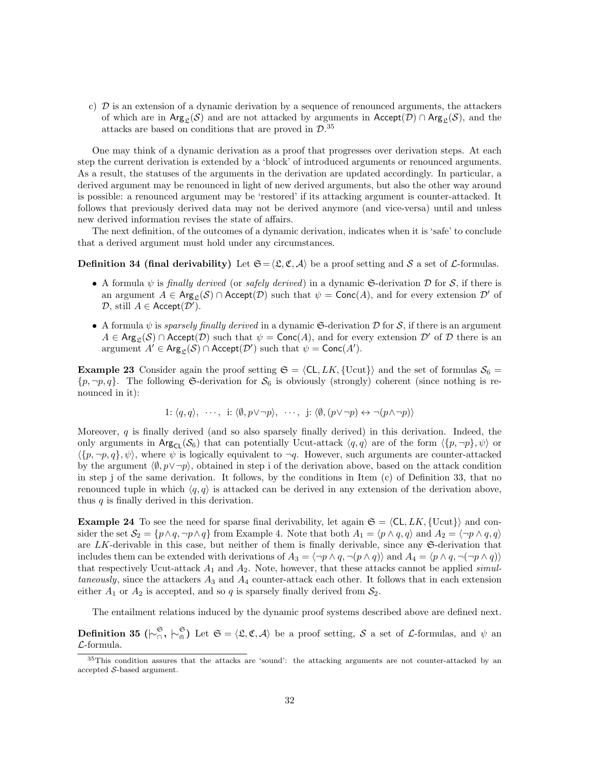c) $\mathcal{D}$ is an extension of a dynamic derivation by a sequence of renounced arguments, the attackers of which are in $\mathsf{Arg}_{\mathfrak{L}}(\mathcal{S})$ and are not attacked by arguments in $\mathsf{Accept}(\mathcal{D}) \cap \mathsf{Arg}_{\mathfrak{L}}(\mathcal{S})$, and the attacks are based on conditions that are proved in $\mathcal{D}$.[35]

One may think of a dynamic derivation as a proof that progresses over derivation steps. At each step the current derivation is extended by a 'block' of introduced arguments or renounced arguments. As a result, the statuses of the arguments in the derivation are updated accordingly. In particular, a derived argument may be renounced in light of new derived arguments, but also the other way around is possible: a renounced argument may be 'restored' if its attacking argument is counter-attacked. It follows that previously derived data may not be derived anymore (and vice-versa) until and unless new derived information revises the state of affairs.

The next definition, of the outcomes of a dynamic derivation, indicates when it is 'safe' to conclude that a derived argument must hold under any circumstances.

**Definition 34 (final derivability)** Let $\mathfrak{S} = \langle \mathfrak{L}, \mathfrak{C}, \mathcal{A} \rangle$ be a proof setting and $\mathcal{S}$ a set of $\mathcal{L}$-formulas.

- A formula $\psi$ is *finally derived* (or *safely derived*) in a dynamic $\mathfrak{S}$-derivation $\mathcal{D}$ for $\mathcal{S}$, if there is an argument $A \in \mathsf{Arg}_{\mathfrak{L}}(\mathcal{S}) \cap \mathsf{Accept}(\mathcal{D})$ such that $\psi = \mathsf{Conc}(A)$, and for every extension $\mathcal{D}'$ of $\mathcal{D}$, still $A \in \mathsf{Accept}(\mathcal{D}')$.
- A formula $\psi$ is *sparsely finally derived* in a dynamic $\mathfrak{S}$-derivation $\mathcal{D}$ for $\mathcal{S}$, if there is an argument $A \in \mathsf{Arg}_{\mathfrak{L}}(\mathcal{S}) \cap \mathsf{Accept}(\mathcal{D})$ such that $\psi = \mathsf{Conc}(A)$, and for every extension $\mathcal{D}'$ of $\mathcal{D}$ there is an argument $A' \in \mathsf{Arg}_{\mathfrak{L}}(\mathcal{S}) \cap \mathsf{Accept}(\mathcal{D}')$ such that $\psi = \mathsf{Conc}(A')$.

**Example 23** Consider again the proof setting $\mathfrak{S} = \langle \mathsf{CL}, LK, \{\text{Ucut}\} \rangle$ and the set of formulas $\mathcal{S}_6 = \{p, \neg p, q\}$. The following $\mathfrak{S}$-derivation for $\mathcal{S}_6$ is obviously (strongly) coherent (since nothing is renounced in it):

$$1: \langle q, q \rangle, \ \cdots, \ \text{i}: \langle \emptyset, p \vee \neg p \rangle, \ \cdots, \ \text{j}: \langle \emptyset, (p \vee \neg p) \leftrightarrow \neg(p \wedge \neg p) \rangle$$

Moreover, $q$ is finally derived (and so also sparsely finally derived) in this derivation. Indeed, the only arguments in $\mathsf{Arg}_{\mathsf{CL}}(\mathcal{S}_6)$ that can potentially Ucut-attack $\langle q, q \rangle$ are of the form $\langle \{p, \neg p\}, \psi \rangle$ or $\langle \{p, \neg p, q\}, \psi \rangle$, where $\psi$ is logically equivalent to $\neg q$. However, such arguments are counter-attacked by the argument $\langle \emptyset, p \vee \neg p \rangle$, obtained in step i of the derivation above, based on the attack condition in step j of the same derivation. It follows, by the conditions in Item (c) of Definition 33, that no renounced tuple in which $\langle q, q \rangle$ is attacked can be derived in any extension of the derivation above, thus $q$ is finally derived in this derivation.

**Example 24** To see the need for sparse final derivability, let again $\mathfrak{S} = \langle \mathsf{CL}, LK, \{\text{Ucut}\} \rangle$ and consider the set $\mathcal{S}_2 = \{p \wedge q, \neg p \wedge q\}$ from Example 4. Note that both $A_1 = \langle p \wedge q, q \rangle$ and $A_2 = \langle \neg p \wedge q, q \rangle$ are $LK$-derivable in this case, but neither of them is finally derivable, since any $\mathfrak{S}$-derivation that includes them can be extended with derivations of $A_3 = \langle \neg p \wedge q, \neg(p \wedge q) \rangle$ and $A_4 = \langle p \wedge q, \neg(\neg p \wedge q) \rangle$ that respectively Ucut-attack $A_1$ and $A_2$. Note, however, that these attacks cannot be applied *simultaneously*, since the attackers $A_3$ and $A_4$ counter-attack each other. It follows that in each extension either $A_1$ or $A_2$ is accepted, and so $q$ is sparsely finally derived from $\mathcal{S}_2$.

The entailment relations induced by the dynamic proof systems described above are defined next.

**Definition 35 ($\mathrel{|\!\sim}^{\mathfrak{S}}_{\cap}$, $\mathrel{|\!\sim}^{\mathfrak{S}}_{\Cap}$)** Let $\mathfrak{S} = \langle \mathfrak{L}, \mathfrak{C}, \mathcal{A} \rangle$ be a proof setting, $\mathcal{S}$ a set of $\mathcal{L}$-formulas, and $\psi$ an $\mathcal{L}$-formula.

[35] This condition assures that the attacks are 'sound': the attacking arguments are not counter-attacked by an accepted $\mathcal{S}$-based argument.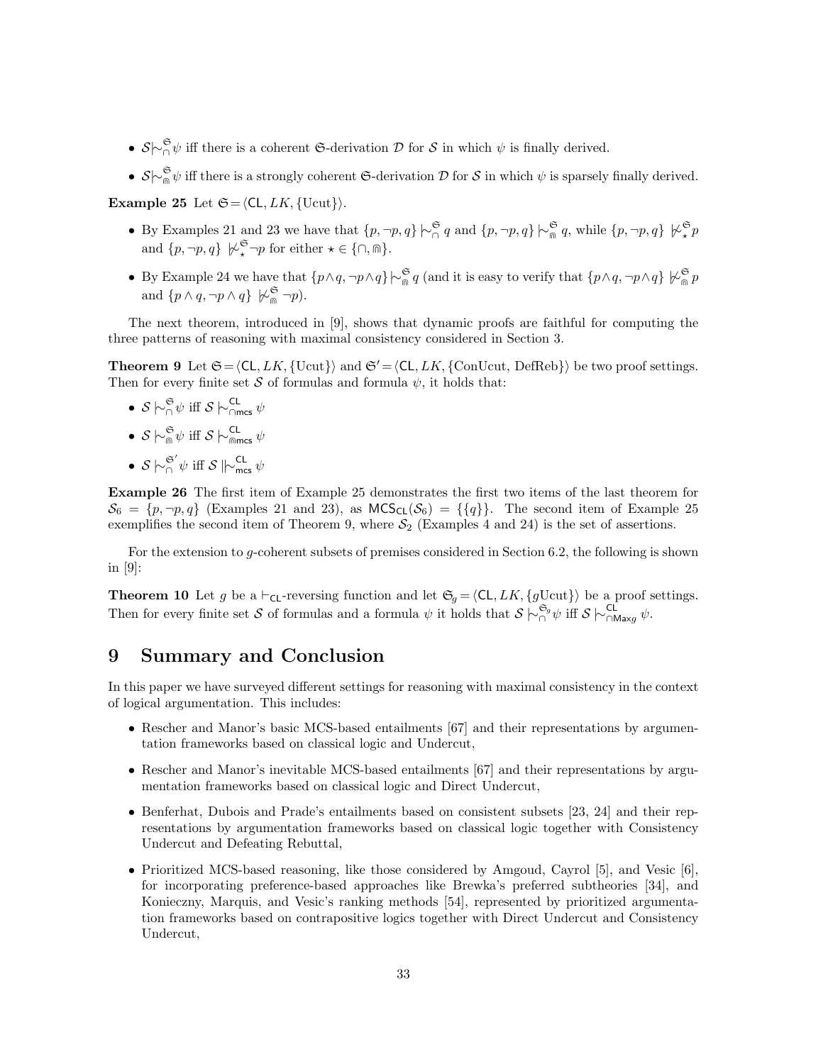- $\mathcal{S} \mid\!\sim^{\mathfrak{S}}_{\cap} \psi$ iff there is a coherent $\mathfrak{S}$-derivation $\mathcal{D}$ for $\mathcal{S}$ in which $\psi$ is finally derived.
- $\mathcal{S} \mid\!\sim^{\mathfrak{S}}_{\Cap} \psi$ iff there is a strongly coherent $\mathfrak{S}$-derivation $\mathcal{D}$ for $\mathcal{S}$ in which $\psi$ is sparsely finally derived.

**Example 25** Let $\mathfrak{S} = \langle \mathsf{CL}, LK, \{\text{Ucut}\}\rangle$.

- By Examples 21 and 23 we have that $\{p, \neg p, q\} \mid\!\sim^{\mathfrak{S}}_{\cap} q$ and $\{p, \neg p, q\} \mid\!\sim^{\mathfrak{S}}_{\Cap} q$, while $\{p, \neg p, q\} \not\mid\!\sim^{\mathfrak{S}}_{\star} p$ and $\{p, \neg p, q\} \not\mid\!\sim^{\mathfrak{S}}_{\star} \neg p$ for either $\star \in \{\cap, \Cap\}$.
- By Example 24 we have that $\{p \wedge q, \neg p \wedge q\} \mid\!\sim^{\mathfrak{S}}_{\Cap} q$ (and it is easy to verify that $\{p \wedge q, \neg p \wedge q\} \not\mid\!\sim^{\mathfrak{S}}_{\Cap} p$ and $\{p \wedge q, \neg p \wedge q\} \not\mid\!\sim^{\mathfrak{S}}_{\Cap} \neg p$).

The next theorem, introduced in [9], shows that dynamic proofs are faithful for computing the three patterns of reasoning with maximal consistency considered in Section 3.

**Theorem 9** Let $\mathfrak{S} = \langle \mathsf{CL}, LK, \{\text{Ucut}\}\rangle$ and $\mathfrak{S}' = \langle \mathsf{CL}, LK, \{\text{ConUcut, DefReb}\}\rangle$ be two proof settings. Then for every finite set $\mathcal{S}$ of formulas and formula $\psi$, it holds that:

- $\mathcal{S} \mid\!\sim^{\mathfrak{S}}_{\cap} \psi$ iff $\mathcal{S} \mid\!\sim^{\mathsf{CL}}_{\cap\mathsf{mcs}} \psi$
- $\mathcal{S} \mid\!\sim^{\mathfrak{S}}_{\Cap} \psi$ iff $\mathcal{S} \mid\!\sim^{\mathsf{CL}}_{\Cap\mathsf{mcs}} \psi$
- $\mathcal{S} \mid\!\sim^{\mathfrak{S}'}_{\cap} \psi$ iff $\mathcal{S} \mid\!\mid\!\sim^{\mathsf{CL}}_{\mathsf{mcs}} \psi$

**Example 26** The first item of Example 25 demonstrates the first two items of the last theorem for $\mathcal{S}_6 = \{p, \neg p, q\}$ (Examples 21 and 23), as $\mathsf{MCS}_{\mathsf{CL}}(\mathcal{S}_6) = \{\{q\}\}$. The second item of Example 25 exemplifies the second item of Theorem 9, where $\mathcal{S}_2$ (Examples 4 and 24) is the set of assertions.

For the extension to $g$-coherent subsets of premises considered in Section 6.2, the following is shown in [9]:

**Theorem 10** Let $g$ be a $\vdash_{\mathsf{CL}}$-reversing function and let $\mathfrak{S}_g = \langle \mathsf{CL}, LK, \{g\text{Ucut}\}\rangle$ be a proof settings. Then for every finite set $\mathcal{S}$ of formulas and a formula $\psi$ it holds that $\mathcal{S} \mid\!\sim^{\mathfrak{S}_g}_{\cap} \psi$ iff $\mathcal{S} \mid\!\sim^{\mathsf{CL}}_{\cap\mathsf{Max}g} \psi$.

# 9 Summary and Conclusion

In this paper we have surveyed different settings for reasoning with maximal consistency in the context of logical argumentation. This includes:

- Rescher and Manor's basic MCS-based entailments [67] and their representations by argumentation frameworks based on classical logic and Undercut,
- Rescher and Manor's inevitable MCS-based entailments [67] and their representations by argumentation frameworks based on classical logic and Direct Undercut,
- Benferhat, Dubois and Prade's entailments based on consistent subsets [23, 24] and their representations by argumentation frameworks based on classical logic together with Consistency Undercut and Defeating Rebuttal,
- Prioritized MCS-based reasoning, like those considered by Amgoud, Cayrol [5], and Vesic [6], for incorporating preference-based approaches like Brewka's preferred subtheories [34], and Konieczny, Marquis, and Vesic's ranking methods [54], represented by prioritized argumentation frameworks based on contrapositive logics together with Direct Undercut and Consistency Undercut,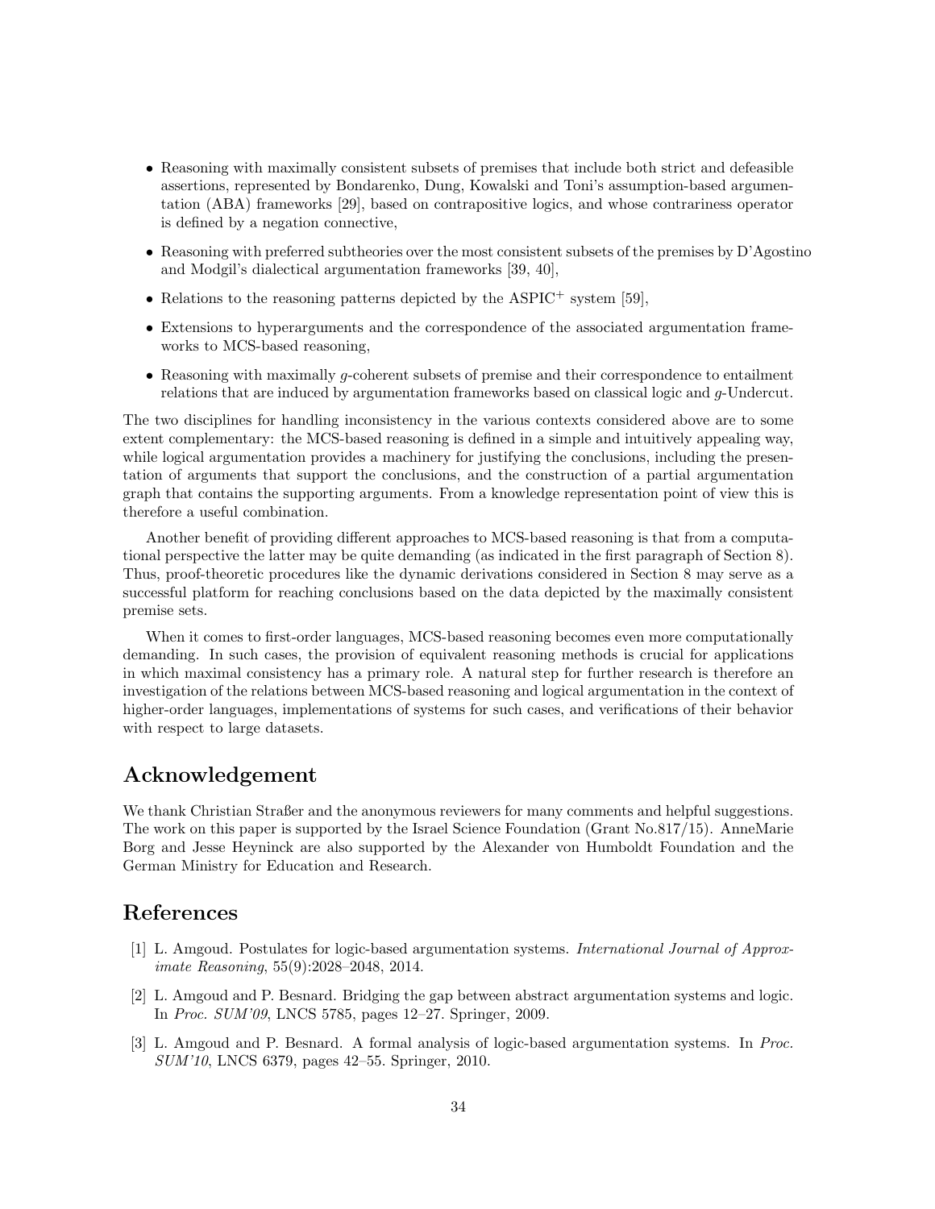- Reasoning with maximally consistent subsets of premises that include both strict and defeasible assertions, represented by Bondarenko, Dung, Kowalski and Toni's assumption-based argumentation (ABA) frameworks [29], based on contrapositive logics, and whose contrariness operator is defined by a negation connective,
- Reasoning with preferred subtheories over the most consistent subsets of the premises by D'Agostino and Modgil's dialectical argumentation frameworks [39, 40],
- Relations to the reasoning patterns depicted by the ASPIC$^+$ system [59],
- Extensions to hyperarguments and the correspondence of the associated argumentation frameworks to MCS-based reasoning,
- Reasoning with maximally $g$-coherent subsets of premise and their correspondence to entailment relations that are induced by argumentation frameworks based on classical logic and $g$-Undercut.

The two disciplines for handling inconsistency in the various contexts considered above are to some extent complementary: the MCS-based reasoning is defined in a simple and intuitively appealing way, while logical argumentation provides a machinery for justifying the conclusions, including the presentation of arguments that support the conclusions, and the construction of a partial argumentation graph that contains the supporting arguments. From a knowledge representation point of view this is therefore a useful combination.

Another benefit of providing different approaches to MCS-based reasoning is that from a computational perspective the latter may be quite demanding (as indicated in the first paragraph of Section 8). Thus, proof-theoretic procedures like the dynamic derivations considered in Section 8 may serve as a successful platform for reaching conclusions based on the data depicted by the maximally consistent premise sets.

When it comes to first-order languages, MCS-based reasoning becomes even more computationally demanding. In such cases, the provision of equivalent reasoning methods is crucial for applications in which maximal consistency has a primary role. A natural step for further research is therefore an investigation of the relations between MCS-based reasoning and logical argumentation in the context of higher-order languages, implementations of systems for such cases, and verifications of their behavior with respect to large datasets.

## Acknowledgement

We thank Christian Straßer and the anonymous reviewers for many comments and helpful suggestions. The work on this paper is supported by the Israel Science Foundation (Grant No.817/15). AnneMarie Borg and Jesse Heyninck are also supported by the Alexander von Humboldt Foundation and the German Ministry for Education and Research.

## References

[1] L. Amgoud. Postulates for logic-based argumentation systems. *International Journal of Approximate Reasoning*, 55(9):2028–2048, 2014.

[2] L. Amgoud and P. Besnard. Bridging the gap between abstract argumentation systems and logic. In *Proc. SUM'09*, LNCS 5785, pages 12–27. Springer, 2009.

[3] L. Amgoud and P. Besnard. A formal analysis of logic-based argumentation systems. In *Proc. SUM'10*, LNCS 6379, pages 42–55. Springer, 2010.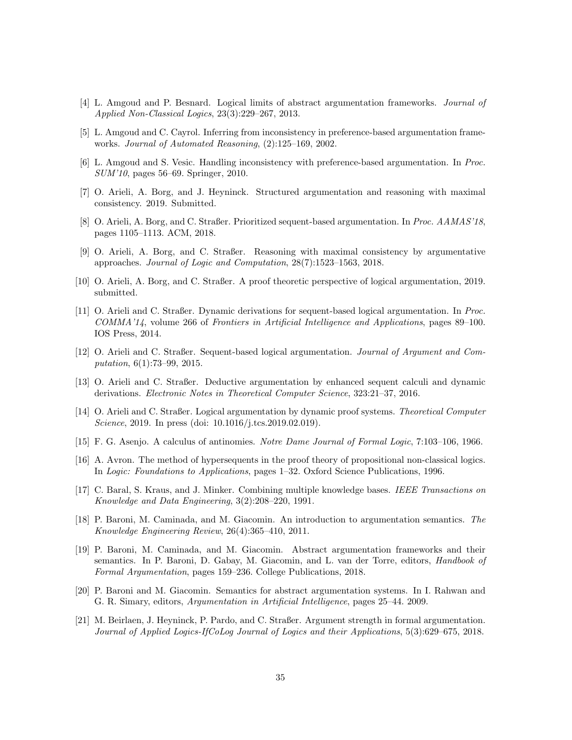[4] L. Amgoud and P. Besnard. Logical limits of abstract argumentation frameworks. *Journal of Applied Non-Classical Logics*, 23(3):229–267, 2013.

[5] L. Amgoud and C. Cayrol. Inferring from inconsistency in preference-based argumentation frameworks. *Journal of Automated Reasoning*, (2):125–169, 2002.

[6] L. Amgoud and S. Vesic. Handling inconsistency with preference-based argumentation. In *Proc. SUM'10*, pages 56–69. Springer, 2010.

[7] O. Arieli, A. Borg, and J. Heyninck. Structured argumentation and reasoning with maximal consistency. 2019. Submitted.

[8] O. Arieli, A. Borg, and C. Straßer. Prioritized sequent-based argumentation. In *Proc. AAMAS'18*, pages 1105–1113. ACM, 2018.

[9] O. Arieli, A. Borg, and C. Straßer. Reasoning with maximal consistency by argumentative approaches. *Journal of Logic and Computation*, 28(7):1523–1563, 2018.

[10] O. Arieli, A. Borg, and C. Straßer. A proof theoretic perspective of logical argumentation, 2019. submitted.

[11] O. Arieli and C. Straßer. Dynamic derivations for sequent-based logical argumentation. In *Proc. COMMA'14*, volume 266 of *Frontiers in Artificial Intelligence and Applications*, pages 89–100. IOS Press, 2014.

[12] O. Arieli and C. Straßer. Sequent-based logical argumentation. *Journal of Argument and Computation*, 6(1):73–99, 2015.

[13] O. Arieli and C. Straßer. Deductive argumentation by enhanced sequent calculi and dynamic derivations. *Electronic Notes in Theoretical Computer Science*, 323:21–37, 2016.

[14] O. Arieli and C. Straßer. Logical argumentation by dynamic proof systems. *Theoretical Computer Science*, 2019. In press (doi: 10.1016/j.tcs.2019.02.019).

[15] F. G. Asenjo. A calculus of antinomies. *Notre Dame Journal of Formal Logic*, 7:103–106, 1966.

[16] A. Avron. The method of hypersequents in the proof theory of propositional non-classical logics. In *Logic: Foundations to Applications*, pages 1–32. Oxford Science Publications, 1996.

[17] C. Baral, S. Kraus, and J. Minker. Combining multiple knowledge bases. *IEEE Transactions on Knowledge and Data Engineering*, 3(2):208–220, 1991.

[18] P. Baroni, M. Caminada, and M. Giacomin. An introduction to argumentation semantics. *The Knowledge Engineering Review*, 26(4):365–410, 2011.

[19] P. Baroni, M. Caminada, and M. Giacomin. Abstract argumentation frameworks and their semantics. In P. Baroni, D. Gabay, M. Giacomin, and L. van der Torre, editors, *Handbook of Formal Argumentation*, pages 159–236. College Publications, 2018.

[20] P. Baroni and M. Giacomin. Semantics for abstract argumentation systems. In I. Rahwan and G. R. Simary, editors, *Argumentation in Artificial Intelligence*, pages 25–44. 2009.

[21] M. Beirlaen, J. Heyninck, P. Pardo, and C. Straßer. Argument strength in formal argumentation. *Journal of Applied Logics-IfCoLog Journal of Logics and their Applications*, 5(3):629–675, 2018.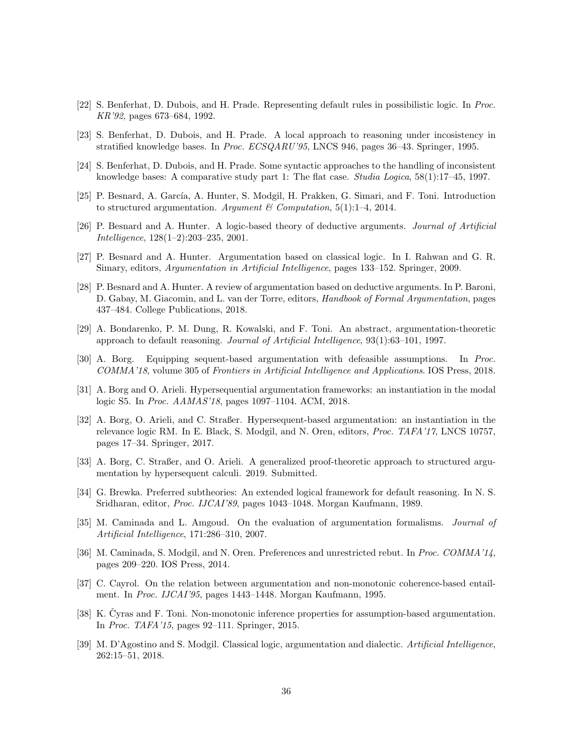[22] S. Benferhat, D. Dubois, and H. Prade. Representing default rules in possibilistic logic. In *Proc. KR'92*, pages 673–684, 1992.

[23] S. Benferhat, D. Dubois, and H. Prade. A local approach to reasoning under incosistency in stratified knowledge bases. In *Proc. ECSQARU'95*, LNCS 946, pages 36–43. Springer, 1995.

[24] S. Benferhat, D. Dubois, and H. Prade. Some syntactic approaches to the handling of inconsistent knowledge bases: A comparative study part 1: The flat case. *Studia Logica*, 58(1):17–45, 1997.

[25] P. Besnard, A. García, A. Hunter, S. Modgil, H. Prakken, G. Simari, and F. Toni. Introduction to structured argumentation. *Argument & Computation*, 5(1):1–4, 2014.

[26] P. Besnard and A. Hunter. A logic-based theory of deductive arguments. *Journal of Artificial Intelligence*, 128(1–2):203–235, 2001.

[27] P. Besnard and A. Hunter. Argumentation based on classical logic. In I. Rahwan and G. R. Simary, editors, *Argumentation in Artificial Intelligence*, pages 133–152. Springer, 2009.

[28] P. Besnard and A. Hunter. A review of argumentation based on deductive arguments. In P. Baroni, D. Gabay, M. Giacomin, and L. van der Torre, editors, *Handbook of Formal Argumentation*, pages 437–484. College Publications, 2018.

[29] A. Bondarenko, P. M. Dung, R. Kowalski, and F. Toni. An abstract, argumentation-theoretic approach to default reasoning. *Journal of Artificial Intelligence*, 93(1):63–101, 1997.

[30] A. Borg. Equipping sequent-based argumentation with defeasible assumptions. In *Proc. COMMA'18*, volume 305 of *Frontiers in Artificial Intelligence and Applications*. IOS Press, 2018.

[31] A. Borg and O. Arieli. Hypersequential argumentation frameworks: an instantiation in the modal logic S5. In *Proc. AAMAS'18*, pages 1097–1104. ACM, 2018.

[32] A. Borg, O. Arieli, and C. Straßer. Hypersequent-based argumentation: an instantiation in the relevance logic RM. In E. Black, S. Modgil, and N. Oren, editors, *Proc. TAFA'17*, LNCS 10757, pages 17–34. Springer, 2017.

[33] A. Borg, C. Straßer, and O. Arieli. A generalized proof-theoretic approach to structured argumentation by hypersequent calculi. 2019. Submitted.

[34] G. Brewka. Preferred subtheories: An extended logical framework for default reasoning. In N. S. Sridharan, editor, *Proc. IJCAI'89*, pages 1043–1048. Morgan Kaufmann, 1989.

[35] M. Caminada and L. Amgoud. On the evaluation of argumentation formalisms. *Journal of Artificial Intelligence*, 171:286–310, 2007.

[36] M. Caminada, S. Modgil, and N. Oren. Preferences and unrestricted rebut. In *Proc. COMMA'14*, pages 209–220. IOS Press, 2014.

[37] C. Cayrol. On the relation between argumentation and non-monotonic coherence-based entailment. In *Proc. IJCAI'95*, pages 1443–1448. Morgan Kaufmann, 1995.

[38] K. Čyras and F. Toni. Non-monotonic inference properties for assumption-based argumentation. In *Proc. TAFA'15*, pages 92–111. Springer, 2015.

[39] M. D'Agostino and S. Modgil. Classical logic, argumentation and dialectic. *Artificial Intelligence*, 262:15–51, 2018.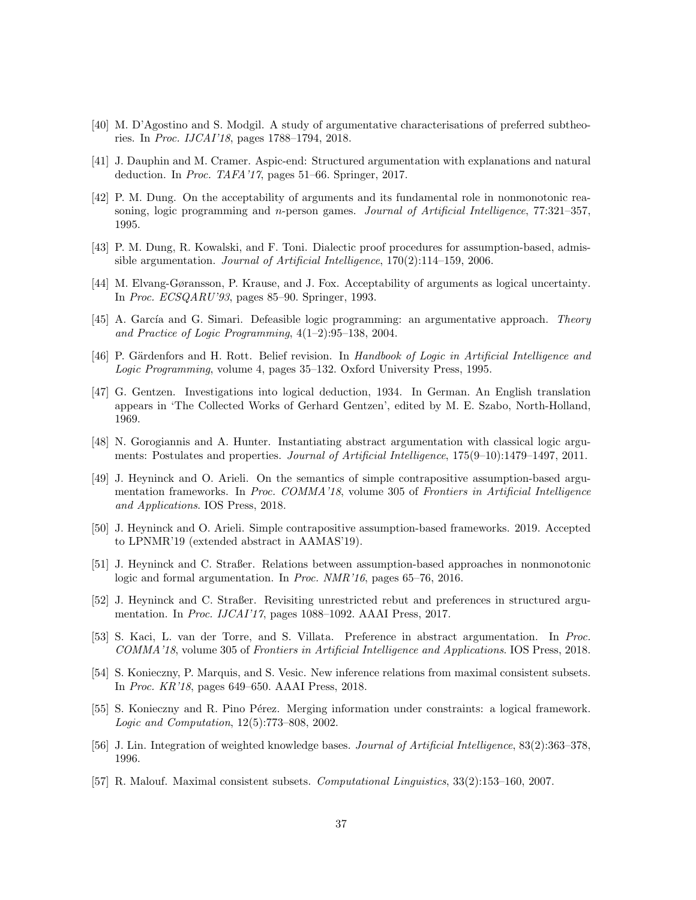[40] M. D'Agostino and S. Modgil. A study of argumentative characterisations of preferred subtheories. In *Proc. IJCAI'18*, pages 1788–1794, 2018.

[41] J. Dauphin and M. Cramer. Aspic-end: Structured argumentation with explanations and natural deduction. In *Proc. TAFA'17*, pages 51–66. Springer, 2017.

[42] P. M. Dung. On the acceptability of arguments and its fundamental role in nonmonotonic reasoning, logic programming and $n$-person games. *Journal of Artificial Intelligence*, 77:321–357, 1995.

[43] P. M. Dung, R. Kowalski, and F. Toni. Dialectic proof procedures for assumption-based, admissible argumentation. *Journal of Artificial Intelligence*, 170(2):114–159, 2006.

[44] M. Elvang-Gøransson, P. Krause, and J. Fox. Acceptability of arguments as logical uncertainty. In *Proc. ECSQARU'93*, pages 85–90. Springer, 1993.

[45] A. García and G. Simari. Defeasible logic programming: an argumentative approach. *Theory and Practice of Logic Programming*, 4(1–2):95–138, 2004.

[46] P. Gärdenfors and H. Rott. Belief revision. In *Handbook of Logic in Artificial Intelligence and Logic Programming*, volume 4, pages 35–132. Oxford University Press, 1995.

[47] G. Gentzen. Investigations into logical deduction, 1934. In German. An English translation appears in 'The Collected Works of Gerhard Gentzen', edited by M. E. Szabo, North-Holland, 1969.

[48] N. Gorogiannis and A. Hunter. Instantiating abstract argumentation with classical logic arguments: Postulates and properties. *Journal of Artificial Intelligence*, 175(9–10):1479–1497, 2011.

[49] J. Heyninck and O. Arieli. On the semantics of simple contrapositive assumption-based argumentation frameworks. In *Proc. COMMA'18*, volume 305 of *Frontiers in Artificial Intelligence and Applications*. IOS Press, 2018.

[50] J. Heyninck and O. Arieli. Simple contrapositive assumption-based frameworks. 2019. Accepted to LPNMR'19 (extended abstract in AAMAS'19).

[51] J. Heyninck and C. Straßer. Relations between assumption-based approaches in nonmonotonic logic and formal argumentation. In *Proc. NMR'16*, pages 65–76, 2016.

[52] J. Heyninck and C. Straßer. Revisiting unrestricted rebut and preferences in structured argumentation. In *Proc. IJCAI'17*, pages 1088–1092. AAAI Press, 2017.

[53] S. Kaci, L. van der Torre, and S. Villata. Preference in abstract argumentation. In *Proc. COMMA'18*, volume 305 of *Frontiers in Artificial Intelligence and Applications*. IOS Press, 2018.

[54] S. Konieczny, P. Marquis, and S. Vesic. New inference relations from maximal consistent subsets. In *Proc. KR'18*, pages 649–650. AAAI Press, 2018.

[55] S. Konieczny and R. Pino Pérez. Merging information under constraints: a logical framework. *Logic and Computation*, 12(5):773–808, 2002.

[56] J. Lin. Integration of weighted knowledge bases. *Journal of Artificial Intelligence*, 83(2):363–378, 1996.

[57] R. Malouf. Maximal consistent subsets. *Computational Linguistics*, 33(2):153–160, 2007.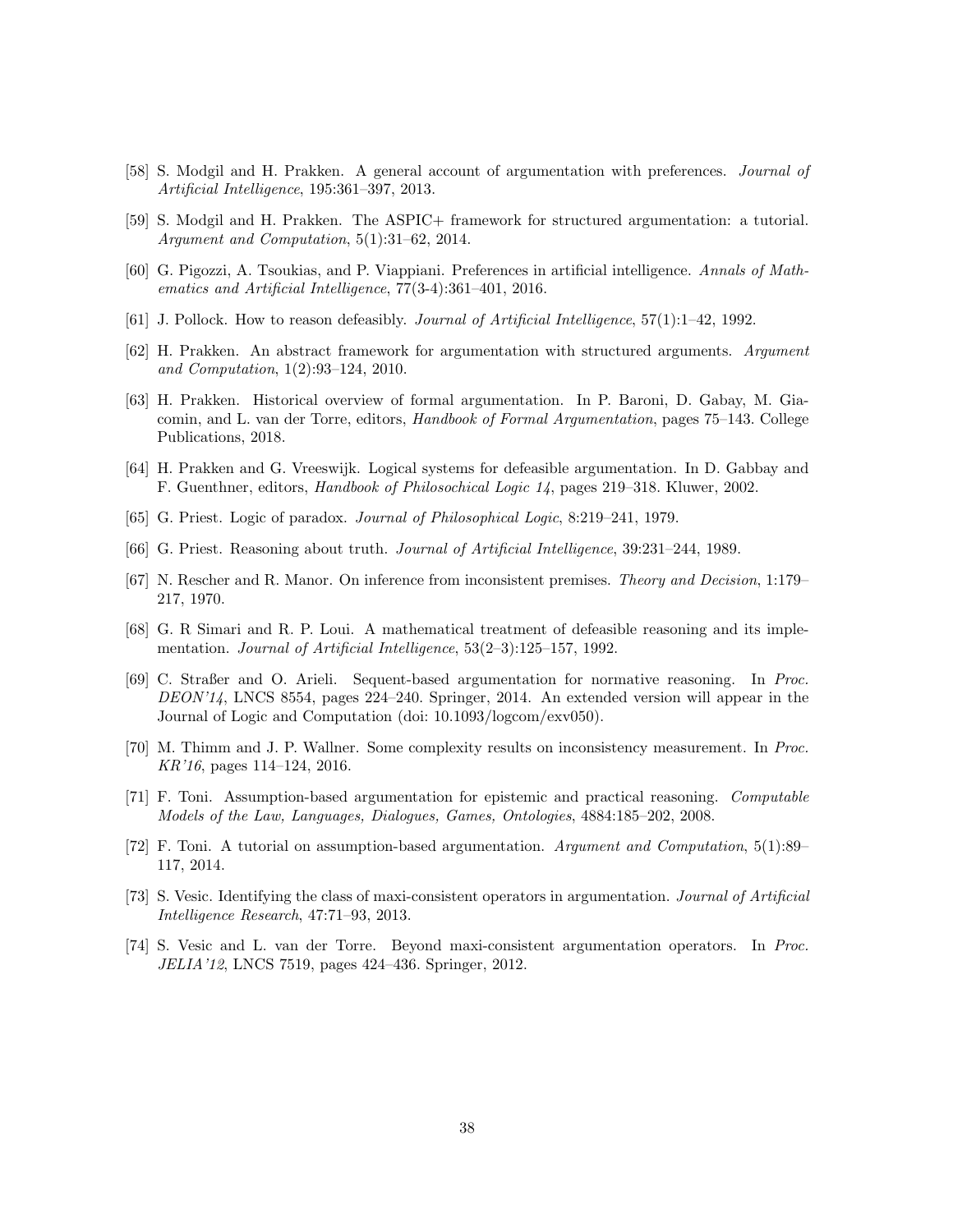[58] S. Modgil and H. Prakken. A general account of argumentation with preferences. *Journal of Artificial Intelligence*, 195:361–397, 2013.

[59] S. Modgil and H. Prakken. The ASPIC+ framework for structured argumentation: a tutorial. *Argument and Computation*, 5(1):31–62, 2014.

[60] G. Pigozzi, A. Tsoukias, and P. Viappiani. Preferences in artificial intelligence. *Annals of Mathematics and Artificial Intelligence*, 77(3-4):361–401, 2016.

[61] J. Pollock. How to reason defeasibly. *Journal of Artificial Intelligence*, 57(1):1–42, 1992.

[62] H. Prakken. An abstract framework for argumentation with structured arguments. *Argument and Computation*, 1(2):93–124, 2010.

[63] H. Prakken. Historical overview of formal argumentation. In P. Baroni, D. Gabay, M. Giacomin, and L. van der Torre, editors, *Handbook of Formal Argumentation*, pages 75–143. College Publications, 2018.

[64] H. Prakken and G. Vreeswijk. Logical systems for defeasible argumentation. In D. Gabbay and F. Guenthner, editors, *Handbook of Philosochical Logic 14*, pages 219–318. Kluwer, 2002.

[65] G. Priest. Logic of paradox. *Journal of Philosophical Logic*, 8:219–241, 1979.

[66] G. Priest. Reasoning about truth. *Journal of Artificial Intelligence*, 39:231–244, 1989.

[67] N. Rescher and R. Manor. On inference from inconsistent premises. *Theory and Decision*, 1:179–217, 1970.

[68] G. R Simari and R. P. Loui. A mathematical treatment of defeasible reasoning and its implementation. *Journal of Artificial Intelligence*, 53(2–3):125–157, 1992.

[69] C. Straßer and O. Arieli. Sequent-based argumentation for normative reasoning. In *Proc. DEON'14*, LNCS 8554, pages 224–240. Springer, 2014. An extended version will appear in the Journal of Logic and Computation (doi: 10.1093/logcom/exv050).

[70] M. Thimm and J. P. Wallner. Some complexity results on inconsistency measurement. In *Proc. KR'16*, pages 114–124, 2016.

[71] F. Toni. Assumption-based argumentation for epistemic and practical reasoning. *Computable Models of the Law, Languages, Dialogues, Games, Ontologies*, 4884:185–202, 2008.

[72] F. Toni. A tutorial on assumption-based argumentation. *Argument and Computation*, 5(1):89–117, 2014.

[73] S. Vesic. Identifying the class of maxi-consistent operators in argumentation. *Journal of Artificial Intelligence Research*, 47:71–93, 2013.

[74] S. Vesic and L. van der Torre. Beyond maxi-consistent argumentation operators. In *Proc. JELIA'12*, LNCS 7519, pages 424–436. Springer, 2012.